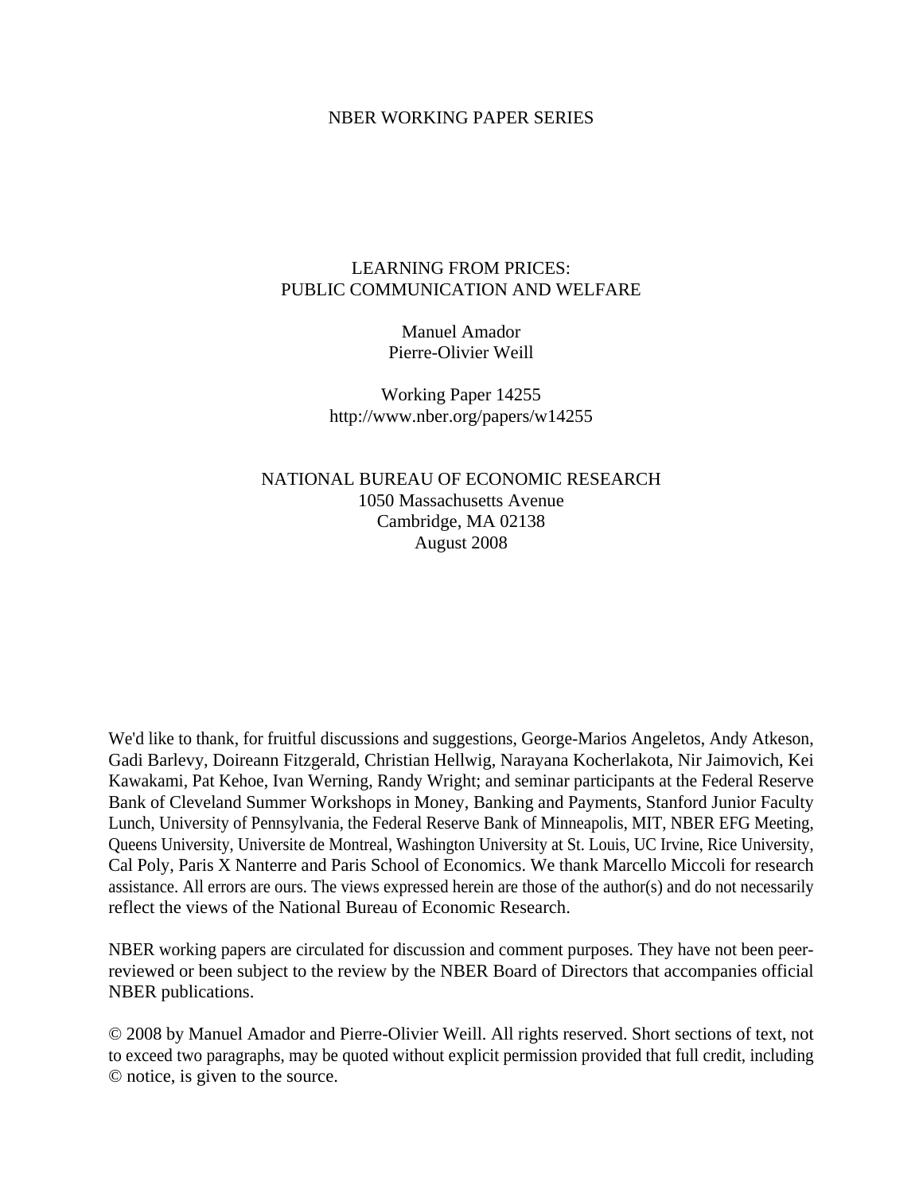NBER WORKING PAPER SERIES

# LEARNING FROM PRICES: PUBLIC COMMUNICATION AND WELFARE

Manuel Amador
Pierre-Olivier Weill

Working Paper 14255
http://www.nber.org/papers/w14255

NATIONAL BUREAU OF ECONOMIC RESEARCH
1050 Massachusetts Avenue
Cambridge, MA 02138
August 2008

We'd like to thank, for fruitful discussions and suggestions, George-Marios Angeletos, Andy Atkeson, Gadi Barlevy, Doireann Fitzgerald, Christian Hellwig, Narayana Kocherlakota, Nir Jaimovich, Kei Kawakami, Pat Kehoe, Ivan Werning, Randy Wright; and seminar participants at the Federal Reserve Bank of Cleveland Summer Workshops in Money, Banking and Payments, Stanford Junior Faculty Lunch, University of Pennsylvania, the Federal Reserve Bank of Minneapolis, MIT, NBER EFG Meeting, Queens University, Universite de Montreal, Washington University at St. Louis, UC Irvine, Rice University, Cal Poly, Paris X Nanterre and Paris School of Economics. We thank Marcello Miccoli for research assistance. All errors are ours. The views expressed herein are those of the author(s) and do not necessarily reflect the views of the National Bureau of Economic Research.

NBER working papers are circulated for discussion and comment purposes. They have not been peer-reviewed or been subject to the review by the NBER Board of Directors that accompanies official NBER publications.

© 2008 by Manuel Amador and Pierre-Olivier Weill. All rights reserved. Short sections of text, not to exceed two paragraphs, may be quoted without explicit permission provided that full credit, including © notice, is given to the source.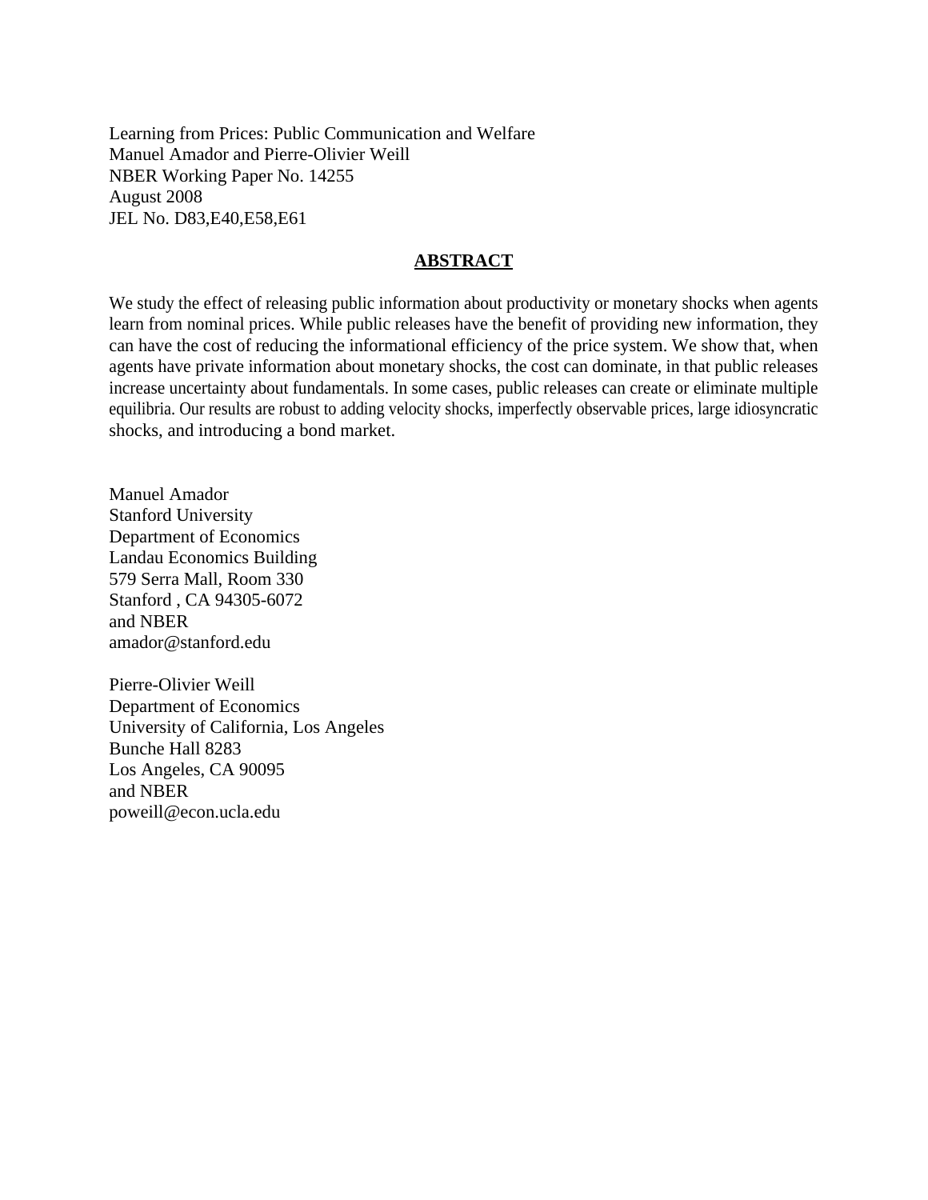Learning from Prices: Public Communication and Welfare
Manuel Amador and Pierre-Olivier Weill
NBER Working Paper No. 14255
August 2008
JEL No. D83,E40,E58,E61

## ABSTRACT

We study the effect of releasing public information about productivity or monetary shocks when agents learn from nominal prices. While public releases have the benefit of providing new information, they can have the cost of reducing the informational efficiency of the price system. We show that, when agents have private information about monetary shocks, the cost can dominate, in that public releases increase uncertainty about fundamentals. In some cases, public releases can create or eliminate multiple equilibria. Our results are robust to adding velocity shocks, imperfectly observable prices, large idiosyncratic shocks, and introducing a bond market.

Manuel Amador
Stanford University
Department of Economics
Landau Economics Building
579 Serra Mall, Room 330
Stanford , CA 94305-6072
and NBER
amador@stanford.edu

Pierre-Olivier Weill
Department of Economics
University of California, Los Angeles
Bunche Hall 8283
Los Angeles, CA 90095
and NBER
poweill@econ.ucla.edu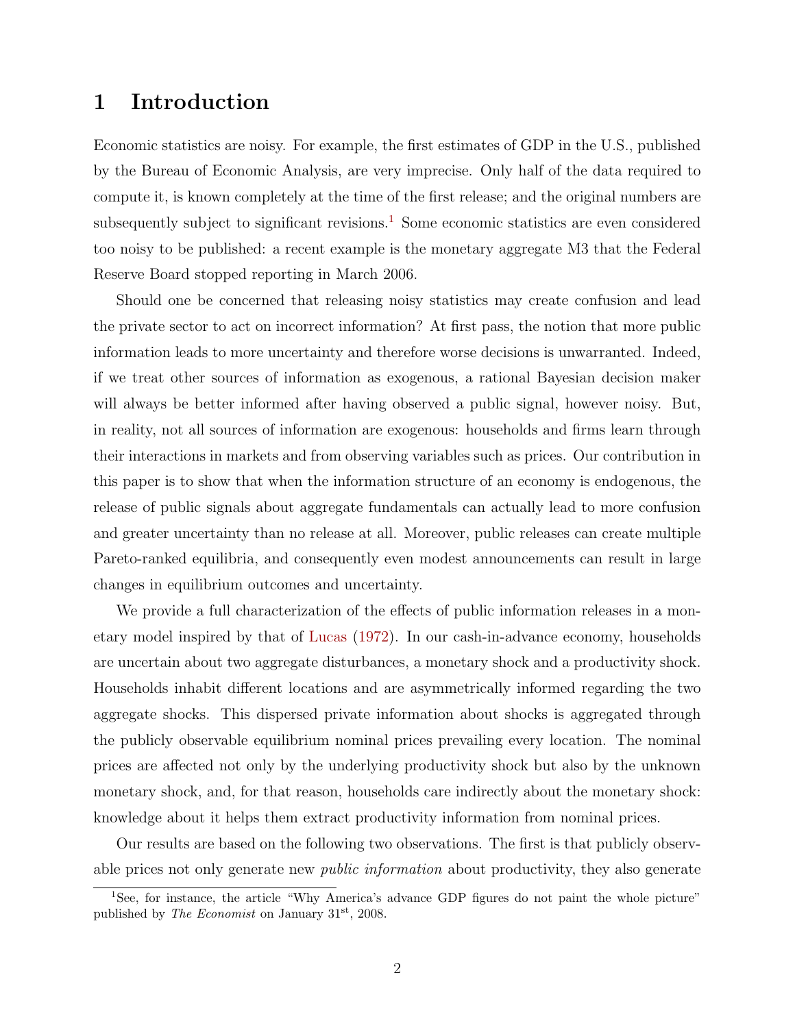# 1 Introduction

Economic statistics are noisy. For example, the first estimates of GDP in the U.S., published by the Bureau of Economic Analysis, are very imprecise. Only half of the data required to compute it, is known completely at the time of the first release; and the original numbers are subsequently subject to significant revisions.[1] Some economic statistics are even considered too noisy to be published: a recent example is the monetary aggregate M3 that the Federal Reserve Board stopped reporting in March 2006.

Should one be concerned that releasing noisy statistics may create confusion and lead the private sector to act on incorrect information? At first pass, the notion that more public information leads to more uncertainty and therefore worse decisions is unwarranted. Indeed, if we treat other sources of information as exogenous, a rational Bayesian decision maker will always be better informed after having observed a public signal, however noisy. But, in reality, not all sources of information are exogenous: households and firms learn through their interactions in markets and from observing variables such as prices. Our contribution in this paper is to show that when the information structure of an economy is endogenous, the release of public signals about aggregate fundamentals can actually lead to more confusion and greater uncertainty than no release at all. Moreover, public releases can create multiple Pareto-ranked equilibria, and consequently even modest announcements can result in large changes in equilibrium outcomes and uncertainty.

We provide a full characterization of the effects of public information releases in a monetary model inspired by that of Lucas (1972). In our cash-in-advance economy, households are uncertain about two aggregate disturbances, a monetary shock and a productivity shock. Households inhabit different locations and are asymmetrically informed regarding the two aggregate shocks. This dispersed private information about shocks is aggregated through the publicly observable equilibrium nominal prices prevailing every location. The nominal prices are affected not only by the underlying productivity shock but also by the unknown monetary shock, and, for that reason, households care indirectly about the monetary shock: knowledge about it helps them extract productivity information from nominal prices.

Our results are based on the following two observations. The first is that publicly observable prices not only generate new *public information* about productivity, they also generate

[1] See, for instance, the article "Why America's advance GDP figures do not paint the whole picture" published by *The Economist* on January 31st, 2008.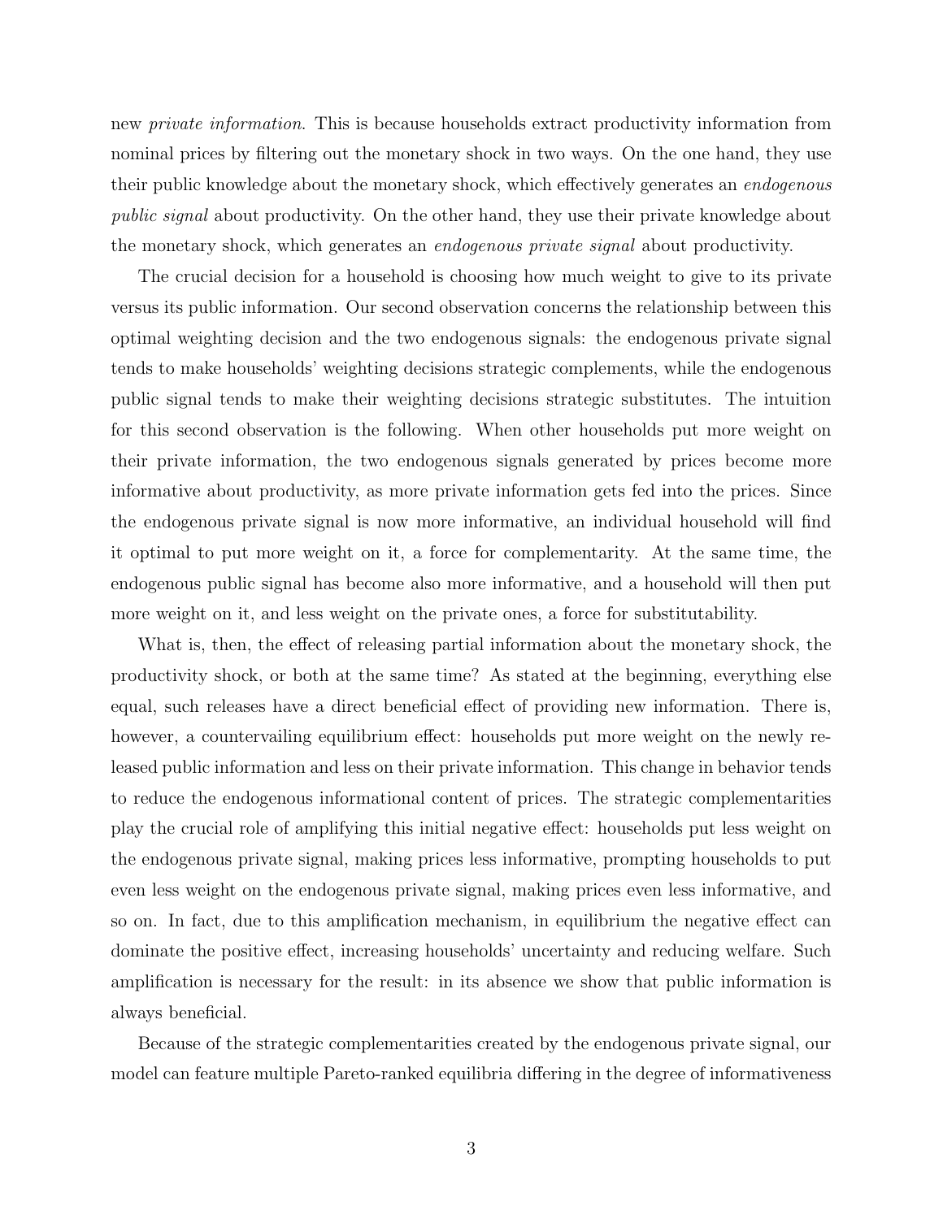new *private information*. This is because households extract productivity information from nominal prices by filtering out the monetary shock in two ways. On the one hand, they use their public knowledge about the monetary shock, which effectively generates an *endogenous public signal* about productivity. On the other hand, they use their private knowledge about the monetary shock, which generates an *endogenous private signal* about productivity.

The crucial decision for a household is choosing how much weight to give to its private versus its public information. Our second observation concerns the relationship between this optimal weighting decision and the two endogenous signals: the endogenous private signal tends to make households' weighting decisions strategic complements, while the endogenous public signal tends to make their weighting decisions strategic substitutes. The intuition for this second observation is the following. When other households put more weight on their private information, the two endogenous signals generated by prices become more informative about productivity, as more private information gets fed into the prices. Since the endogenous private signal is now more informative, an individual household will find it optimal to put more weight on it, a force for complementarity. At the same time, the endogenous public signal has become also more informative, and a household will then put more weight on it, and less weight on the private ones, a force for substitutability.

What is, then, the effect of releasing partial information about the monetary shock, the productivity shock, or both at the same time? As stated at the beginning, everything else equal, such releases have a direct beneficial effect of providing new information. There is, however, a countervailing equilibrium effect: households put more weight on the newly released public information and less on their private information. This change in behavior tends to reduce the endogenous informational content of prices. The strategic complementarities play the crucial role of amplifying this initial negative effect: households put less weight on the endogenous private signal, making prices less informative, prompting households to put even less weight on the endogenous private signal, making prices even less informative, and so on. In fact, due to this amplification mechanism, in equilibrium the negative effect can dominate the positive effect, increasing households' uncertainty and reducing welfare. Such amplification is necessary for the result: in its absence we show that public information is always beneficial.

Because of the strategic complementarities created by the endogenous private signal, our model can feature multiple Pareto-ranked equilibria differing in the degree of informativeness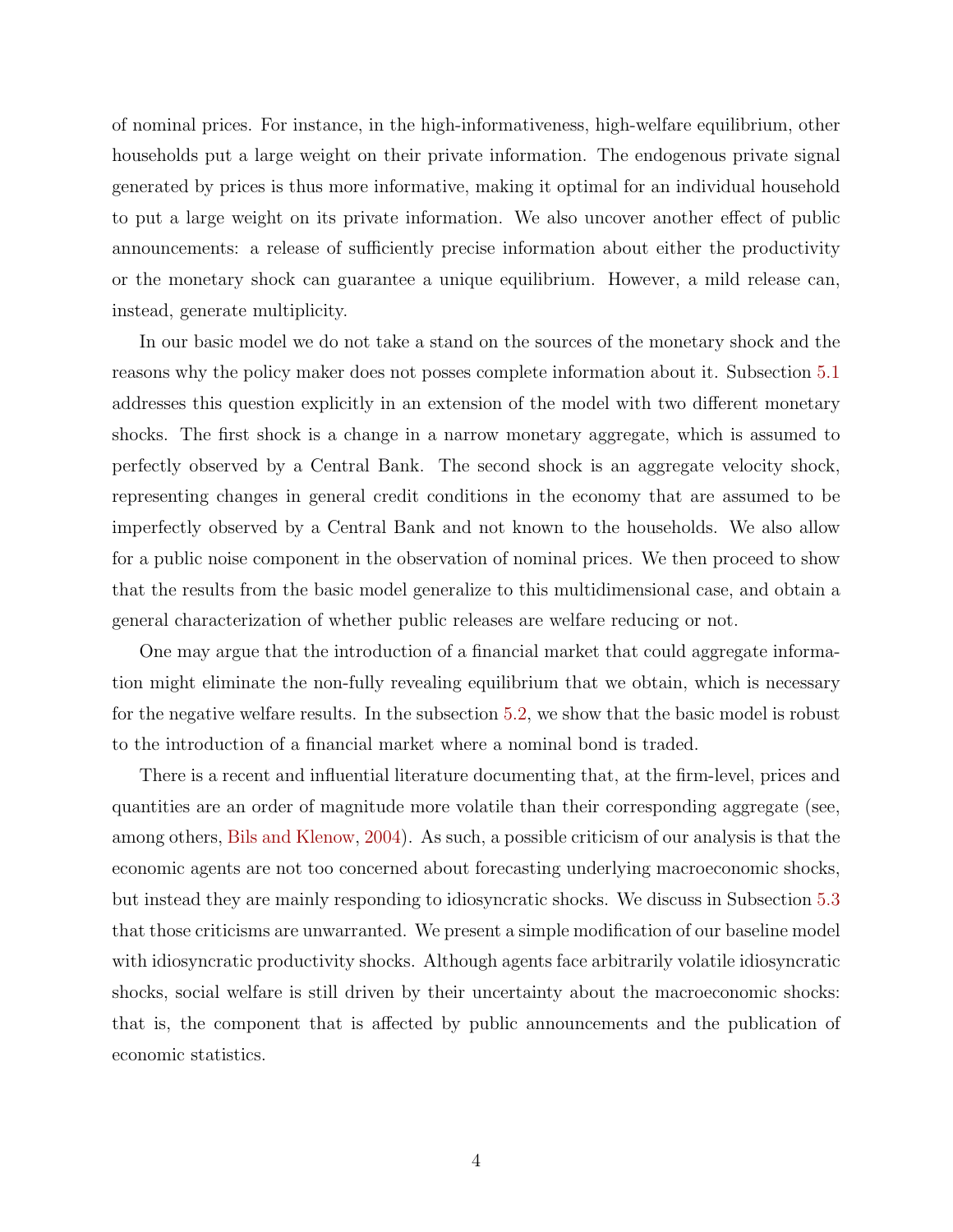of nominal prices. For instance, in the high-informativeness, high-welfare equilibrium, other households put a large weight on their private information. The endogenous private signal generated by prices is thus more informative, making it optimal for an individual household to put a large weight on its private information. We also uncover another effect of public announcements: a release of sufficiently precise information about either the productivity or the monetary shock can guarantee a unique equilibrium. However, a mild release can, instead, generate multiplicity.

In our basic model we do not take a stand on the sources of the monetary shock and the reasons why the policy maker does not posses complete information about it. Subsection 5.1 addresses this question explicitly in an extension of the model with two different monetary shocks. The first shock is a change in a narrow monetary aggregate, which is assumed to perfectly observed by a Central Bank. The second shock is an aggregate velocity shock, representing changes in general credit conditions in the economy that are assumed to be imperfectly observed by a Central Bank and not known to the households. We also allow for a public noise component in the observation of nominal prices. We then proceed to show that the results from the basic model generalize to this multidimensional case, and obtain a general characterization of whether public releases are welfare reducing or not.

One may argue that the introduction of a financial market that could aggregate information might eliminate the non-fully revealing equilibrium that we obtain, which is necessary for the negative welfare results. In the subsection 5.2, we show that the basic model is robust to the introduction of a financial market where a nominal bond is traded.

There is a recent and influential literature documenting that, at the firm-level, prices and quantities are an order of magnitude more volatile than their corresponding aggregate (see, among others, Bils and Klenow, 2004). As such, a possible criticism of our analysis is that the economic agents are not too concerned about forecasting underlying macroeconomic shocks, but instead they are mainly responding to idiosyncratic shocks. We discuss in Subsection 5.3 that those criticisms are unwarranted. We present a simple modification of our baseline model with idiosyncratic productivity shocks. Although agents face arbitrarily volatile idiosyncratic shocks, social welfare is still driven by their uncertainty about the macroeconomic shocks: that is, the component that is affected by public announcements and the publication of economic statistics.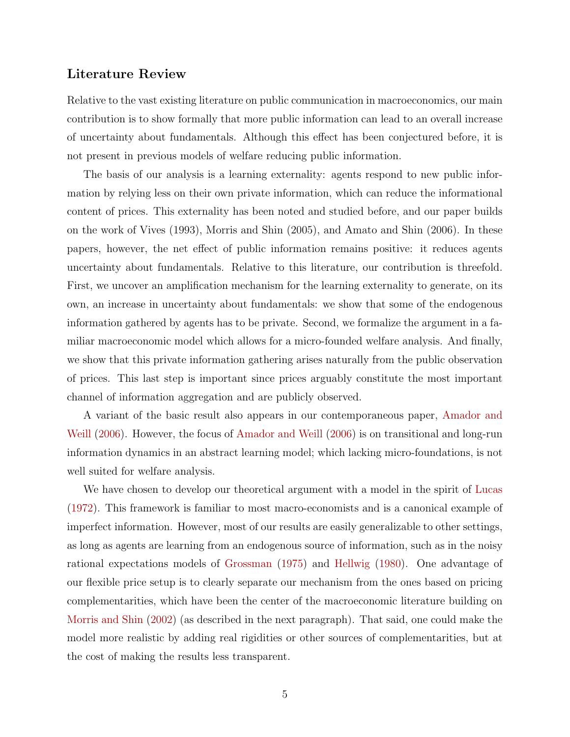## Literature Review

Relative to the vast existing literature on public communication in macroeconomics, our main contribution is to show formally that more public information can lead to an overall increase of uncertainty about fundamentals. Although this effect has been conjectured before, it is not present in previous models of welfare reducing public information.

The basis of our analysis is a learning externality: agents respond to new public information by relying less on their own private information, which can reduce the informational content of prices. This externality has been noted and studied before, and our paper builds on the work of Vives (1993), Morris and Shin (2005), and Amato and Shin (2006). In these papers, however, the net effect of public information remains positive: it reduces agents uncertainty about fundamentals. Relative to this literature, our contribution is threefold. First, we uncover an amplification mechanism for the learning externality to generate, on its own, an increase in uncertainty about fundamentals: we show that some of the endogenous information gathered by agents has to be private. Second, we formalize the argument in a familiar macroeconomic model which allows for a micro-founded welfare analysis. And finally, we show that this private information gathering arises naturally from the public observation of prices. This last step is important since prices arguably constitute the most important channel of information aggregation and are publicly observed.

A variant of the basic result also appears in our contemporaneous paper, Amador and Weill (2006). However, the focus of Amador and Weill (2006) is on transitional and long-run information dynamics in an abstract learning model; which lacking micro-foundations, is not well suited for welfare analysis.

We have chosen to develop our theoretical argument with a model in the spirit of Lucas (1972). This framework is familiar to most macro-economists and is a canonical example of imperfect information. However, most of our results are easily generalizable to other settings, as long as agents are learning from an endogenous source of information, such as in the noisy rational expectations models of Grossman (1975) and Hellwig (1980). One advantage of our flexible price setup is to clearly separate our mechanism from the ones based on pricing complementarities, which have been the center of the macroeconomic literature building on Morris and Shin (2002) (as described in the next paragraph). That said, one could make the model more realistic by adding real rigidities or other sources of complementarities, but at the cost of making the results less transparent.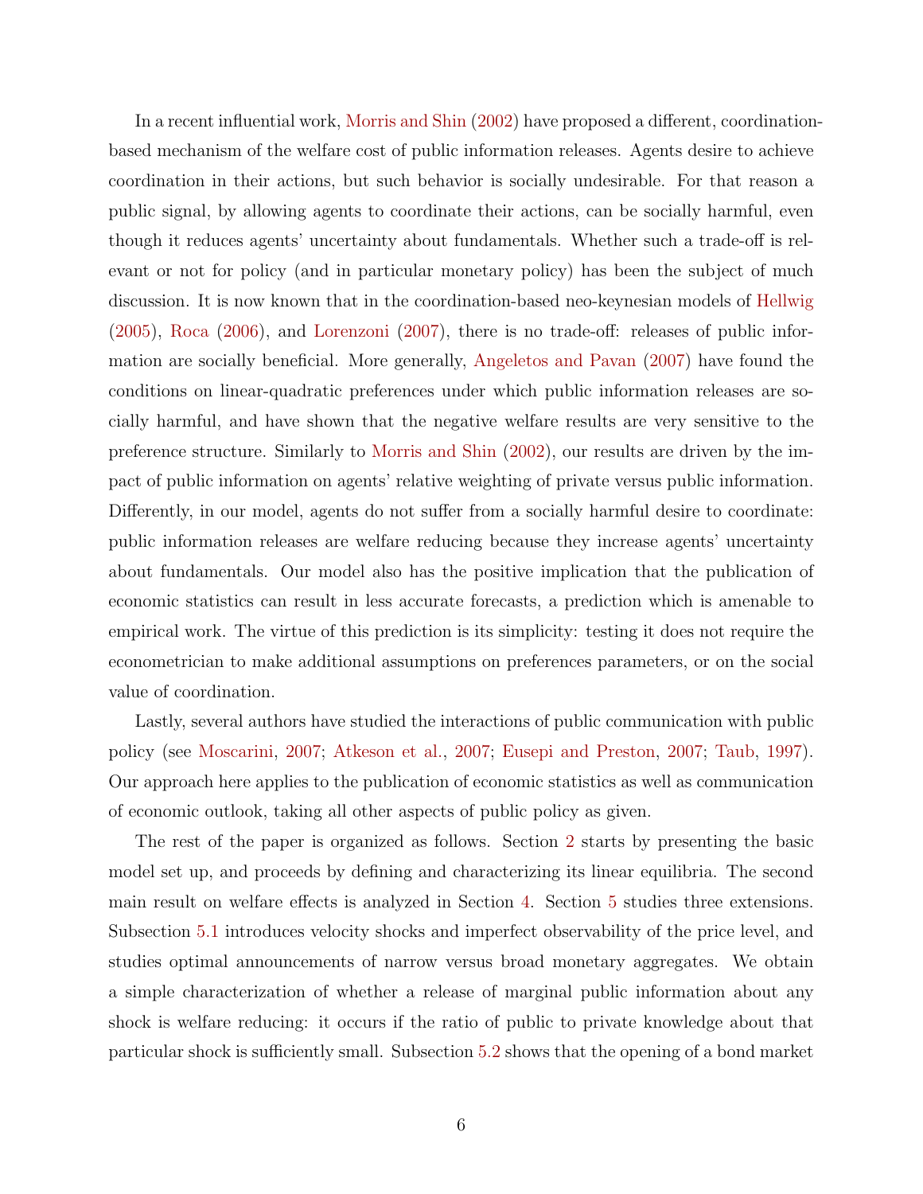In a recent influential work, Morris and Shin (2002) have proposed a different, coordination-based mechanism of the welfare cost of public information releases. Agents desire to achieve coordination in their actions, but such behavior is socially undesirable. For that reason a public signal, by allowing agents to coordinate their actions, can be socially harmful, even though it reduces agents' uncertainty about fundamentals. Whether such a trade-off is relevant or not for policy (and in particular monetary policy) has been the subject of much discussion. It is now known that in the coordination-based neo-keynesian models of Hellwig (2005), Roca (2006), and Lorenzoni (2007), there is no trade-off: releases of public information are socially beneficial. More generally, Angeletos and Pavan (2007) have found the conditions on linear-quadratic preferences under which public information releases are socially harmful, and have shown that the negative welfare results are very sensitive to the preference structure. Similarly to Morris and Shin (2002), our results are driven by the impact of public information on agents' relative weighting of private versus public information. Differently, in our model, agents do not suffer from a socially harmful desire to coordinate: public information releases are welfare reducing because they increase agents' uncertainty about fundamentals. Our model also has the positive implication that the publication of economic statistics can result in less accurate forecasts, a prediction which is amenable to empirical work. The virtue of this prediction is its simplicity: testing it does not require the econometrician to make additional assumptions on preferences parameters, or on the social value of coordination.

Lastly, several authors have studied the interactions of public communication with public policy (see Moscarini, 2007; Atkeson et al., 2007; Eusepi and Preston, 2007; Taub, 1997). Our approach here applies to the publication of economic statistics as well as communication of economic outlook, taking all other aspects of public policy as given.

The rest of the paper is organized as follows. Section 2 starts by presenting the basic model set up, and proceeds by defining and characterizing its linear equilibria. The second main result on welfare effects is analyzed in Section 4. Section 5 studies three extensions. Subsection 5.1 introduces velocity shocks and imperfect observability of the price level, and studies optimal announcements of narrow versus broad monetary aggregates. We obtain a simple characterization of whether a release of marginal public information about any shock is welfare reducing: it occurs if the ratio of public to private knowledge about that particular shock is sufficiently small. Subsection 5.2 shows that the opening of a bond market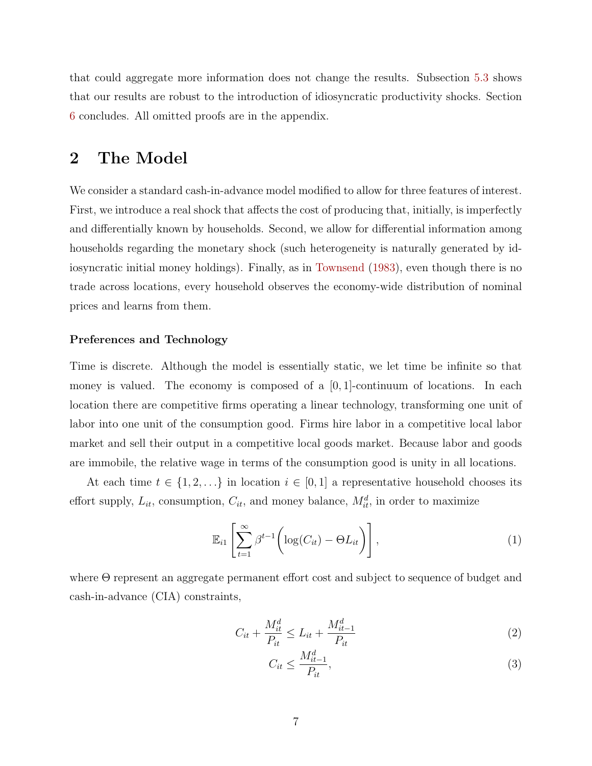that could aggregate more information does not change the results. Subsection 5.3 shows that our results are robust to the introduction of idiosyncratic productivity shocks. Section 6 concludes. All omitted proofs are in the appendix.

# 2 The Model

We consider a standard cash-in-advance model modified to allow for three features of interest. First, we introduce a real shock that affects the cost of producing that, initially, is imperfectly and differentially known by households. Second, we allow for differential information among households regarding the monetary shock (such heterogeneity is naturally generated by idiosyncratic initial money holdings). Finally, as in Townsend (1983), even though there is no trade across locations, every household observes the economy-wide distribution of nominal prices and learns from them.

### Preferences and Technology

Time is discrete. Although the model is essentially static, we let time be infinite so that money is valued. The economy is composed of a $[0,1]$-continuum of locations. In each location there are competitive firms operating a linear technology, transforming one unit of labor into one unit of the consumption good. Firms hire labor in a competitive local labor market and sell their output in a competitive local goods market. Because labor and goods are immobile, the relative wage in terms of the consumption good is unity in all locations.

At each time $t \in \{1, 2, \ldots\}$ in location $i \in [0,1]$ a representative household chooses its effort supply, $L_{it}$, consumption, $C_{it}$, and money balance, $M_{it}^d$, in order to maximize

$$\mathbb{E}_{i1}\left[\sum_{t=1}^{\infty} \beta^{t-1}\bigg(\log(C_{it}) - \Theta L_{it}\bigg)\right], \tag{1}$$

where $\Theta$ represent an aggregate permanent effort cost and subject to sequence of budget and cash-in-advance (CIA) constraints,

$$C_{it} + \frac{M_{it}^d}{P_{it}} \leq L_{it} + \frac{M_{it-1}^d}{P_{it}} \tag{2}$$

$$C_{it} \leq \frac{M_{it-1}^d}{P_{it}}, \tag{3}$$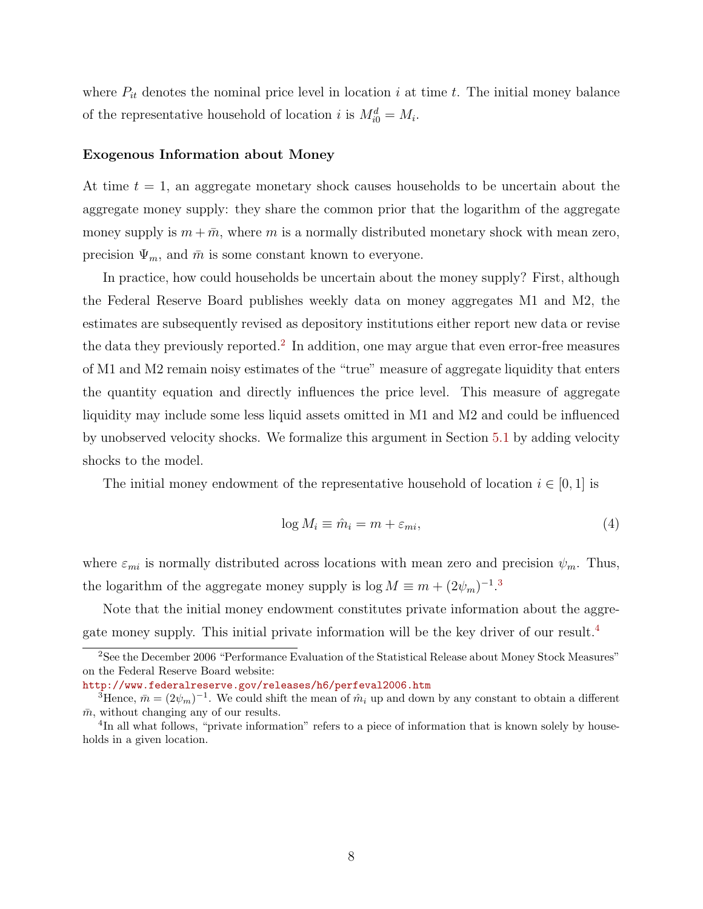where $P_{it}$ denotes the nominal price level in location $i$ at time $t$. The initial money balance of the representative household of location $i$ is $M^d_{i0} = M_i$.

### Exogenous Information about Money

At time $t = 1$, an aggregate monetary shock causes households to be uncertain about the aggregate money supply: they share the common prior that the logarithm of the aggregate money supply is $m + \bar{m}$, where $m$ is a normally distributed monetary shock with mean zero, precision $\Psi_m$, and $\bar{m}$ is some constant known to everyone.

In practice, how could households be uncertain about the money supply? First, although the Federal Reserve Board publishes weekly data on money aggregates M1 and M2, the estimates are subsequently revised as depository institutions either report new data or revise the data they previously reported.[2] In addition, one may argue that even error-free measures of M1 and M2 remain noisy estimates of the "true" measure of aggregate liquidity that enters the quantity equation and directly influences the price level. This measure of aggregate liquidity may include some less liquid assets omitted in M1 and M2 and could be influenced by unobserved velocity shocks. We formalize this argument in Section 5.1 by adding velocity shocks to the model.

The initial money endowment of the representative household of location $i \in [0, 1]$ is

$$\log M_i \equiv \hat{m}_i = m + \varepsilon_{mi}, \tag{4}$$

where $\varepsilon_{mi}$ is normally distributed across locations with mean zero and precision $\psi_m$. Thus, the logarithm of the aggregate money supply is $\log M \equiv m + (2\psi_m)^{-1}$.[3]

Note that the initial money endowment constitutes private information about the aggregate money supply. This initial private information will be the key driver of our result.[4]

---

[2] See the December 2006 "Performance Evaluation of the Statistical Release about Money Stock Measures" on the Federal Reserve Board website: http://www.federalreserve.gov/releases/h6/perfeval2006.htm

[3] Hence, $\bar{m} = (2\psi_m)^{-1}$. We could shift the mean of $\hat{m}_i$ up and down by any constant to obtain a different $\bar{m}$, without changing any of our results.

[4] In all what follows, "private information" refers to a piece of information that is known solely by households in a given location.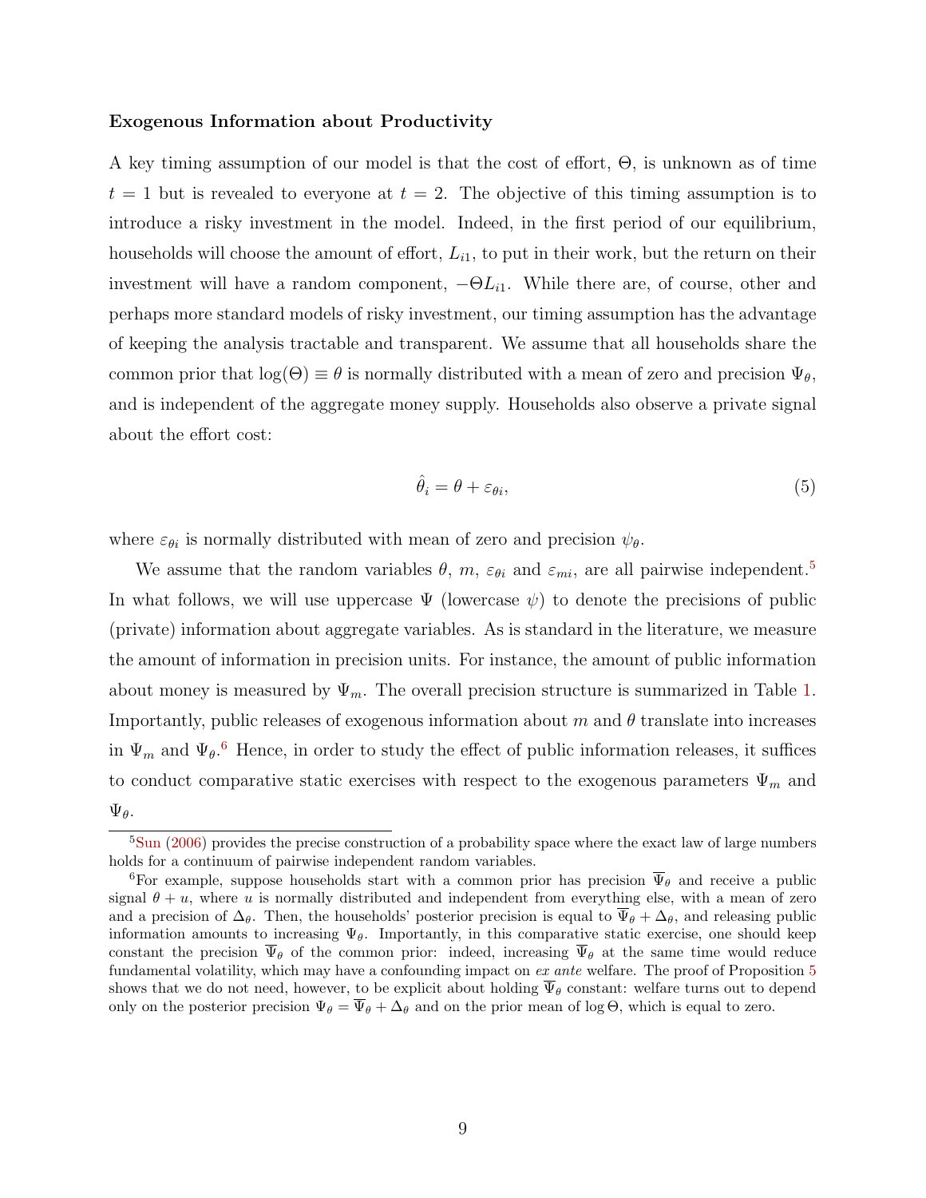### Exogenous Information about Productivity

A key timing assumption of our model is that the cost of effort, $\Theta$, is unknown as of time $t = 1$ but is revealed to everyone at $t = 2$. The objective of this timing assumption is to introduce a risky investment in the model. Indeed, in the first period of our equilibrium, households will choose the amount of effort, $L_{i1}$, to put in their work, but the return on their investment will have a random component, $-\Theta L_{i1}$. While there are, of course, other and perhaps more standard models of risky investment, our timing assumption has the advantage of keeping the analysis tractable and transparent. We assume that all households share the common prior that $\log(\Theta) \equiv \theta$ is normally distributed with a mean of zero and precision $\Psi_\theta$, and is independent of the aggregate money supply. Households also observe a private signal about the effort cost:

$$\hat{\theta}_i = \theta + \varepsilon_{\theta i}, \tag{5}$$

where $\varepsilon_{\theta i}$ is normally distributed with mean of zero and precision $\psi_\theta$.

We assume that the random variables $\theta$, $m$, $\varepsilon_{\theta i}$ and $\varepsilon_{mi}$, are all pairwise independent.[5] In what follows, we will use uppercase $\Psi$ (lowercase $\psi$) to denote the precisions of public (private) information about aggregate variables. As is standard in the literature, we measure the amount of information in precision units. For instance, the amount of public information about money is measured by $\Psi_m$. The overall precision structure is summarized in Table 1. Importantly, public releases of exogenous information about $m$ and $\theta$ translate into increases in $\Psi_m$ and $\Psi_\theta$.[6] Hence, in order to study the effect of public information releases, it suffices to conduct comparative static exercises with respect to the exogenous parameters $\Psi_m$ and $\Psi_\theta$.

[5] Sun (2006) provides the precise construction of a probability space where the exact law of large numbers holds for a continuum of pairwise independent random variables.

[6] For example, suppose households start with a common prior has precision $\overline{\Psi}_\theta$ and receive a public signal $\theta + u$, where $u$ is normally distributed and independent from everything else, with a mean of zero and a precision of $\Delta_\theta$. Then, the households' posterior precision is equal to $\overline{\Psi}_\theta + \Delta_\theta$, and releasing public information amounts to increasing $\Psi_\theta$. Importantly, in this comparative static exercise, one should keep constant the precision $\overline{\Psi}_\theta$ of the common prior: indeed, increasing $\overline{\Psi}_\theta$ at the same time would reduce fundamental volatility, which may have a confounding impact on *ex ante* welfare. The proof of Proposition 5 shows that we do not need, however, to be explicit about holding $\overline{\Psi}_\theta$ constant: welfare turns out to depend only on the posterior precision $\Psi_\theta = \overline{\Psi}_\theta + \Delta_\theta$ and on the prior mean of $\log \Theta$, which is equal to zero.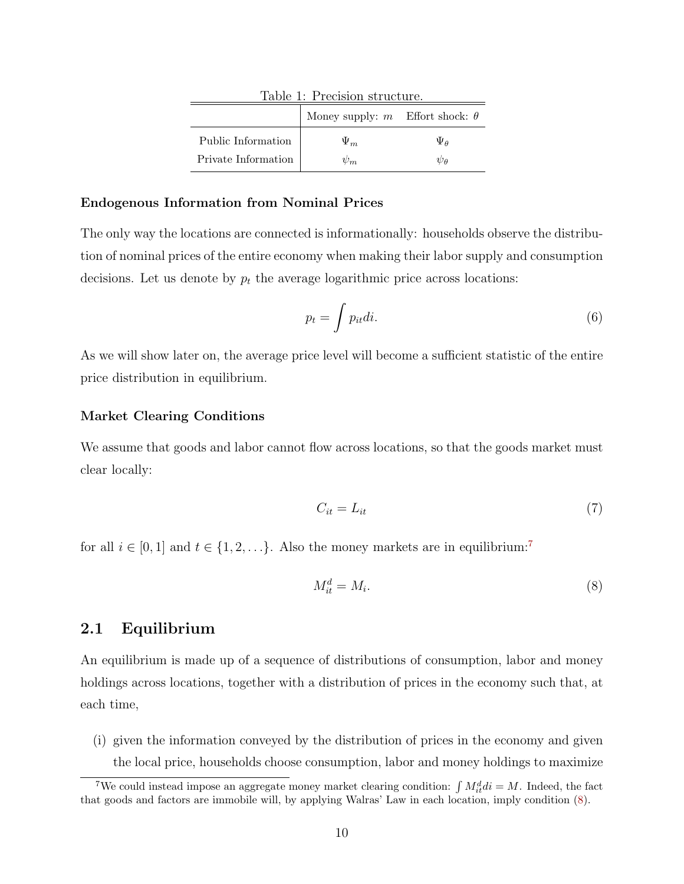Table 1: Precision structure.

| | Money supply: $m$ | Effort shock: $\theta$ |
|---|---|---|
| Public Information | $\Psi_m$ | $\Psi_\theta$ |
| Private Information | $\psi_m$ | $\psi_\theta$ |

**Endogenous Information from Nominal Prices**

The only way the locations are connected is informationally: households observe the distribution of nominal prices of the entire economy when making their labor supply and consumption decisions. Let us denote by $p_t$ the average logarithmic price across locations:

$$p_t = \int p_{it} di. \tag{6}$$

As we will show later on, the average price level will become a sufficient statistic of the entire price distribution in equilibrium.

**Market Clearing Conditions**

We assume that goods and labor cannot flow across locations, so that the goods market must clear locally:

$$C_{it} = L_{it} \tag{7}$$

for all $i \in [0,1]$ and $t \in \{1, 2, \ldots\}$. Also the money markets are in equilibrium:[7]

$$M_{it}^d = M_i. \tag{8}$$

## 2.1 Equilibrium

An equilibrium is made up of a sequence of distributions of consumption, labor and money holdings across locations, together with a distribution of prices in the economy such that, at each time,

(i) given the information conveyed by the distribution of prices in the economy and given the local price, households choose consumption, labor and money holdings to maximize

[7] We could instead impose an aggregate money market clearing condition: $\int M_{it}^d di = M$. Indeed, the fact that goods and factors are immobile will, by applying Walras' Law in each location, imply condition (8).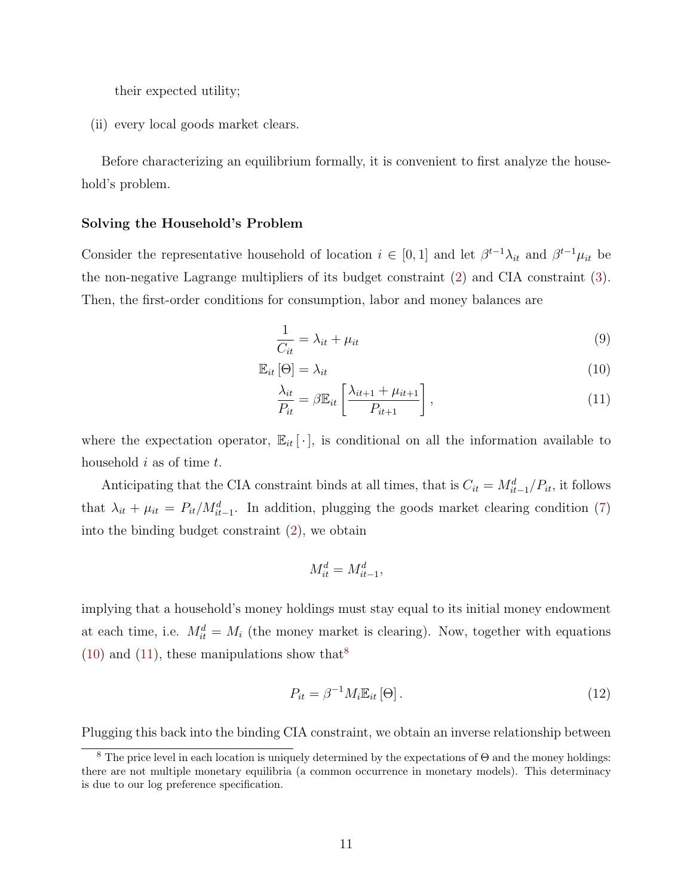their expected utility;

(ii) every local goods market clears.

Before characterizing an equilibrium formally, it is convenient to first analyze the household's problem.

**Solving the Household's Problem**

Consider the representative household of location $i \in [0,1]$ and let $\beta^{t-1}\lambda_{it}$ and $\beta^{t-1}\mu_{it}$ be the non-negative Lagrange multipliers of its budget constraint (2) and CIA constraint (3). Then, the first-order conditions for consumption, labor and money balances are

$$\frac{1}{C_{it}} = \lambda_{it} + \mu_{it} \tag{9}$$

$$\mathbb{E}_{it}[\Theta] = \lambda_{it} \tag{10}$$

$$\frac{\lambda_{it}}{P_{it}} = \beta \mathbb{E}_{it}\left[\frac{\lambda_{it+1} + \mu_{it+1}}{P_{it+1}}\right], \tag{11}$$

where the expectation operator, $\mathbb{E}_{it}[\cdot]$, is conditional on all the information available to household $i$ as of time $t$.

Anticipating that the CIA constraint binds at all times, that is $C_{it} = M^d_{it-1}/P_{it}$, it follows that $\lambda_{it} + \mu_{it} = P_{it}/M^d_{it-1}$. In addition, plugging the goods market clearing condition (7) into the binding budget constraint (2), we obtain

$$M^d_{it} = M^d_{it-1},$$

implying that a household's money holdings must stay equal to its initial money endowment at each time, i.e. $M^d_{it} = M_i$ (the money market is clearing). Now, together with equations (10) and (11), these manipulations show that[8]

$$P_{it} = \beta^{-1} M_i \mathbb{E}_{it}[\Theta]. \tag{12}$$

Plugging this back into the binding CIA constraint, we obtain an inverse relationship between

[8] The price level in each location is uniquely determined by the expectations of $\Theta$ and the money holdings: there are not multiple monetary equilibria (a common occurrence in monetary models). This determinacy is due to our log preference specification.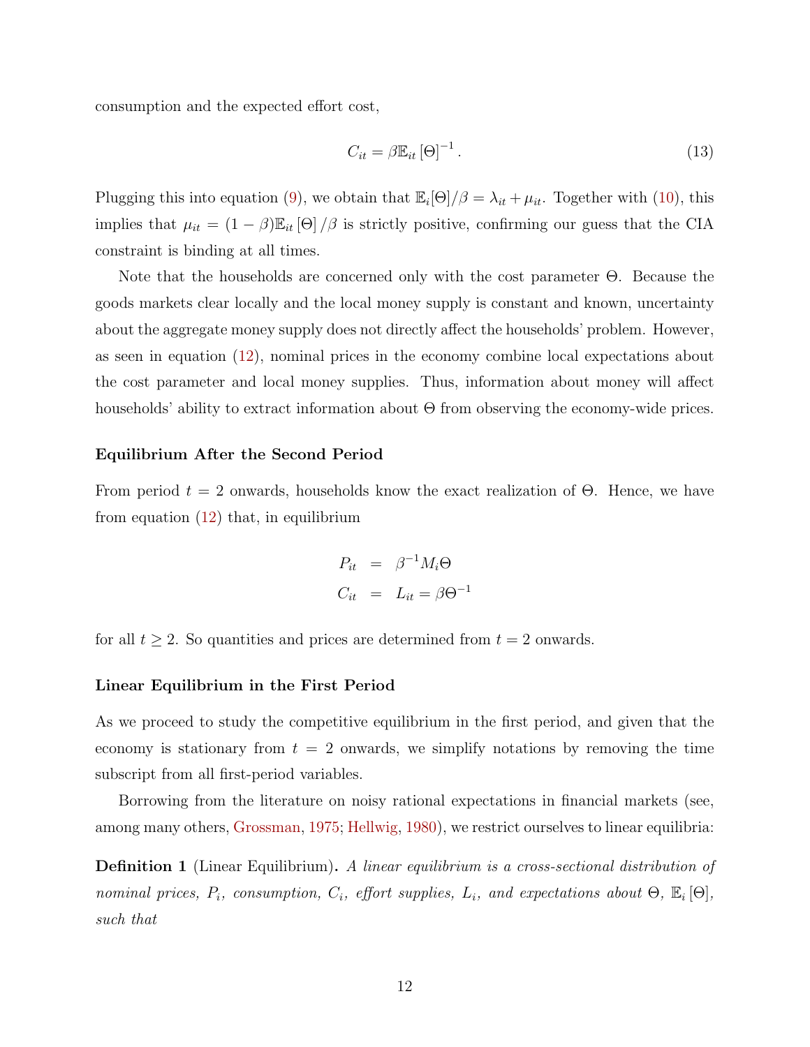consumption and the expected effort cost,

$$C_{it} = \beta \mathbb{E}_{it} [\Theta]^{-1}. \tag{13}$$

Plugging this into equation (9), we obtain that $\mathbb{E}_i[\Theta]/\beta = \lambda_{it} + \mu_{it}$. Together with (10), this implies that $\mu_{it} = (1-\beta)\mathbb{E}_{it}[\Theta]/\beta$ is strictly positive, confirming our guess that the CIA constraint is binding at all times.

Note that the households are concerned only with the cost parameter $\Theta$. Because the goods markets clear locally and the local money supply is constant and known, uncertainty about the aggregate money supply does not directly affect the households' problem. However, as seen in equation (12), nominal prices in the economy combine local expectations about the cost parameter and local money supplies. Thus, information about money will affect households' ability to extract information about $\Theta$ from observing the economy-wide prices.

### Equilibrium After the Second Period

From period $t = 2$ onwards, households know the exact realization of $\Theta$. Hence, we have from equation (12) that, in equilibrium

$$\begin{aligned} P_{it} &= \beta^{-1} M_i \Theta \\ C_{it} &= L_{it} = \beta \Theta^{-1} \end{aligned}$$

for all $t \geq 2$. So quantities and prices are determined from $t = 2$ onwards.

### Linear Equilibrium in the First Period

As we proceed to study the competitive equilibrium in the first period, and given that the economy is stationary from $t = 2$ onwards, we simplify notations by removing the time subscript from all first-period variables.

Borrowing from the literature on noisy rational expectations in financial markets (see, among many others, Grossman, 1975; Hellwig, 1980), we restrict ourselves to linear equilibria:

**Definition 1** (Linear Equilibrium)**.** *A linear equilibrium is a cross-sectional distribution of nominal prices, $P_i$, consumption, $C_i$, effort supplies, $L_i$, and expectations about $\Theta$, $\mathbb{E}_i[\Theta]$, such that*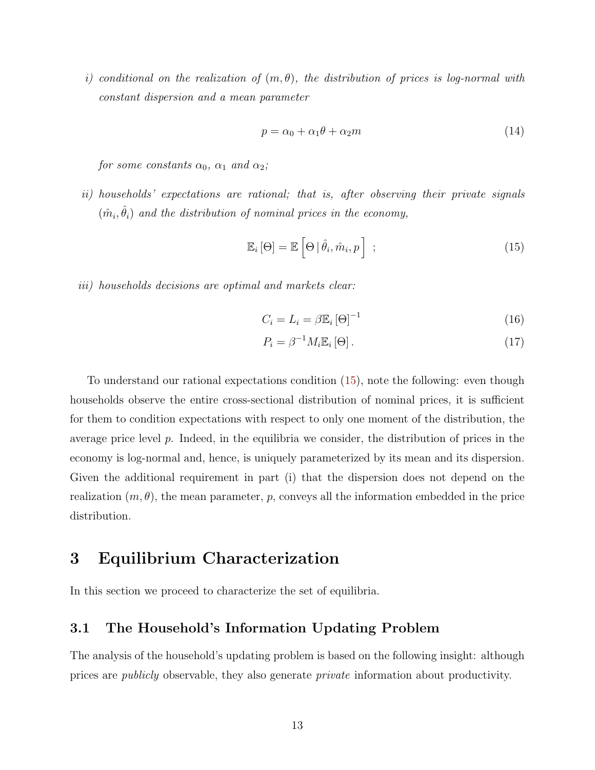*i) conditional on the realization of $(m, \theta)$, the distribution of prices is log-normal with constant dispersion and a mean parameter*

$$p = \alpha_0 + \alpha_1 \theta + \alpha_2 m \tag{14}$$

*for some constants $\alpha_0$, $\alpha_1$ and $\alpha_2$;*

*ii) households' expectations are rational; that is, after observing their private signals $(\hat{m}_i, \hat{\theta}_i)$ and the distribution of nominal prices in the economy,*

$$\mathbb{E}_i[\Theta] = \mathbb{E}\left[\Theta \,|\, \hat{\theta}_i, \hat{m}_i, p\right] \; ; \tag{15}$$

*iii) households decisions are optimal and markets clear:*

$$C_i = L_i = \beta \mathbb{E}_i[\Theta]^{-1} \tag{16}$$

$$P_i = \beta^{-1} M_i \mathbb{E}_i[\Theta] . \tag{17}$$

To understand our rational expectations condition (15), note the following: even though households observe the entire cross-sectional distribution of nominal prices, it is sufficient for them to condition expectations with respect to only one moment of the distribution, the average price level $p$. Indeed, in the equilibria we consider, the distribution of prices in the economy is log-normal and, hence, is uniquely parameterized by its mean and its dispersion. Given the additional requirement in part (i) that the dispersion does not depend on the realization $(m, \theta)$, the mean parameter, $p$, conveys all the information embedded in the price distribution.

# 3 Equilibrium Characterization

In this section we proceed to characterize the set of equilibria.

## 3.1 The Household's Information Updating Problem

The analysis of the household's updating problem is based on the following insight: although prices are *publicly* observable, they also generate *private* information about productivity.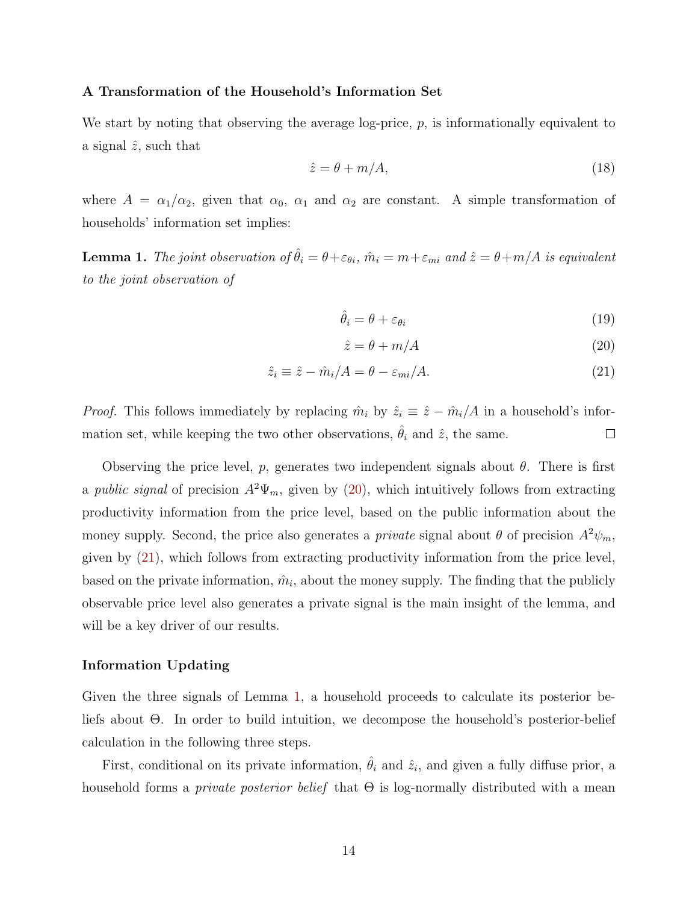**A Transformation of the Household's Information Set**

We start by noting that observing the average log-price, $p$, is informationally equivalent to a signal $\hat{z}$, such that

$$\hat{z} = \theta + m/A, \tag{18}$$

where $A = \alpha_1/\alpha_2$, given that $\alpha_0$, $\alpha_1$ and $\alpha_2$ are constant. A simple transformation of households' information set implies:

**Lemma 1.** *The joint observation of $\hat{\theta}_i = \theta + \varepsilon_{\theta i}$, $\hat{m}_i = m + \varepsilon_{mi}$ and $\hat{z} = \theta + m/A$ is equivalent to the joint observation of*

$$\hat{\theta}_i = \theta + \varepsilon_{\theta i} \tag{19}$$

$$\hat{z} = \theta + m/A \tag{20}$$

$$\hat{z}_i \equiv \hat{z} - \hat{m}_i/A = \theta - \varepsilon_{mi}/A. \tag{21}$$

*Proof.* This follows immediately by replacing $\hat{m}_i$ by $\hat{z}_i \equiv \hat{z} - \hat{m}_i/A$ in a household's information set, while keeping the two other observations, $\hat{\theta}_i$ and $\hat{z}$, the same. □

Observing the price level, $p$, generates two independent signals about $\theta$. There is first a *public signal* of precision $A^2\Psi_m$, given by (20), which intuitively follows from extracting productivity information from the price level, based on the public information about the money supply. Second, the price also generates a *private* signal about $\theta$ of precision $A^2\psi_m$, given by (21), which follows from extracting productivity information from the price level, based on the private information, $\hat{m}_i$, about the money supply. The finding that the publicly observable price level also generates a private signal is the main insight of the lemma, and will be a key driver of our results.

**Information Updating**

Given the three signals of Lemma 1, a household proceeds to calculate its posterior beliefs about $\Theta$. In order to build intuition, we decompose the household's posterior-belief calculation in the following three steps.

First, conditional on its private information, $\hat{\theta}_i$ and $\hat{z}_i$, and given a fully diffuse prior, a household forms a *private posterior belief* that $\Theta$ is log-normally distributed with a mean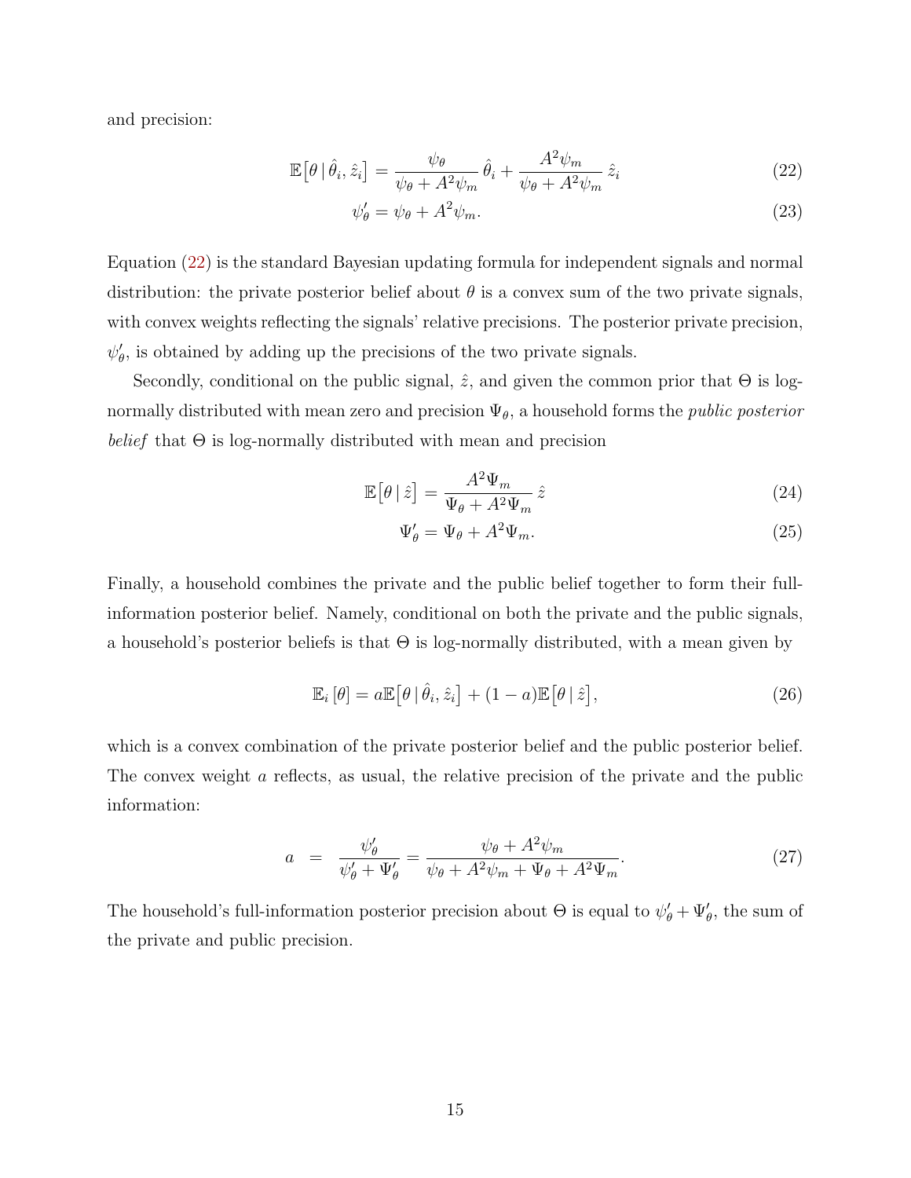and precision:

$$\mathbb{E}\big[\theta \,|\, \hat{\theta}_i, \hat{z}_i\big] = \frac{\psi_\theta}{\psi_\theta + A^2\psi_m}\,\hat{\theta}_i + \frac{A^2\psi_m}{\psi_\theta + A^2\psi_m}\,\hat{z}_i \tag{22}$$

$$\psi'_\theta = \psi_\theta + A^2\psi_m. \tag{23}$$

Equation (22) is the standard Bayesian updating formula for independent signals and normal distribution: the private posterior belief about $\theta$ is a convex sum of the two private signals, with convex weights reflecting the signals' relative precisions. The posterior private precision, $\psi'_\theta$, is obtained by adding up the precisions of the two private signals.

Secondly, conditional on the public signal, $\hat{z}$, and given the common prior that $\Theta$ is log-normally distributed with mean zero and precision $\Psi_\theta$, a household forms the *public posterior belief* that $\Theta$ is log-normally distributed with mean and precision

$$\mathbb{E}\big[\theta \,|\, \hat{z}\big] = \frac{A^2\Psi_m}{\Psi_\theta + A^2\Psi_m}\,\hat{z} \tag{24}$$

$$\Psi'_\theta = \Psi_\theta + A^2\Psi_m. \tag{25}$$

Finally, a household combines the private and the public belief together to form their full-information posterior belief. Namely, conditional on both the private and the public signals, a household's posterior beliefs is that $\Theta$ is log-normally distributed, with a mean given by

$$\mathbb{E}_i\left[\theta\right] = a\mathbb{E}\big[\theta \,|\, \hat{\theta}_i, \hat{z}_i\big] + (1-a)\mathbb{E}\big[\theta \,|\, \hat{z}\big], \tag{26}$$

which is a convex combination of the private posterior belief and the public posterior belief. The convex weight $a$ reflects, as usual, the relative precision of the private and the public information:

$$a \;\;=\;\; \frac{\psi'_\theta}{\psi'_\theta + \Psi'_\theta} = \frac{\psi_\theta + A^2\psi_m}{\psi_\theta + A^2\psi_m + \Psi_\theta + A^2\Psi_m}. \tag{27}$$

The household's full-information posterior precision about $\Theta$ is equal to $\psi'_\theta + \Psi'_\theta$, the sum of the private and public precision.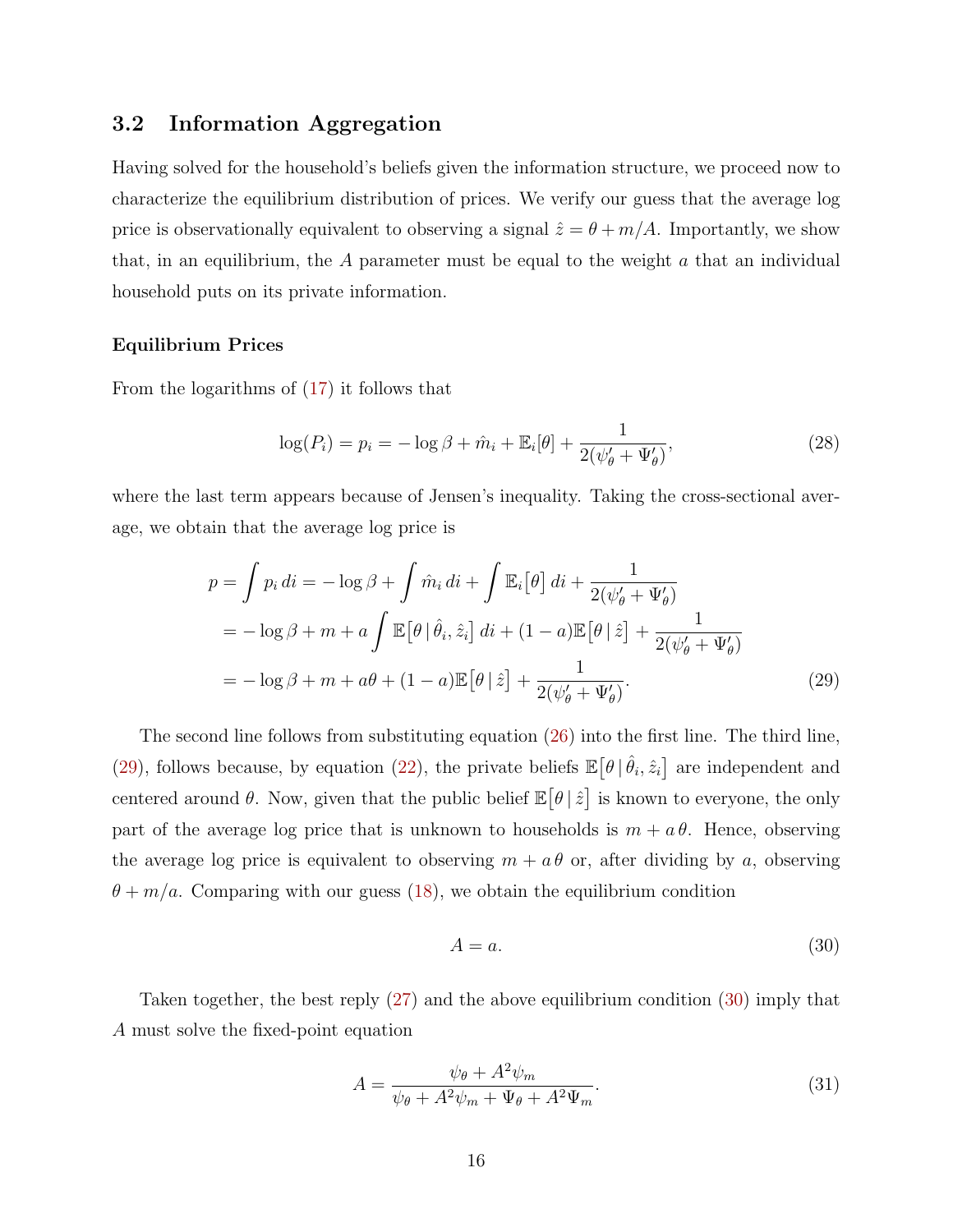## 3.2 Information Aggregation

Having solved for the household's beliefs given the information structure, we proceed now to characterize the equilibrium distribution of prices. We verify our guess that the average log price is observationally equivalent to observing a signal $\hat{z} = \theta + m/A$. Importantly, we show that, in an equilibrium, the $A$ parameter must be equal to the weight $a$ that an individual household puts on its private information.

#### Equilibrium Prices

From the logarithms of (17) it follows that

$$\log(P_i) = p_i = -\log\beta + \hat{m}_i + \mathbb{E}_i[\theta] + \frac{1}{2(\psi'_\theta + \Psi'_\theta)}, \tag{28}$$

where the last term appears because of Jensen's inequality. Taking the cross-sectional average, we obtain that the average log price is

$$\begin{aligned} p = \int p_i \, di &= -\log\beta + \int \hat{m}_i \, di + \int \mathbb{E}_i\big[\theta\big] \, di + \frac{1}{2(\psi'_\theta + \Psi'_\theta)} \\ &= -\log\beta + m + a \int \mathbb{E}\big[\theta \,|\, \hat{\theta}_i, \hat{z}_i\big] \, di + (1-a)\mathbb{E}\big[\theta \,|\, \hat{z}\big] + \frac{1}{2(\psi'_\theta + \Psi'_\theta)} \\ &= -\log\beta + m + a\theta + (1-a)\mathbb{E}\big[\theta \,|\, \hat{z}\big] + \frac{1}{2(\psi'_\theta + \Psi'_\theta)}. \end{aligned} \tag{29}$$

The second line follows from substituting equation (26) into the first line. The third line, (29), follows because, by equation (22), the private beliefs $\mathbb{E}\big[\theta \,|\, \hat{\theta}_i, \hat{z}_i\big]$ are independent and centered around $\theta$. Now, given that the public belief $\mathbb{E}\big[\theta \,|\, \hat{z}\big]$ is known to everyone, the only part of the average log price that is unknown to households is $m + a\,\theta$. Hence, observing the average log price is equivalent to observing $m + a\,\theta$ or, after dividing by $a$, observing $\theta + m/a$. Comparing with our guess (18), we obtain the equilibrium condition

$$A = a. \tag{30}$$

Taken together, the best reply (27) and the above equilibrium condition (30) imply that $A$ must solve the fixed-point equation

$$A = \frac{\psi_\theta + A^2\psi_m}{\psi_\theta + A^2\psi_m + \Psi_\theta + A^2\Psi_m}. \tag{31}$$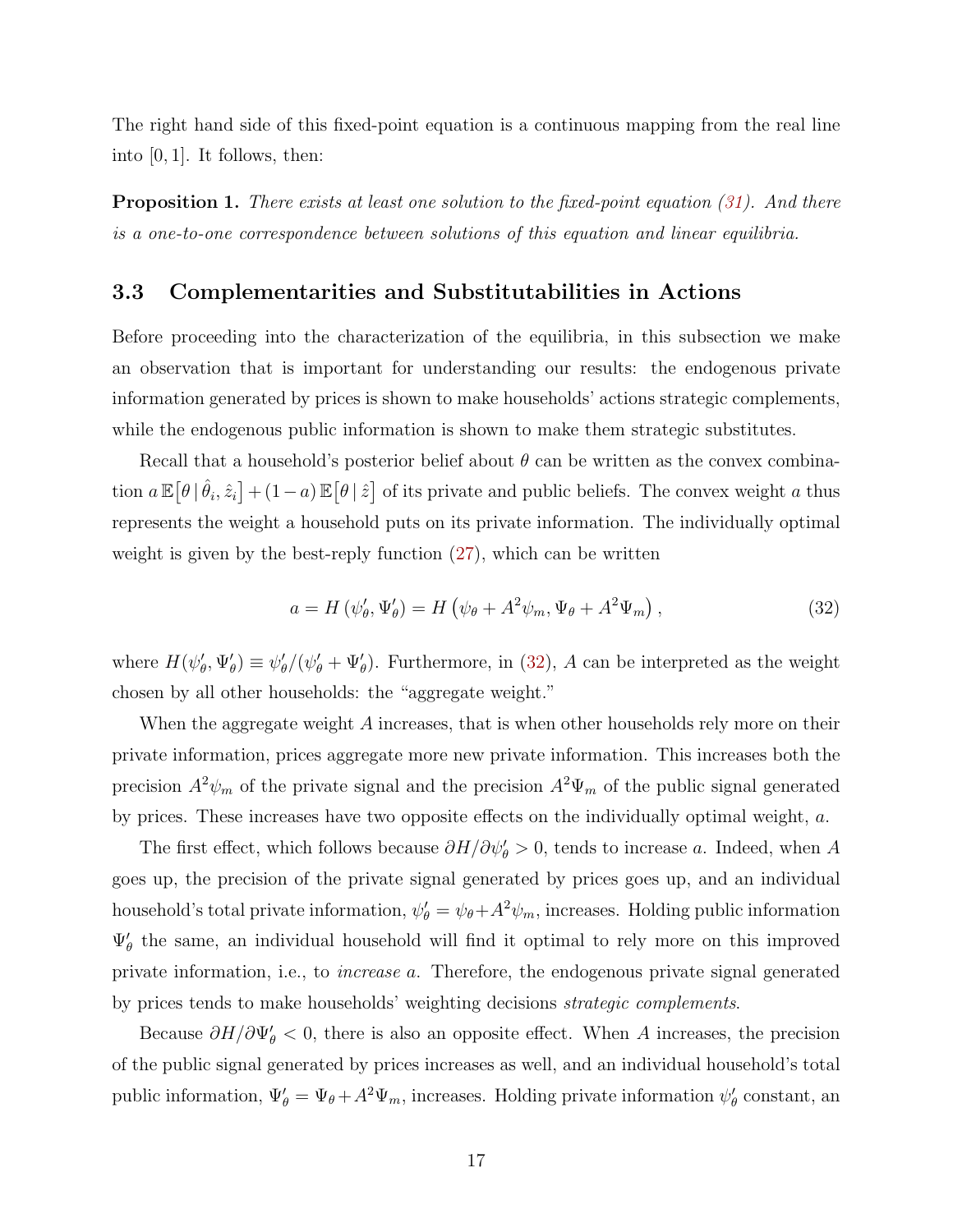The right hand side of this fixed-point equation is a continuous mapping from the real line into $[0, 1]$. It follows, then:

**Proposition 1.** *There exists at least one solution to the fixed-point equation (31). And there is a one-to-one correspondence between solutions of this equation and linear equilibria.*

### 3.3 Complementarities and Substitutabilities in Actions

Before proceeding into the characterization of the equilibria, in this subsection we make an observation that is important for understanding our results: the endogenous private information generated by prices is shown to make households' actions strategic complements, while the endogenous public information is shown to make them strategic substitutes.

Recall that a household's posterior belief about $\theta$ can be written as the convex combination $a\,\mathbb{E}\big[\theta \,|\, \hat{\theta}_i, \hat{z}_i\big] + (1-a)\,\mathbb{E}\big[\theta \,|\, \hat{z}\big]$ of its private and public beliefs. The convex weight $a$ thus represents the weight a household puts on its private information. The individually optimal weight is given by the best-reply function (27), which can be written

$$
a = H\left(\psi'_\theta, \Psi'_\theta\right) = H\left(\psi_\theta + A^2\psi_m, \Psi_\theta + A^2\Psi_m\right), \tag{32}
$$

where $H(\psi'_\theta, \Psi'_\theta) \equiv \psi'_\theta/(\psi'_\theta + \Psi'_\theta)$. Furthermore, in (32), $A$ can be interpreted as the weight chosen by all other households: the "aggregate weight."

When the aggregate weight $A$ increases, that is when other households rely more on their private information, prices aggregate more new private information. This increases both the precision $A^2\psi_m$ of the private signal and the precision $A^2\Psi_m$ of the public signal generated by prices. These increases have two opposite effects on the individually optimal weight, $a$.

The first effect, which follows because $\partial H/\partial \psi'_\theta > 0$, tends to increase $a$. Indeed, when $A$ goes up, the precision of the private signal generated by prices goes up, and an individual household's total private information, $\psi'_\theta = \psi_\theta + A^2\psi_m$, increases. Holding public information $\Psi'_\theta$ the same, an individual household will find it optimal to rely more on this improved private information, i.e., to *increase* $a$. Therefore, the endogenous private signal generated by prices tends to make households' weighting decisions *strategic complements*.

Because $\partial H/\partial \Psi'_\theta < 0$, there is also an opposite effect. When $A$ increases, the precision of the public signal generated by prices increases as well, and an individual household's total public information, $\Psi'_\theta = \Psi_\theta + A^2\Psi_m$, increases. Holding private information $\psi'_\theta$ constant, an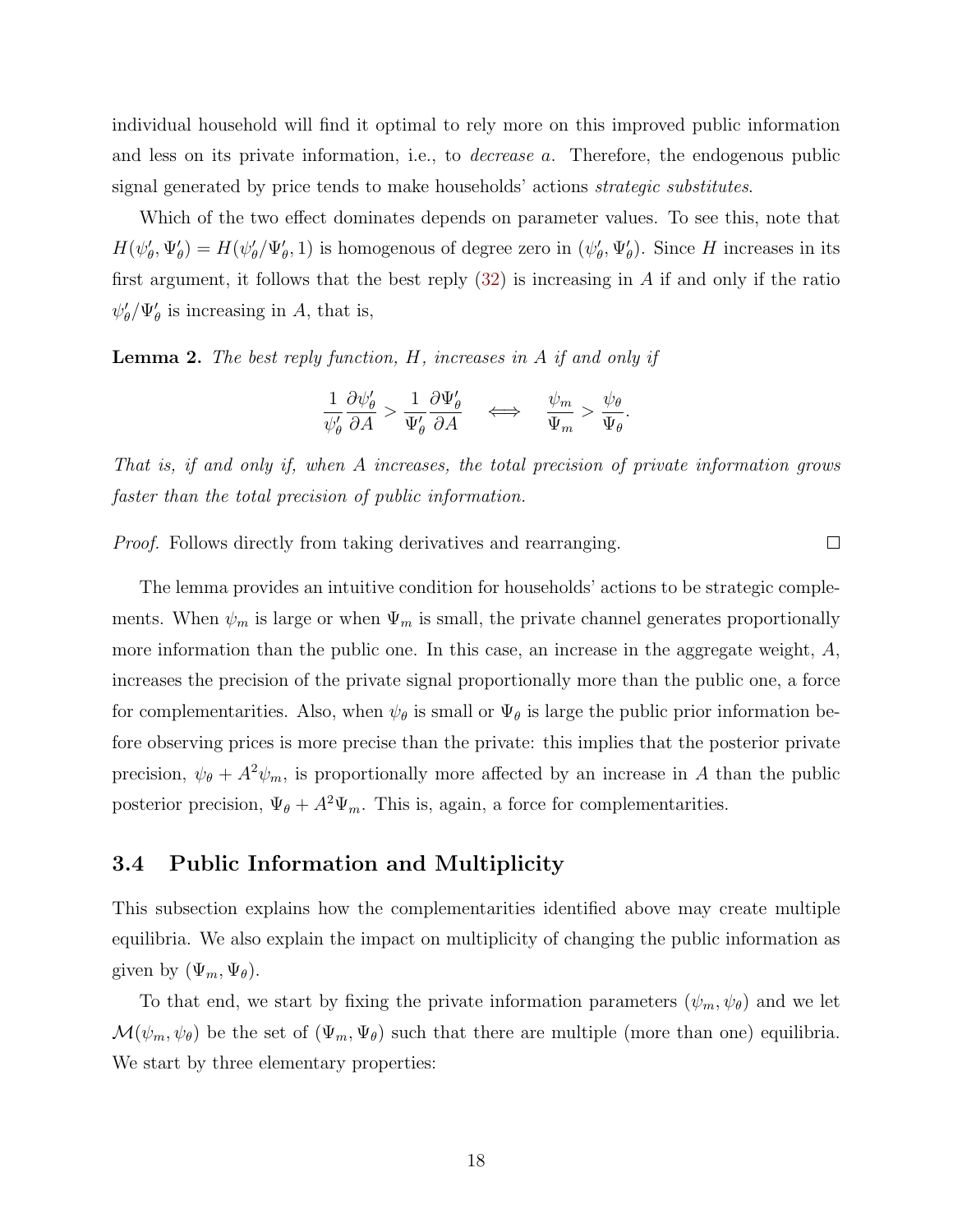individual household will find it optimal to rely more on this improved public information and less on its private information, i.e., to *decrease* $a$. Therefore, the endogenous public signal generated by price tends to make households' actions *strategic substitutes*.

Which of the two effect dominates depends on parameter values. To see this, note that $H(\psi'_\theta, \Psi'_\theta) = H(\psi'_\theta/\Psi'_\theta, 1)$ is homogenous of degree zero in $(\psi'_\theta, \Psi'_\theta)$. Since $H$ increases in its first argument, it follows that the best reply (32) is increasing in $A$ if and only if the ratio $\psi'_\theta/\Psi'_\theta$ is increasing in $A$, that is,

**Lemma 2.** *The best reply function, $H$, increases in $A$ if and only if*

$$\frac{1}{\psi'_\theta}\frac{\partial \psi'_\theta}{\partial A} > \frac{1}{\Psi'_\theta}\frac{\partial \Psi'_\theta}{\partial A} \quad \Longleftrightarrow \quad \frac{\psi_m}{\Psi_m} > \frac{\psi_\theta}{\Psi_\theta}.$$

*That is, if and only if, when $A$ increases, the total precision of private information grows faster than the total precision of public information.*

*Proof.* Follows directly from taking derivatives and rearranging. □

The lemma provides an intuitive condition for households' actions to be strategic complements. When $\psi_m$ is large or when $\Psi_m$ is small, the private channel generates proportionally more information than the public one. In this case, an increase in the aggregate weight, $A$, increases the precision of the private signal proportionally more than the public one, a force for complementarities. Also, when $\psi_\theta$ is small or $\Psi_\theta$ is large the public prior information before observing prices is more precise than the private: this implies that the posterior private precision, $\psi_\theta + A^2\psi_m$, is proportionally more affected by an increase in $A$ than the public posterior precision, $\Psi_\theta + A^2\Psi_m$. This is, again, a force for complementarities.

### 3.4 Public Information and Multiplicity

This subsection explains how the complementarities identified above may create multiple equilibria. We also explain the impact on multiplicity of changing the public information as given by $(\Psi_m, \Psi_\theta)$.

To that end, we start by fixing the private information parameters $(\psi_m, \psi_\theta)$ and we let $\mathcal{M}(\psi_m, \psi_\theta)$ be the set of $(\Psi_m, \Psi_\theta)$ such that there are multiple (more than one) equilibria. We start by three elementary properties: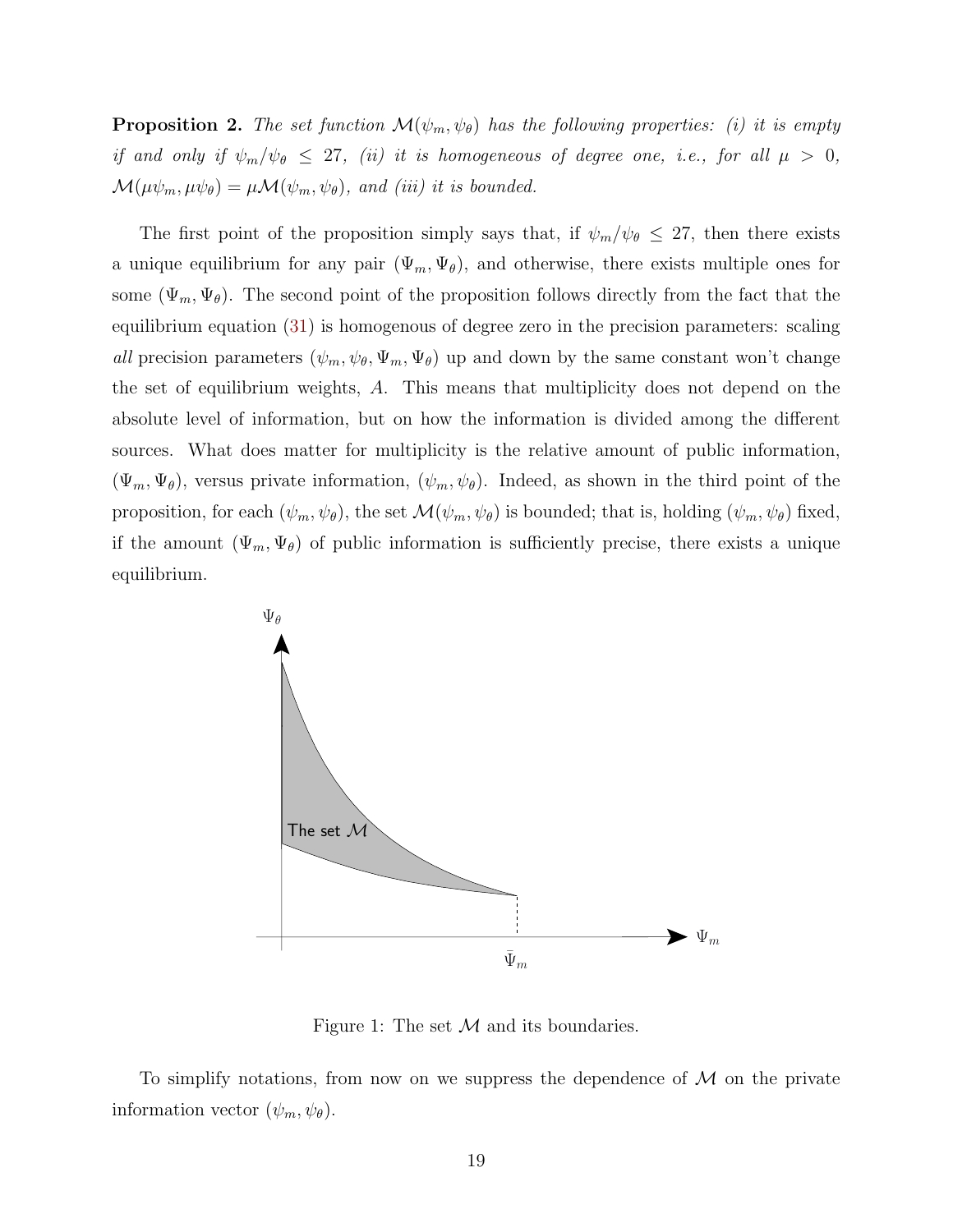**Proposition 2.** *The set function $\mathcal{M}(\psi_m, \psi_\theta)$ has the following properties: (i) it is empty if and only if $\psi_m/\psi_\theta \leq 27$, (ii) it is homogeneous of degree one, i.e., for all $\mu > 0$, $\mathcal{M}(\mu\psi_m, \mu\psi_\theta) = \mu\mathcal{M}(\psi_m, \psi_\theta)$, and (iii) it is bounded.*

The first point of the proposition simply says that, if $\psi_m/\psi_\theta \leq 27$, then there exists a unique equilibrium for any pair $(\Psi_m, \Psi_\theta)$, and otherwise, there exists multiple ones for some $(\Psi_m, \Psi_\theta)$. The second point of the proposition follows directly from the fact that the equilibrium equation (31) is homogenous of degree zero in the precision parameters: scaling *all* precision parameters $(\psi_m, \psi_\theta, \Psi_m, \Psi_\theta)$ up and down by the same constant won't change the set of equilibrium weights, $A$. This means that multiplicity does not depend on the absolute level of information, but on how the information is divided among the different sources. What does matter for multiplicity is the relative amount of public information, $(\Psi_m, \Psi_\theta)$, versus private information, $(\psi_m, \psi_\theta)$. Indeed, as shown in the third point of the proposition, for each $(\psi_m, \psi_\theta)$, the set $\mathcal{M}(\psi_m, \psi_\theta)$ is bounded; that is, holding $(\psi_m, \psi_\theta)$ fixed, if the amount $(\Psi_m, \Psi_\theta)$ of public information is sufficiently precise, there exists a unique equilibrium.

Figure 1: The set $\mathcal{M}$ and its boundaries.

To simplify notations, from now on we suppress the dependence of $\mathcal{M}$ on the private information vector $(\psi_m, \psi_\theta)$.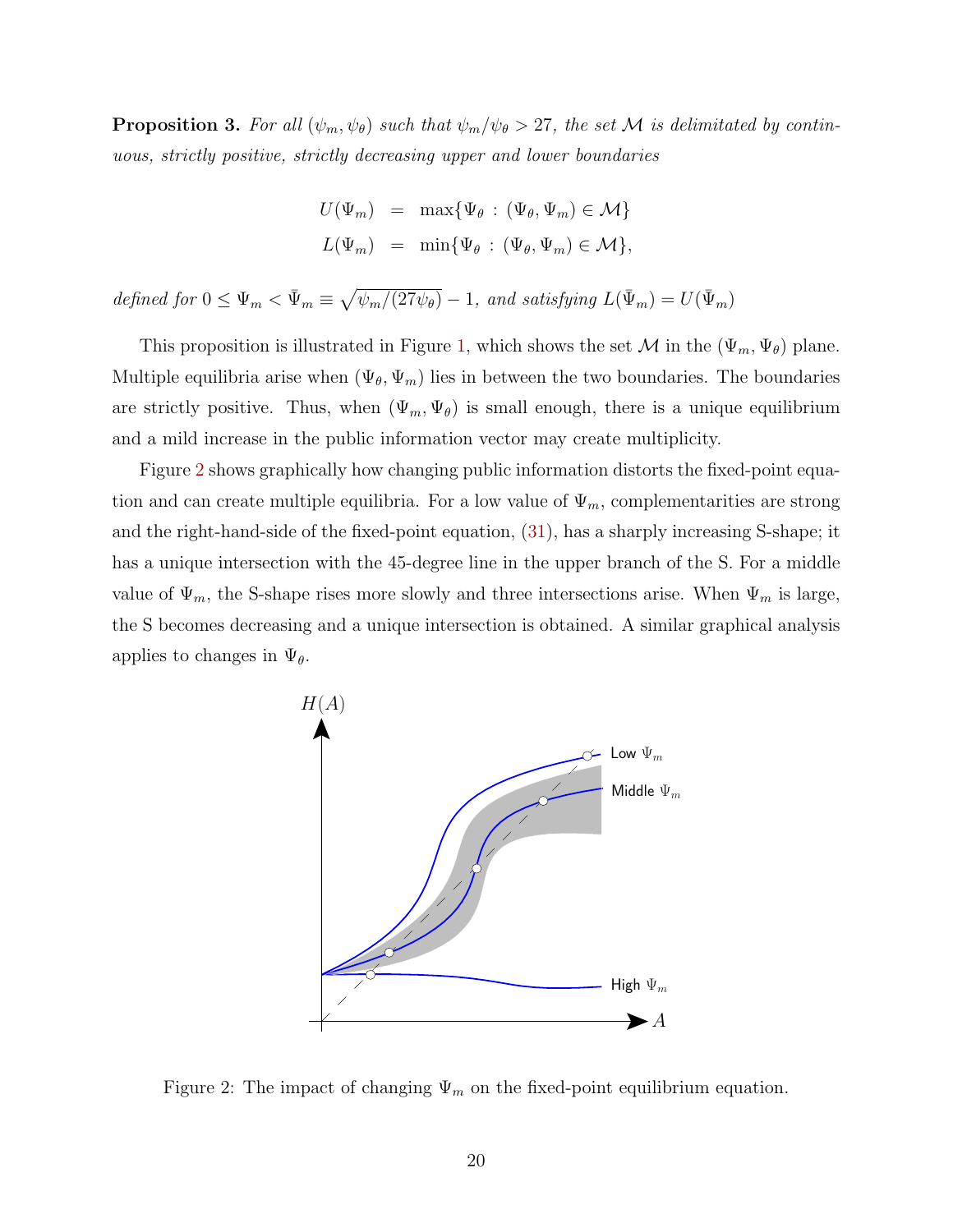**Proposition 3.** *For all $(\psi_m, \psi_\theta)$ such that $\psi_m/\psi_\theta > 27$, the set $\mathcal{M}$ is delimitated by continuous, strictly positive, strictly decreasing upper and lower boundaries*

$$
\begin{aligned}
U(\Psi_m) &= \max\{\Psi_\theta : (\Psi_\theta, \Psi_m) \in \mathcal{M}\} \\
L(\Psi_m) &= \min\{\Psi_\theta : (\Psi_\theta, \Psi_m) \in \mathcal{M}\},
\end{aligned}
$$

*defined for $0 \leq \Psi_m < \bar{\Psi}_m \equiv \sqrt{\psi_m/(27\psi_\theta)} - 1$, and satisfying $L(\bar{\Psi}_m) = U(\bar{\Psi}_m)$*

This proposition is illustrated in Figure 1, which shows the set $\mathcal{M}$ in the $(\Psi_m, \Psi_\theta)$ plane. Multiple equilibria arise when $(\Psi_\theta, \Psi_m)$ lies in between the two boundaries. The boundaries are strictly positive. Thus, when $(\Psi_m, \Psi_\theta)$ is small enough, there is a unique equilibrium and a mild increase in the public information vector may create multiplicity.

Figure 2 shows graphically how changing public information distorts the fixed-point equation and can create multiple equilibria. For a low value of $\Psi_m$, complementarities are strong and the right-hand-side of the fixed-point equation, (31), has a sharply increasing S-shape; it has a unique intersection with the 45-degree line in the upper branch of the S. For a middle value of $\Psi_m$, the S-shape rises more slowly and three intersections arise. When $\Psi_m$ is large, the S becomes decreasing and a unique intersection is obtained. A similar graphical analysis applies to changes in $\Psi_\theta$.

Figure 2: The impact of changing $\Psi_m$ on the fixed-point equilibrium equation.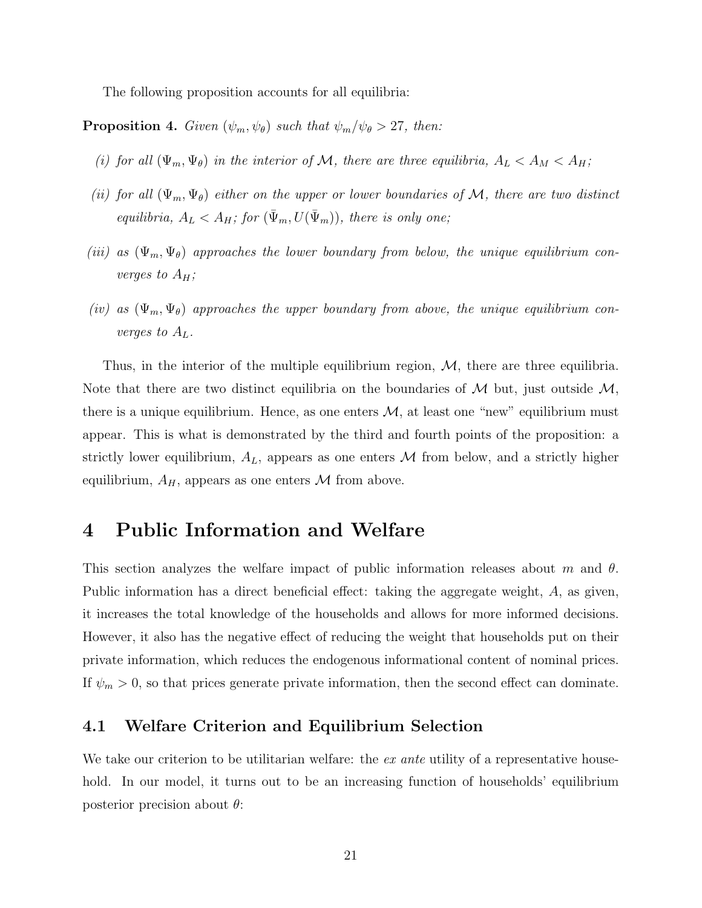The following proposition accounts for all equilibria:

**Proposition 4.** *Given $(\psi_m, \psi_\theta)$ such that $\psi_m/\psi_\theta > 27$, then:*

*(i) for all $(\Psi_m, \Psi_\theta)$ in the interior of $\mathcal{M}$, there are three equilibria, $A_L < A_M < A_H$;*

*(ii) for all $(\Psi_m, \Psi_\theta)$ either on the upper or lower boundaries of $\mathcal{M}$, there are two distinct equilibria, $A_L < A_H$; for $(\bar{\Psi}_m, U(\bar{\Psi}_m))$, there is only one;*

*(iii) as $(\Psi_m, \Psi_\theta)$ approaches the lower boundary from below, the unique equilibrium converges to $A_H$;*

*(iv) as $(\Psi_m, \Psi_\theta)$ approaches the upper boundary from above, the unique equilibrium converges to $A_L$.*

Thus, in the interior of the multiple equilibrium region, $\mathcal{M}$, there are three equilibria. Note that there are two distinct equilibria on the boundaries of $\mathcal{M}$ but, just outside $\mathcal{M}$, there is a unique equilibrium. Hence, as one enters $\mathcal{M}$, at least one "new" equilibrium must appear. This is what is demonstrated by the third and fourth points of the proposition: a strictly lower equilibrium, $A_L$, appears as one enters $\mathcal{M}$ from below, and a strictly higher equilibrium, $A_H$, appears as one enters $\mathcal{M}$ from above.

# 4 Public Information and Welfare

This section analyzes the welfare impact of public information releases about $m$ and $\theta$. Public information has a direct beneficial effect: taking the aggregate weight, $A$, as given, it increases the total knowledge of the households and allows for more informed decisions. However, it also has the negative effect of reducing the weight that households put on their private information, which reduces the endogenous informational content of nominal prices. If $\psi_m > 0$, so that prices generate private information, then the second effect can dominate.

## 4.1 Welfare Criterion and Equilibrium Selection

We take our criterion to be utilitarian welfare: the *ex ante* utility of a representative household. In our model, it turns out to be an increasing function of households' equilibrium posterior precision about $\theta$: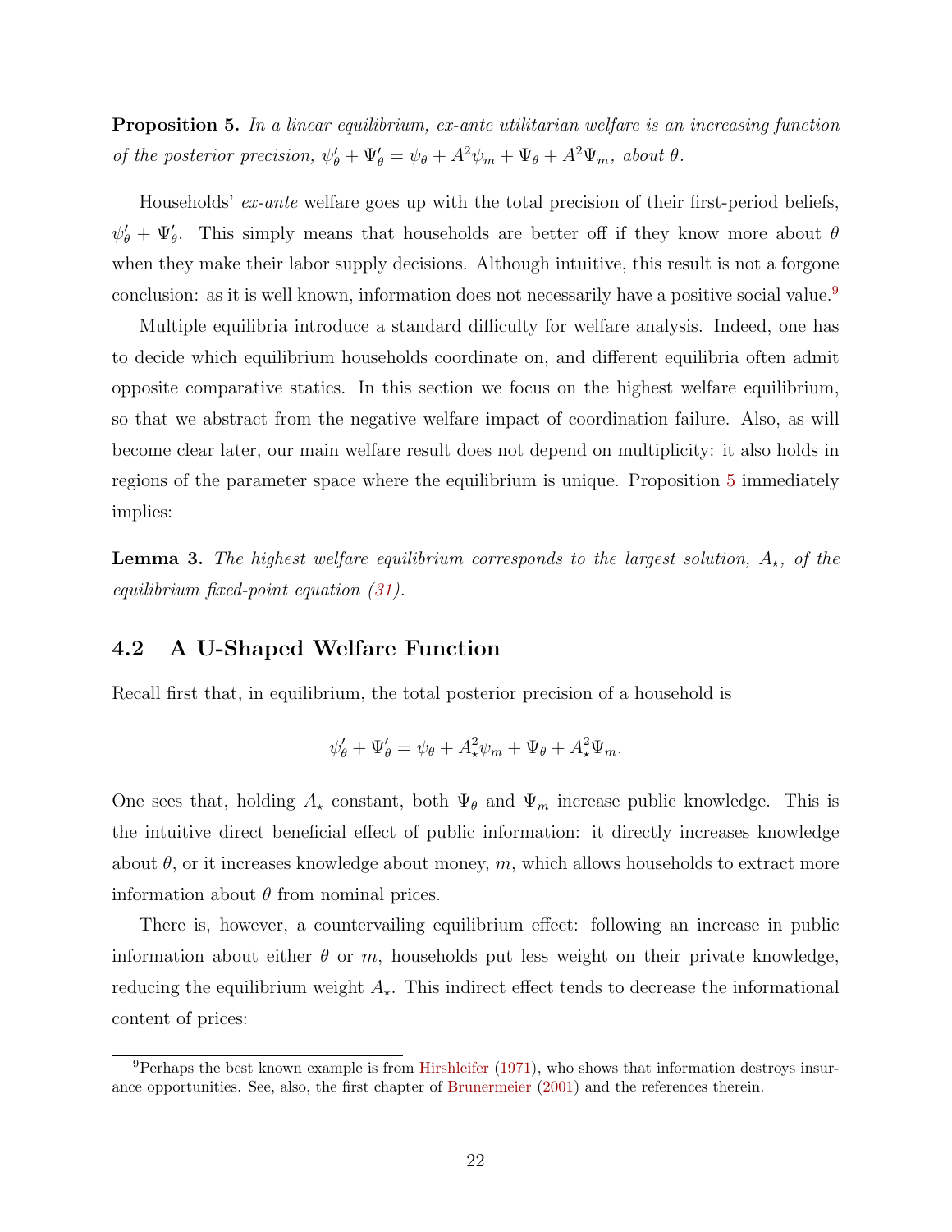**Proposition 5.** *In a linear equilibrium, ex-ante utilitarian welfare is an increasing function of the posterior precision, $\psi'_\theta + \Psi'_\theta = \psi_\theta + A^2\psi_m + \Psi_\theta + A^2\Psi_m$, about $\theta$.*

Households' *ex-ante* welfare goes up with the total precision of their first-period beliefs, $\psi'_\theta + \Psi'_\theta$. This simply means that households are better off if they know more about $\theta$ when they make their labor supply decisions. Although intuitive, this result is not a forgone conclusion: as it is well known, information does not necessarily have a positive social value.[9]

Multiple equilibria introduce a standard difficulty for welfare analysis. Indeed, one has to decide which equilibrium households coordinate on, and different equilibria often admit opposite comparative statics. In this section we focus on the highest welfare equilibrium, so that we abstract from the negative welfare impact of coordination failure. Also, as will become clear later, our main welfare result does not depend on multiplicity: it also holds in regions of the parameter space where the equilibrium is unique. Proposition 5 immediately implies:

**Lemma 3.** *The highest welfare equilibrium corresponds to the largest solution, $A_\star$, of the equilibrium fixed-point equation (31).*

## 4.2 A U-Shaped Welfare Function

Recall first that, in equilibrium, the total posterior precision of a household is

$$\psi'_\theta + \Psi'_\theta = \psi_\theta + A_\star^2\psi_m + \Psi_\theta + A_\star^2\Psi_m.$$

One sees that, holding $A_\star$ constant, both $\Psi_\theta$ and $\Psi_m$ increase public knowledge. This is the intuitive direct beneficial effect of public information: it directly increases knowledge about $\theta$, or it increases knowledge about money, $m$, which allows households to extract more information about $\theta$ from nominal prices.

There is, however, a countervailing equilibrium effect: following an increase in public information about either $\theta$ or $m$, households put less weight on their private knowledge, reducing the equilibrium weight $A_\star$. This indirect effect tends to decrease the informational content of prices:

[9] Perhaps the best known example is from Hirshleifer (1971), who shows that information destroys insurance opportunities. See, also, the first chapter of Brunermeier (2001) and the references therein.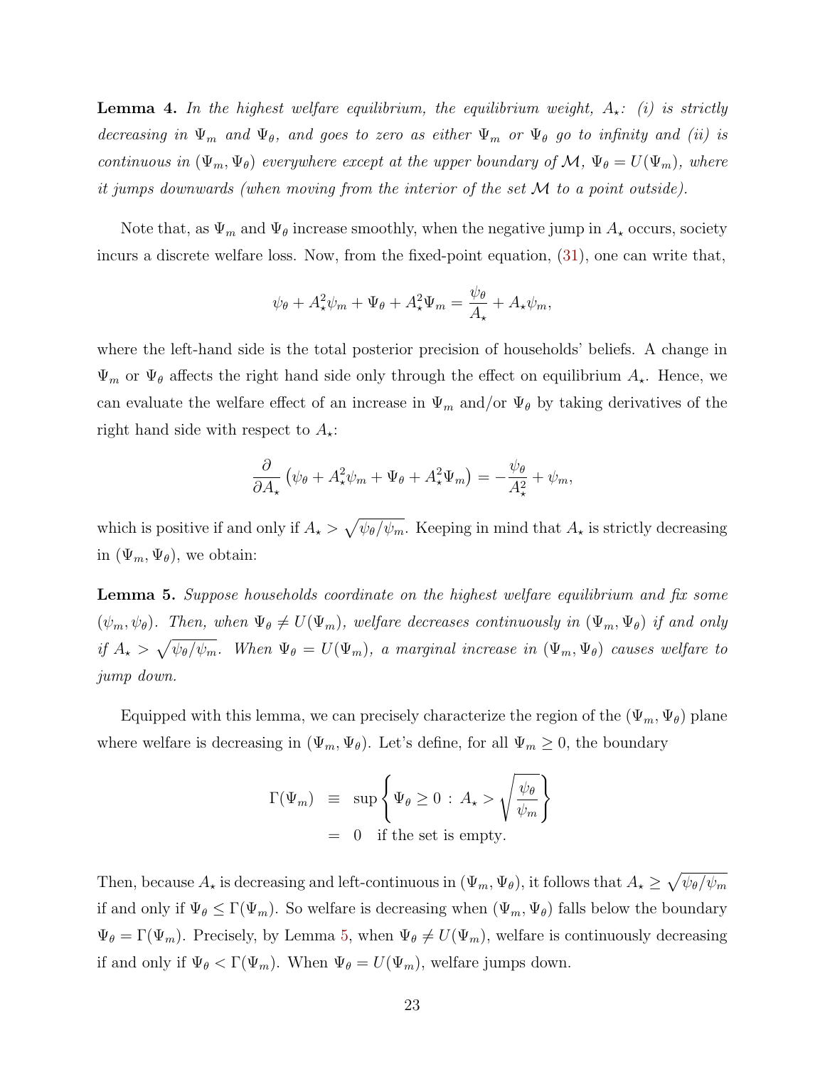**Lemma 4.** *In the highest welfare equilibrium, the equilibrium weight, $A_\star$: (i) is strictly decreasing in $\Psi_m$ and $\Psi_\theta$, and goes to zero as either $\Psi_m$ or $\Psi_\theta$ go to infinity and (ii) is continuous in $(\Psi_m, \Psi_\theta)$ everywhere except at the upper boundary of $\mathcal{M}$, $\Psi_\theta = U(\Psi_m)$, where it jumps downwards (when moving from the interior of the set $\mathcal{M}$ to a point outside).*

Note that, as $\Psi_m$ and $\Psi_\theta$ increase smoothly, when the negative jump in $A_\star$ occurs, society incurs a discrete welfare loss. Now, from the fixed-point equation, (31), one can write that,

$$\psi_\theta + A_\star^2 \psi_m + \Psi_\theta + A_\star^2 \Psi_m = \frac{\psi_\theta}{A_\star} + A_\star \psi_m,$$

where the left-hand side is the total posterior precision of households' beliefs. A change in $\Psi_m$ or $\Psi_\theta$ affects the right hand side only through the effect on equilibrium $A_\star$. Hence, we can evaluate the welfare effect of an increase in $\Psi_m$ and/or $\Psi_\theta$ by taking derivatives of the right hand side with respect to $A_\star$:

$$\frac{\partial}{\partial A_\star}\left(\psi_\theta + A_\star^2 \psi_m + \Psi_\theta + A_\star^2 \Psi_m\right) = -\frac{\psi_\theta}{A_\star^2} + \psi_m,$$

which is positive if and only if $A_\star > \sqrt{\psi_\theta/\psi_m}$. Keeping in mind that $A_\star$ is strictly decreasing in $(\Psi_m, \Psi_\theta)$, we obtain:

**Lemma 5.** *Suppose households coordinate on the highest welfare equilibrium and fix some $(\psi_m, \psi_\theta)$. Then, when $\Psi_\theta \neq U(\Psi_m)$, welfare decreases continuously in $(\Psi_m, \Psi_\theta)$ if and only if $A_\star > \sqrt{\psi_\theta/\psi_m}$. When $\Psi_\theta = U(\Psi_m)$, a marginal increase in $(\Psi_m, \Psi_\theta)$ causes welfare to jump down.*

Equipped with this lemma, we can precisely characterize the region of the $(\Psi_m, \Psi_\theta)$ plane where welfare is decreasing in $(\Psi_m, \Psi_\theta)$. Let's define, for all $\Psi_m \geq 0$, the boundary

$$\begin{aligned}
\Gamma(\Psi_m) \ &\equiv \ \sup\left\{\Psi_\theta \geq 0 \ : \ A_\star > \sqrt{\frac{\psi_\theta}{\psi_m}}\right\} \\
&= \ 0 \quad \text{if the set is empty.}
\end{aligned}$$

Then, because $A_\star$ is decreasing and left-continuous in $(\Psi_m, \Psi_\theta)$, it follows that $A_\star \geq \sqrt{\psi_\theta/\psi_m}$ if and only if $\Psi_\theta \leq \Gamma(\Psi_m)$. So welfare is decreasing when $(\Psi_m, \Psi_\theta)$ falls below the boundary $\Psi_\theta = \Gamma(\Psi_m)$. Precisely, by Lemma 5, when $\Psi_\theta \neq U(\Psi_m)$, welfare is continuously decreasing if and only if $\Psi_\theta < \Gamma(\Psi_m)$. When $\Psi_\theta = U(\Psi_m)$, welfare jumps down.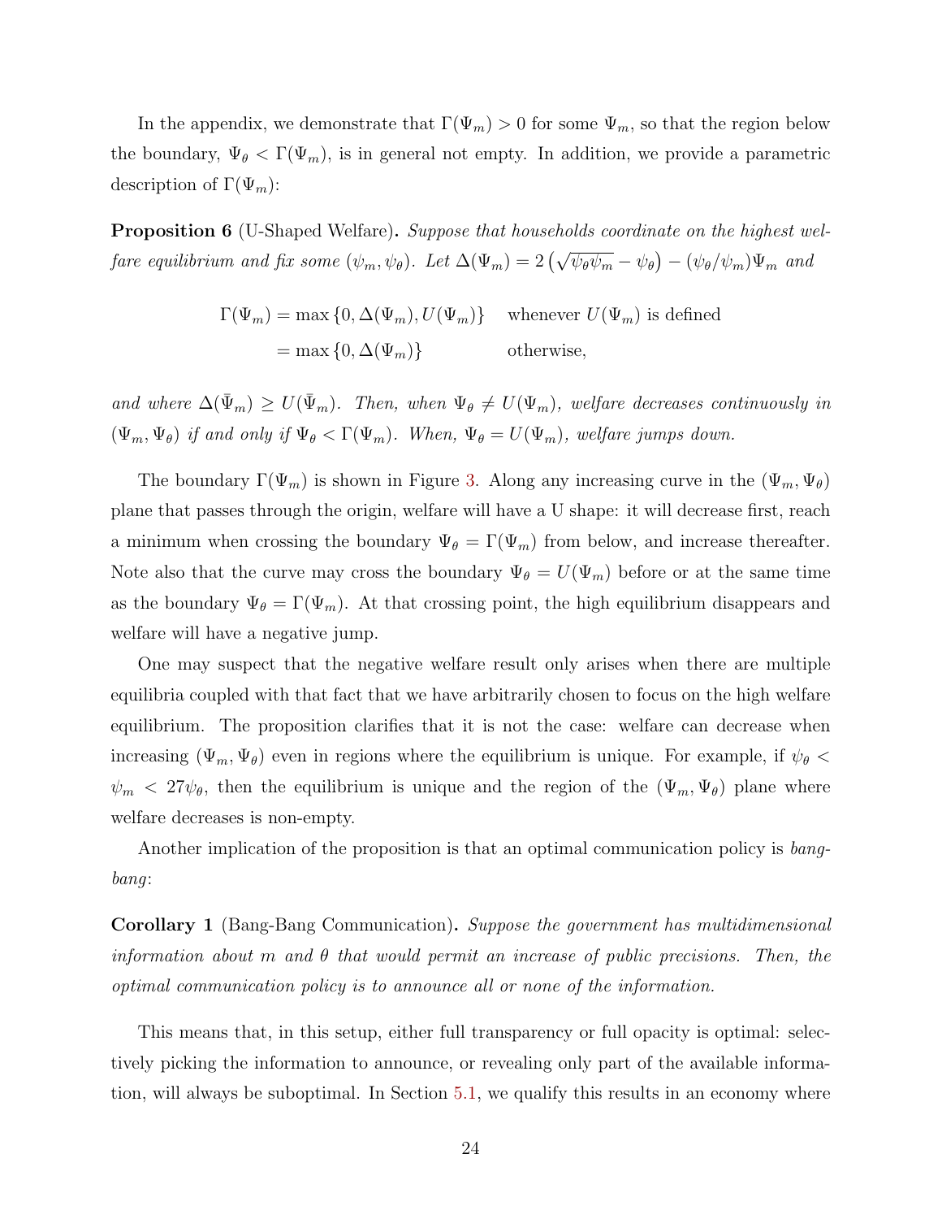In the appendix, we demonstrate that $\Gamma(\Psi_m) > 0$ for some $\Psi_m$, so that the region below the boundary, $\Psi_\theta < \Gamma(\Psi_m)$, is in general not empty. In addition, we provide a parametric description of $\Gamma(\Psi_m)$:

**Proposition 6** (U-Shaped Welfare)**.** *Suppose that households coordinate on the highest welfare equilibrium and fix some $(\psi_m, \psi_\theta)$. Let $\Delta(\Psi_m) = 2\left(\sqrt{\psi_\theta \psi_m} - \psi_\theta\right) - (\psi_\theta/\psi_m)\Psi_m$ and*

$$
\begin{aligned}
\Gamma(\Psi_m) &= \max\{0, \Delta(\Psi_m), U(\Psi_m)\} \quad \text{whenever } U(\Psi_m) \text{ is defined} \\
&= \max\{0, \Delta(\Psi_m)\} \quad \text{otherwise,}
\end{aligned}
$$

*and where $\Delta(\bar{\Psi}_m) \geq U(\bar{\Psi}_m)$. Then, when $\Psi_\theta \neq U(\Psi_m)$, welfare decreases continuously in $(\Psi_m, \Psi_\theta)$ if and only if $\Psi_\theta < \Gamma(\Psi_m)$. When, $\Psi_\theta = U(\Psi_m)$, welfare jumps down.*

The boundary $\Gamma(\Psi_m)$ is shown in Figure 3. Along any increasing curve in the $(\Psi_m, \Psi_\theta)$ plane that passes through the origin, welfare will have a U shape: it will decrease first, reach a minimum when crossing the boundary $\Psi_\theta = \Gamma(\Psi_m)$ from below, and increase thereafter. Note also that the curve may cross the boundary $\Psi_\theta = U(\Psi_m)$ before or at the same time as the boundary $\Psi_\theta = \Gamma(\Psi_m)$. At that crossing point, the high equilibrium disappears and welfare will have a negative jump.

One may suspect that the negative welfare result only arises when there are multiple equilibria coupled with that fact that we have arbitrarily chosen to focus on the high welfare equilibrium. The proposition clarifies that it is not the case: welfare can decrease when increasing $(\Psi_m, \Psi_\theta)$ even in regions where the equilibrium is unique. For example, if $\psi_\theta < \psi_m < 27\psi_\theta$, then the equilibrium is unique and the region of the $(\Psi_m, \Psi_\theta)$ plane where welfare decreases is non-empty.

Another implication of the proposition is that an optimal communication policy is *bang-bang*:

**Corollary 1** (Bang-Bang Communication)**.** *Suppose the government has multidimensional information about $m$ and $\theta$ that would permit an increase of public precisions. Then, the optimal communication policy is to announce all or none of the information.*

This means that, in this setup, either full transparency or full opacity is optimal: selectively picking the information to announce, or revealing only part of the available information, will always be suboptimal. In Section 5.1, we qualify this results in an economy where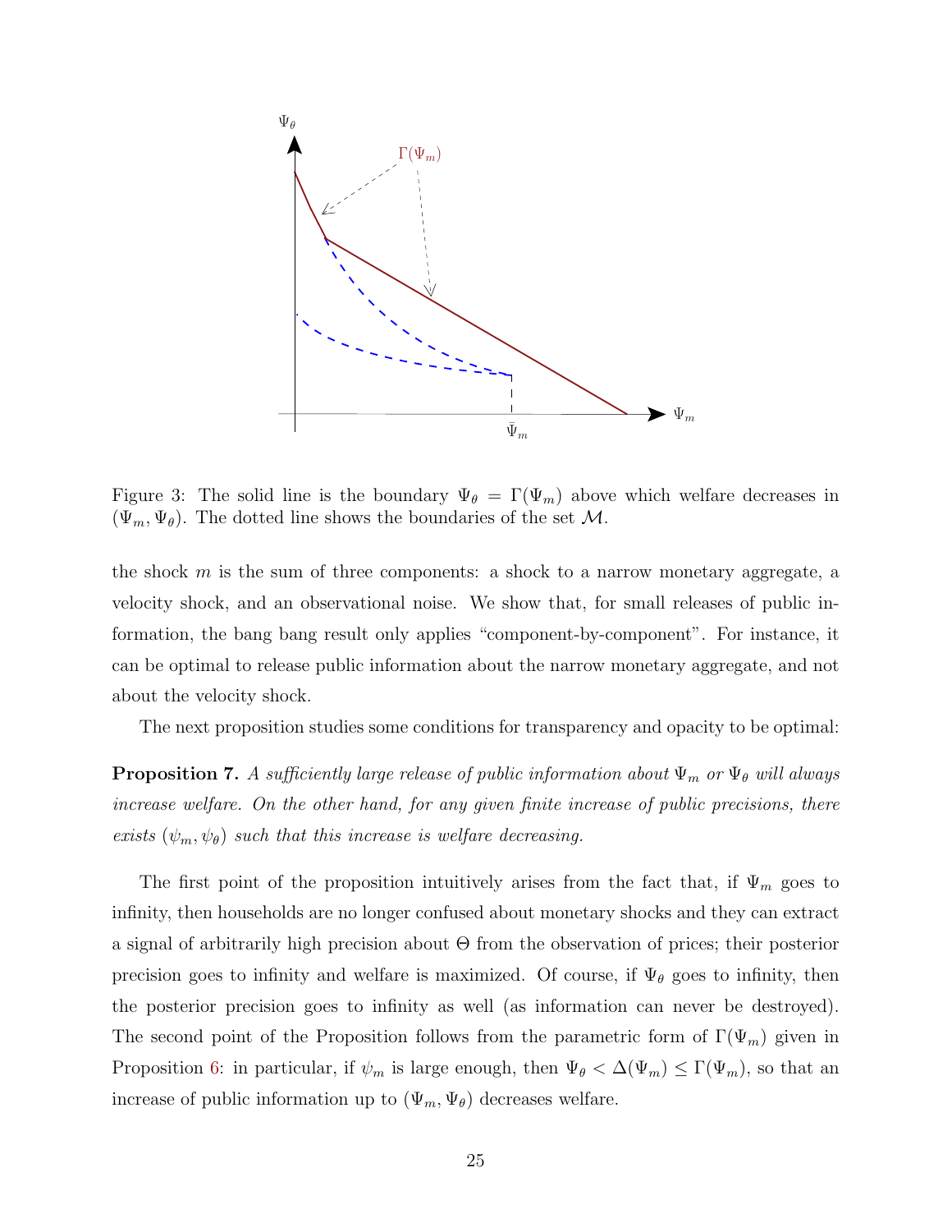Figure 3: The solid line is the boundary $\Psi_\theta = \Gamma(\Psi_m)$ above which welfare decreases in $(\Psi_m, \Psi_\theta)$. The dotted line shows the boundaries of the set $\mathcal{M}$.

the shock $m$ is the sum of three components: a shock to a narrow monetary aggregate, a velocity shock, and an observational noise. We show that, for small releases of public information, the bang bang result only applies "component-by-component". For instance, it can be optimal to release public information about the narrow monetary aggregate, and not about the velocity shock.

The next proposition studies some conditions for transparency and opacity to be optimal:

**Proposition 7.** *A sufficiently large release of public information about $\Psi_m$ or $\Psi_\theta$ will always increase welfare. On the other hand, for any given finite increase of public precisions, there exists $(\psi_m, \psi_\theta)$ such that this increase is welfare decreasing.*

The first point of the proposition intuitively arises from the fact that, if $\Psi_m$ goes to infinity, then households are no longer confused about monetary shocks and they can extract a signal of arbitrarily high precision about $\Theta$ from the observation of prices; their posterior precision goes to infinity and welfare is maximized. Of course, if $\Psi_\theta$ goes to infinity, then the posterior precision goes to infinity as well (as information can never be destroyed). The second point of the Proposition follows from the parametric form of $\Gamma(\Psi_m)$ given in Proposition 6: in particular, if $\psi_m$ is large enough, then $\Psi_\theta < \Delta(\Psi_m) \leq \Gamma(\Psi_m)$, so that an increase of public information up to $(\Psi_m, \Psi_\theta)$ decreases welfare.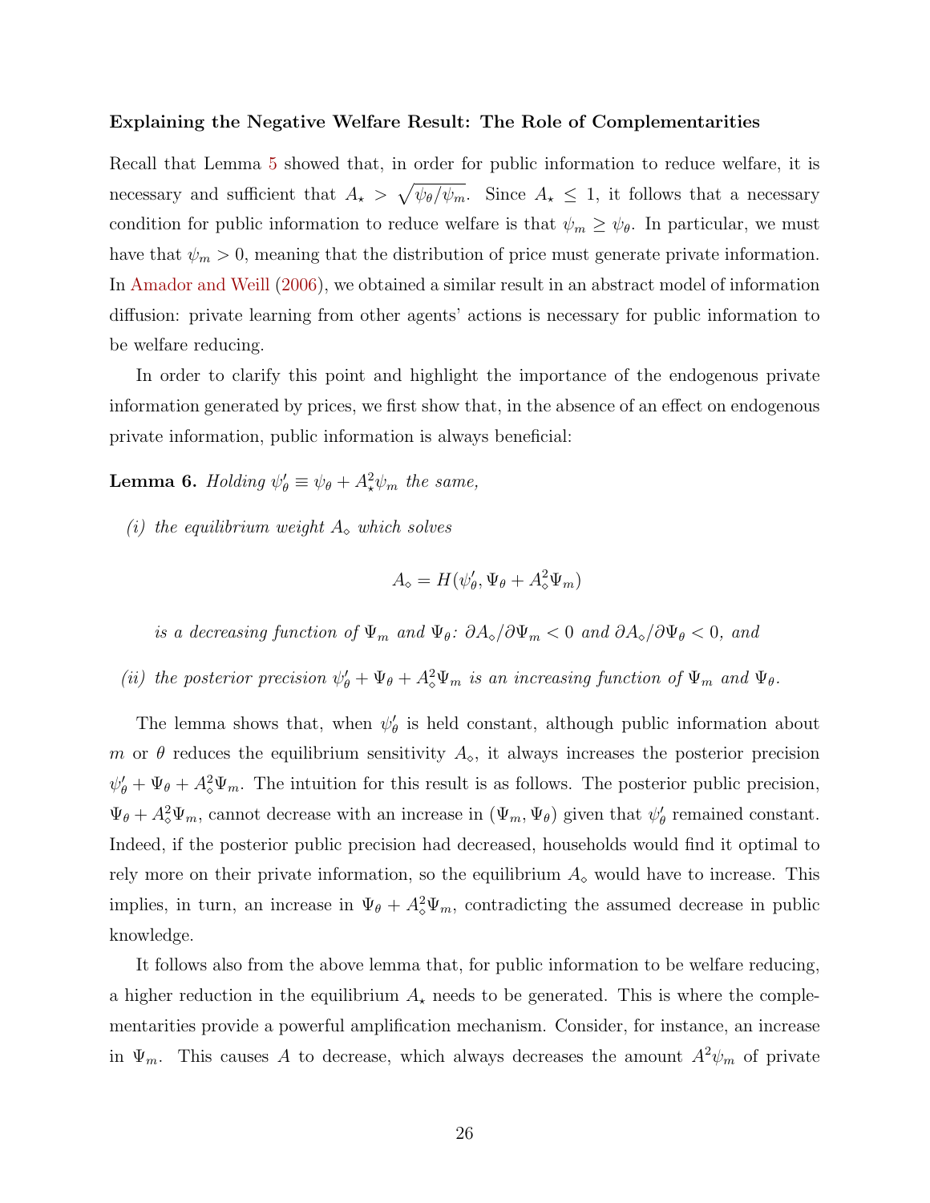**Explaining the Negative Welfare Result: The Role of Complementarities**

Recall that Lemma 5 showed that, in order for public information to reduce welfare, it is necessary and sufficient that $A_\star > \sqrt{\psi_\theta/\psi_m}$. Since $A_\star \leq 1$, it follows that a necessary condition for public information to reduce welfare is that $\psi_m \geq \psi_\theta$. In particular, we must have that $\psi_m > 0$, meaning that the distribution of price must generate private information. In Amador and Weill (2006), we obtained a similar result in an abstract model of information diffusion: private learning from other agents' actions is necessary for public information to be welfare reducing.

In order to clarify this point and highlight the importance of the endogenous private information generated by prices, we first show that, in the absence of an effect on endogenous private information, public information is always beneficial:

**Lemma 6.** *Holding* $\psi'_\theta \equiv \psi_\theta + A_\star^2 \psi_m$ *the same,*

*(i) the equilibrium weight* $A_\diamond$ *which solves*

$$A_\diamond = H(\psi'_\theta, \Psi_\theta + A_\diamond^2 \Psi_m)$$

*is a decreasing function of* $\Psi_m$ *and* $\Psi_\theta$*:* $\partial A_\diamond / \partial \Psi_m < 0$ *and* $\partial A_\diamond / \partial \Psi_\theta < 0$*, and*

*(ii) the posterior precision* $\psi'_\theta + \Psi_\theta + A_\diamond^2 \Psi_m$ *is an increasing function of* $\Psi_m$ *and* $\Psi_\theta$*.*

The lemma shows that, when $\psi'_\theta$ is held constant, although public information about $m$ or $\theta$ reduces the equilibrium sensitivity $A_\diamond$, it always increases the posterior precision $\psi'_\theta + \Psi_\theta + A_\diamond^2 \Psi_m$. The intuition for this result is as follows. The posterior public precision, $\Psi_\theta + A_\diamond^2 \Psi_m$, cannot decrease with an increase in $(\Psi_m, \Psi_\theta)$ given that $\psi'_\theta$ remained constant. Indeed, if the posterior public precision had decreased, households would find it optimal to rely more on their private information, so the equilibrium $A_\diamond$ would have to increase. This implies, in turn, an increase in $\Psi_\theta + A_\diamond^2 \Psi_m$, contradicting the assumed decrease in public knowledge.

It follows also from the above lemma that, for public information to be welfare reducing, a higher reduction in the equilibrium $A_\star$ needs to be generated. This is where the complementarities provide a powerful amplification mechanism. Consider, for instance, an increase in $\Psi_m$. This causes $A$ to decrease, which always decreases the amount $A^2 \psi_m$ of private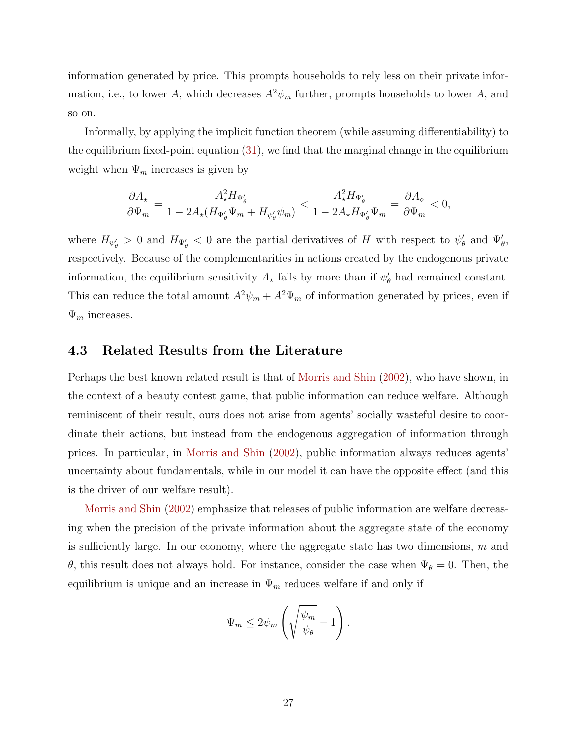information generated by price. This prompts households to rely less on their private information, i.e., to lower $A$, which decreases $A^2\psi_m$ further, prompts households to lower $A$, and so on.

Informally, by applying the implicit function theorem (while assuming differentiability) to the equilibrium fixed-point equation (31), we find that the marginal change in the equilibrium weight when $\Psi_m$ increases is given by

$$\frac{\partial A_\star}{\partial \Psi_m} = \frac{A_\star^2 H_{\Psi'_\theta}}{1 - 2A_\star(H_{\Psi'_\theta}\Psi_m + H_{\psi'_\theta}\psi_m)} < \frac{A_\star^2 H_{\Psi'_\theta}}{1 - 2A_\star H_{\Psi'_\theta}\Psi_m} = \frac{\partial A_\diamond}{\partial \Psi_m} < 0,$$

where $H_{\psi'_\theta} > 0$ and $H_{\Psi'_\theta} < 0$ are the partial derivatives of $H$ with respect to $\psi'_\theta$ and $\Psi'_\theta$, respectively. Because of the complementarities in actions created by the endogenous private information, the equilibrium sensitivity $A_\star$ falls by more than if $\psi'_\theta$ had remained constant. This can reduce the total amount $A^2\psi_m + A^2\Psi_m$ of information generated by prices, even if $\Psi_m$ increases.

### 4.3 Related Results from the Literature

Perhaps the best known related result is that of Morris and Shin (2002), who have shown, in the context of a beauty contest game, that public information can reduce welfare. Although reminiscent of their result, ours does not arise from agents' socially wasteful desire to coordinate their actions, but instead from the endogenous aggregation of information through prices. In particular, in Morris and Shin (2002), public information always reduces agents' uncertainty about fundamentals, while in our model it can have the opposite effect (and this is the driver of our welfare result).

Morris and Shin (2002) emphasize that releases of public information are welfare decreasing when the precision of the private information about the aggregate state of the economy is sufficiently large. In our economy, where the aggregate state has two dimensions, $m$ and $\theta$, this result does not always hold. For instance, consider the case when $\Psi_\theta = 0$. Then, the equilibrium is unique and an increase in $\Psi_m$ reduces welfare if and only if

$$\Psi_m \leq 2\psi_m\left(\sqrt{\frac{\psi_m}{\psi_\theta}} - 1\right).$$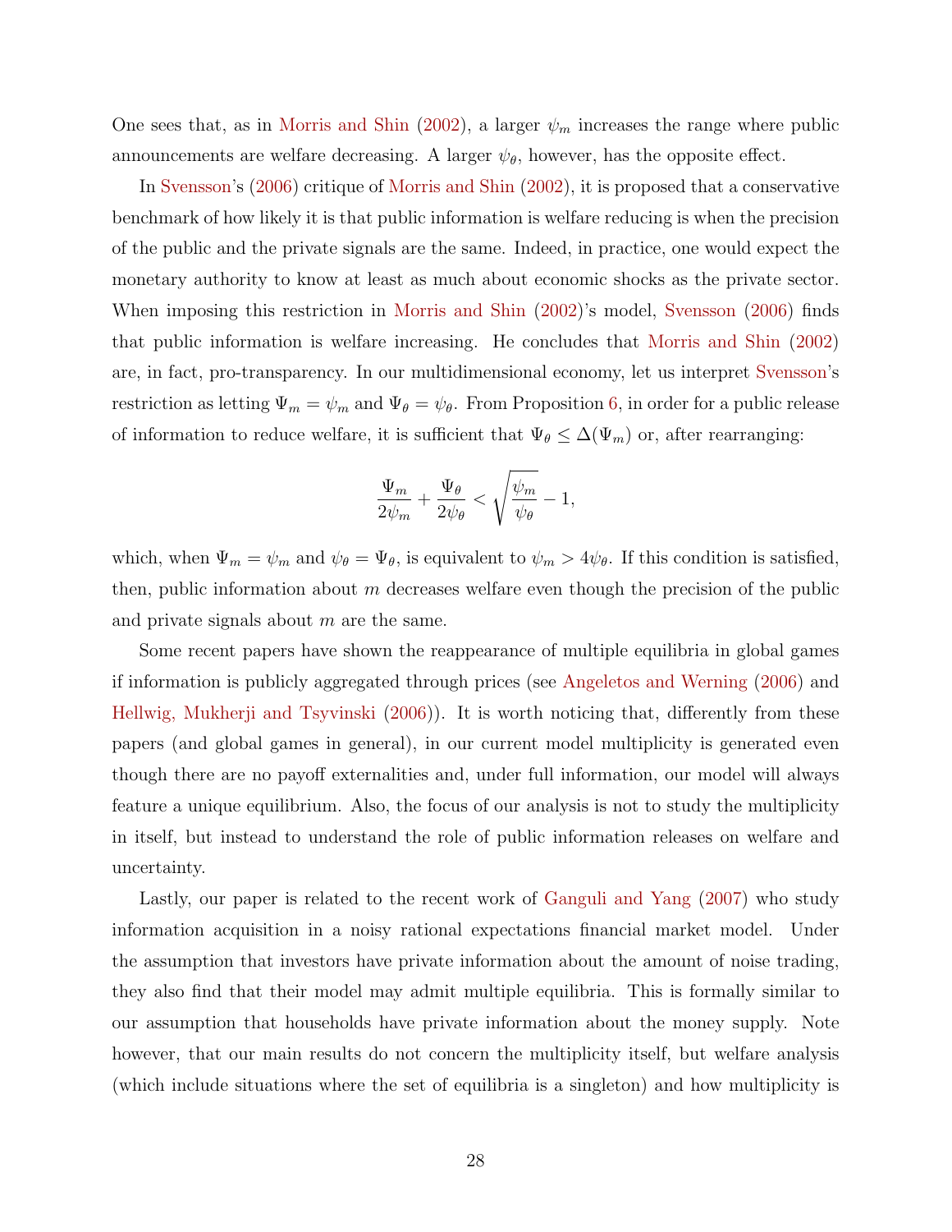One sees that, as in Morris and Shin (2002), a larger $\psi_m$ increases the range where public announcements are welfare decreasing. A larger $\psi_\theta$, however, has the opposite effect.

In Svensson's (2006) critique of Morris and Shin (2002), it is proposed that a conservative benchmark of how likely it is that public information is welfare reducing is when the precision of the public and the private signals are the same. Indeed, in practice, one would expect the monetary authority to know at least as much about economic shocks as the private sector. When imposing this restriction in Morris and Shin (2002)'s model, Svensson (2006) finds that public information is welfare increasing. He concludes that Morris and Shin (2002) are, in fact, pro-transparency. In our multidimensional economy, let us interpret Svensson's restriction as letting $\Psi_m = \psi_m$ and $\Psi_\theta = \psi_\theta$. From Proposition 6, in order for a public release of information to reduce welfare, it is sufficient that $\Psi_\theta \leq \Delta(\Psi_m)$ or, after rearranging:

$$\frac{\Psi_m}{2\psi_m} + \frac{\Psi_\theta}{2\psi_\theta} < \sqrt{\frac{\psi_m}{\psi_\theta}} - 1,$$

which, when $\Psi_m = \psi_m$ and $\psi_\theta = \Psi_\theta$, is equivalent to $\psi_m > 4\psi_\theta$. If this condition is satisfied, then, public information about $m$ decreases welfare even though the precision of the public and private signals about $m$ are the same.

Some recent papers have shown the reappearance of multiple equilibria in global games if information is publicly aggregated through prices (see Angeletos and Werning (2006) and Hellwig, Mukherji and Tsyvinski (2006)). It is worth noticing that, differently from these papers (and global games in general), in our current model multiplicity is generated even though there are no payoff externalities and, under full information, our model will always feature a unique equilibrium. Also, the focus of our analysis is not to study the multiplicity in itself, but instead to understand the role of public information releases on welfare and uncertainty.

Lastly, our paper is related to the recent work of Ganguli and Yang (2007) who study information acquisition in a noisy rational expectations financial market model. Under the assumption that investors have private information about the amount of noise trading, they also find that their model may admit multiple equilibria. This is formally similar to our assumption that households have private information about the money supply. Note however, that our main results do not concern the multiplicity itself, but welfare analysis (which include situations where the set of equilibria is a singleton) and how multiplicity is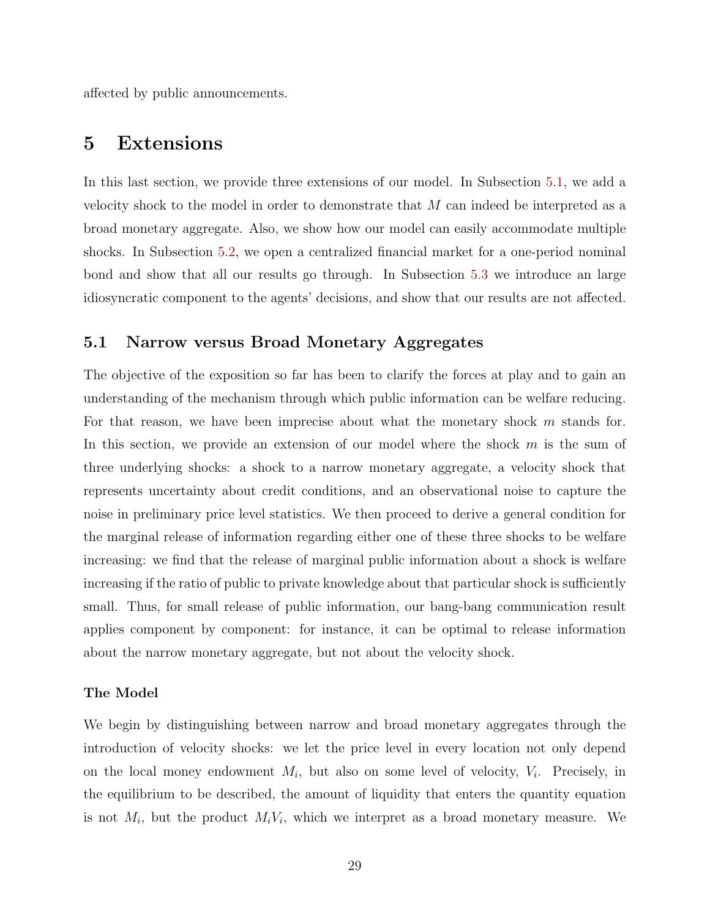affected by public announcements.

# 5 Extensions

In this last section, we provide three extensions of our model. In Subsection 5.1, we add a velocity shock to the model in order to demonstrate that $M$ can indeed be interpreted as a broad monetary aggregate. Also, we show how our model can easily accommodate multiple shocks. In Subsection 5.2, we open a centralized financial market for a one-period nominal bond and show that all our results go through. In Subsection 5.3 we introduce an large idiosyncratic component to the agents' decisions, and show that our results are not affected.

## 5.1 Narrow versus Broad Monetary Aggregates

The objective of the exposition so far has been to clarify the forces at play and to gain an understanding of the mechanism through which public information can be welfare reducing. For that reason, we have been imprecise about what the monetary shock $m$ stands for. In this section, we provide an extension of our model where the shock $m$ is the sum of three underlying shocks: a shock to a narrow monetary aggregate, a velocity shock that represents uncertainty about credit conditions, and an observational noise to capture the noise in preliminary price level statistics. We then proceed to derive a general condition for the marginal release of information regarding either one of these three shocks to be welfare increasing: we find that the release of marginal public information about a shock is welfare increasing if the ratio of public to private knowledge about that particular shock is sufficiently small. Thus, for small release of public information, our bang-bang communication result applies component by component: for instance, it can be optimal to release information about the narrow monetary aggregate, but not about the velocity shock.

### The Model

We begin by distinguishing between narrow and broad monetary aggregates through the introduction of velocity shocks: we let the price level in every location not only depend on the local money endowment $M_i$, but also on some level of velocity, $V_i$. Precisely, in the equilibrium to be described, the amount of liquidity that enters the quantity equation is not $M_i$, but the product $M_iV_i$, which we interpret as a broad monetary measure. We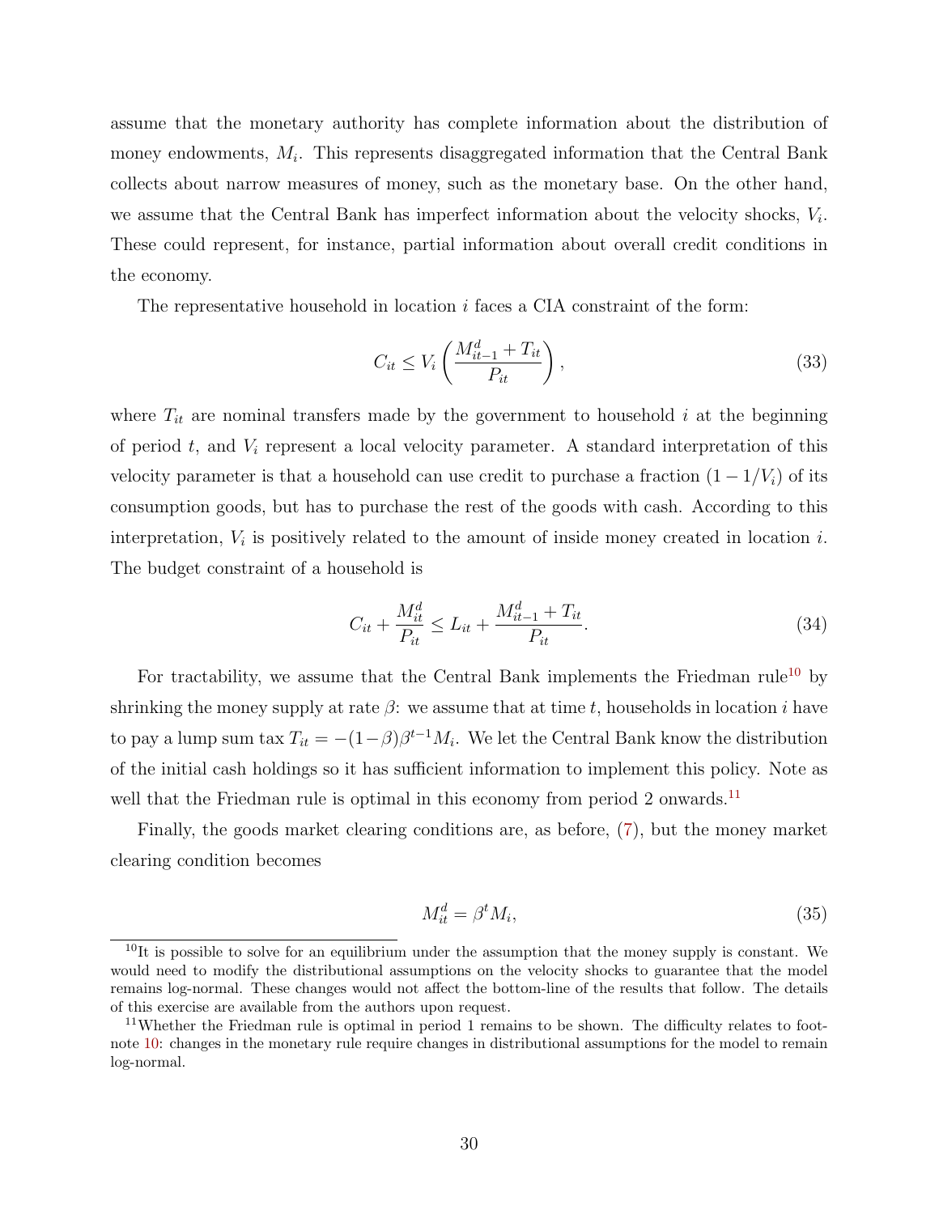assume that the monetary authority has complete information about the distribution of money endowments, $M_i$. This represents disaggregated information that the Central Bank collects about narrow measures of money, such as the monetary base. On the other hand, we assume that the Central Bank has imperfect information about the velocity shocks, $V_i$. These could represent, for instance, partial information about overall credit conditions in the economy.

The representative household in location $i$ faces a CIA constraint of the form:

$$C_{it} \leq V_i \left( \frac{M^d_{it-1} + T_{it}}{P_{it}} \right), \tag{33}$$

where $T_{it}$ are nominal transfers made by the government to household $i$ at the beginning of period $t$, and $V_i$ represent a local velocity parameter. A standard interpretation of this velocity parameter is that a household can use credit to purchase a fraction $(1 - 1/V_i)$ of its consumption goods, but has to purchase the rest of the goods with cash. According to this interpretation, $V_i$ is positively related to the amount of inside money created in location $i$. The budget constraint of a household is

$$C_{it} + \frac{M^d_{it}}{P_{it}} \leq L_{it} + \frac{M^d_{it-1} + T_{it}}{P_{it}}. \tag{34}$$

For tractability, we assume that the Central Bank implements the Friedman rule[10] by shrinking the money supply at rate $\beta$: we assume that at time $t$, households in location $i$ have to pay a lump sum tax $T_{it} = -(1-\beta)\beta^{t-1}M_i$. We let the Central Bank know the distribution of the initial cash holdings so it has sufficient information to implement this policy. Note as well that the Friedman rule is optimal in this economy from period 2 onwards.[11]

Finally, the goods market clearing conditions are, as before, (7), but the money market clearing condition becomes

$$M^d_{it} = \beta^t M_i, \tag{35}$$

[10] It is possible to solve for an equilibrium under the assumption that the money supply is constant. We would need to modify the distributional assumptions on the velocity shocks to guarantee that the model remains log-normal. These changes would not affect the bottom-line of the results that follow. The details of this exercise are available from the authors upon request.

[11] Whether the Friedman rule is optimal in period 1 remains to be shown. The difficulty relates to footnote 10: changes in the monetary rule require changes in distributional assumptions for the model to remain log-normal.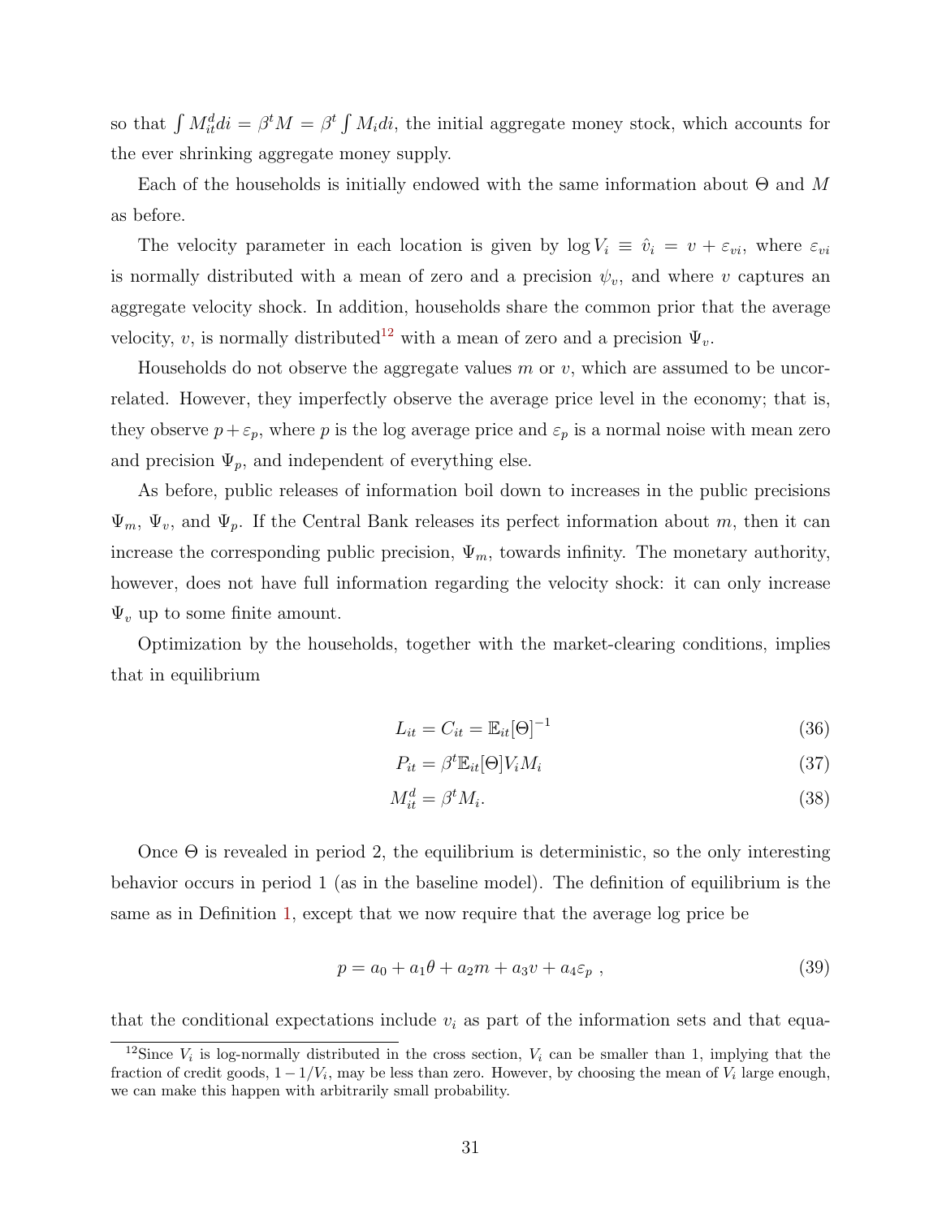so that $\int M_{it}^d di = \beta^t M = \beta^t \int M_i di$, the initial aggregate money stock, which accounts for the ever shrinking aggregate money supply.

Each of the households is initially endowed with the same information about $\Theta$ and $M$ as before.

The velocity parameter in each location is given by $\log V_i \equiv \hat{v}_i = v + \varepsilon_{vi}$, where $\varepsilon_{vi}$ is normally distributed with a mean of zero and a precision $\psi_v$, and where $v$ captures an aggregate velocity shock. In addition, households share the common prior that the average velocity, $v$, is normally distributed[12] with a mean of zero and a precision $\Psi_v$.

Households do not observe the aggregate values $m$ or $v$, which are assumed to be uncorrelated. However, they imperfectly observe the average price level in the economy; that is, they observe $p + \varepsilon_p$, where $p$ is the log average price and $\varepsilon_p$ is a normal noise with mean zero and precision $\Psi_p$, and independent of everything else.

As before, public releases of information boil down to increases in the public precisions $\Psi_m$, $\Psi_v$, and $\Psi_p$. If the Central Bank releases its perfect information about $m$, then it can increase the corresponding public precision, $\Psi_m$, towards infinity. The monetary authority, however, does not have full information regarding the velocity shock: it can only increase $\Psi_v$ up to some finite amount.

Optimization by the households, together with the market-clearing conditions, implies that in equilibrium

$$L_{it} = C_{it} = \mathbb{E}_{it}[\Theta]^{-1} \tag{36}$$

$$P_{it} = \beta^t \mathbb{E}_{it}[\Theta] V_i M_i \tag{37}$$

$$M_{it}^d = \beta^t M_i. \tag{38}$$

Once $\Theta$ is revealed in period 2, the equilibrium is deterministic, so the only interesting behavior occurs in period 1 (as in the baseline model). The definition of equilibrium is the same as in Definition 1, except that we now require that the average log price be

$$p = a_0 + a_1\theta + a_2 m + a_3 v + a_4 \varepsilon_p \ , \tag{39}$$

that the conditional expectations include $v_i$ as part of the information sets and that equa-

[12] Since $V_i$ is log-normally distributed in the cross section, $V_i$ can be smaller than 1, implying that the fraction of credit goods, $1 - 1/V_i$, may be less than zero. However, by choosing the mean of $V_i$ large enough, we can make this happen with arbitrarily small probability.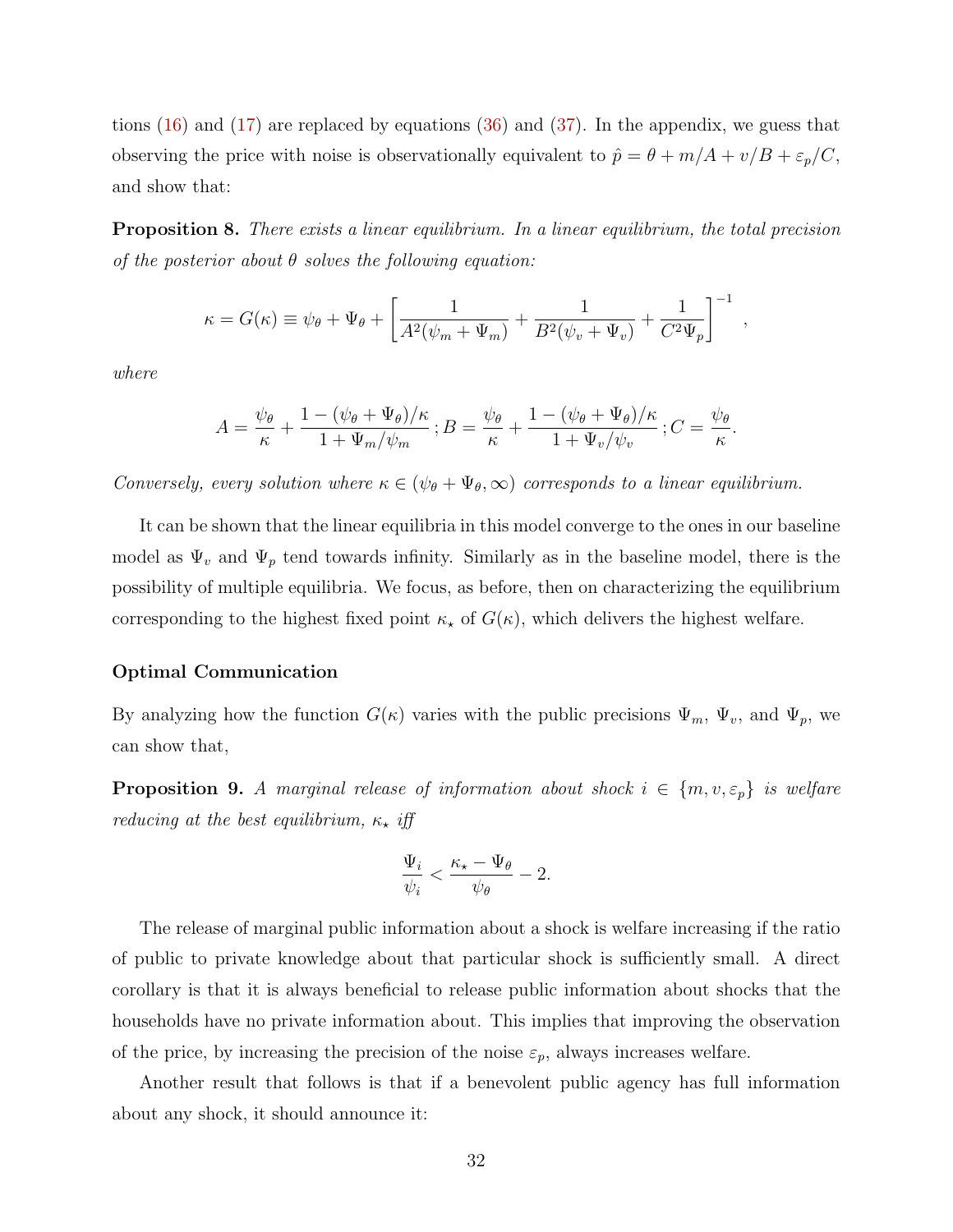tions (16) and (17) are replaced by equations (36) and (37). In the appendix, we guess that observing the price with noise is observationally equivalent to $\hat{p} = \theta + m/A + v/B + \varepsilon_p/C$, and show that:

**Proposition 8.** *There exists a linear equilibrium. In a linear equilibrium, the total precision of the posterior about $\theta$ solves the following equation:*

$$\kappa = G(\kappa) \equiv \psi_\theta + \Psi_\theta + \left[ \frac{1}{A^2(\psi_m + \Psi_m)} + \frac{1}{B^2(\psi_v + \Psi_v)} + \frac{1}{C^2 \Psi_p} \right]^{-1} ,$$

*where*

$$A = \frac{\psi_\theta}{\kappa} + \frac{1 - (\psi_\theta + \Psi_\theta)/\kappa}{1 + \Psi_m/\psi_m} \, ; B = \frac{\psi_\theta}{\kappa} + \frac{1 - (\psi_\theta + \Psi_\theta)/\kappa}{1 + \Psi_v/\psi_v} \, ; C = \frac{\psi_\theta}{\kappa}.$$

*Conversely, every solution where $\kappa \in (\psi_\theta + \Psi_\theta, \infty)$ corresponds to a linear equilibrium.*

It can be shown that the linear equilibria in this model converge to the ones in our baseline model as $\Psi_v$ and $\Psi_p$ tend towards infinity. Similarly as in the baseline model, there is the possibility of multiple equilibria. We focus, as before, then on characterizing the equilibrium corresponding to the highest fixed point $\kappa_\star$ of $G(\kappa)$, which delivers the highest welfare.

**Optimal Communication**

By analyzing how the function $G(\kappa)$ varies with the public precisions $\Psi_m$, $\Psi_v$, and $\Psi_p$, we can show that,

**Proposition 9.** *A marginal release of information about shock $i \in \{m, v, \varepsilon_p\}$ is welfare reducing at the best equilibrium, $\kappa_\star$ iff*

$$\frac{\Psi_i}{\psi_i} < \frac{\kappa_\star - \Psi_\theta}{\psi_\theta} - 2.$$

The release of marginal public information about a shock is welfare increasing if the ratio of public to private knowledge about that particular shock is sufficiently small. A direct corollary is that it is always beneficial to release public information about shocks that the households have no private information about. This implies that improving the observation of the price, by increasing the precision of the noise $\varepsilon_p$, always increases welfare.

Another result that follows is that if a benevolent public agency has full information about any shock, it should announce it: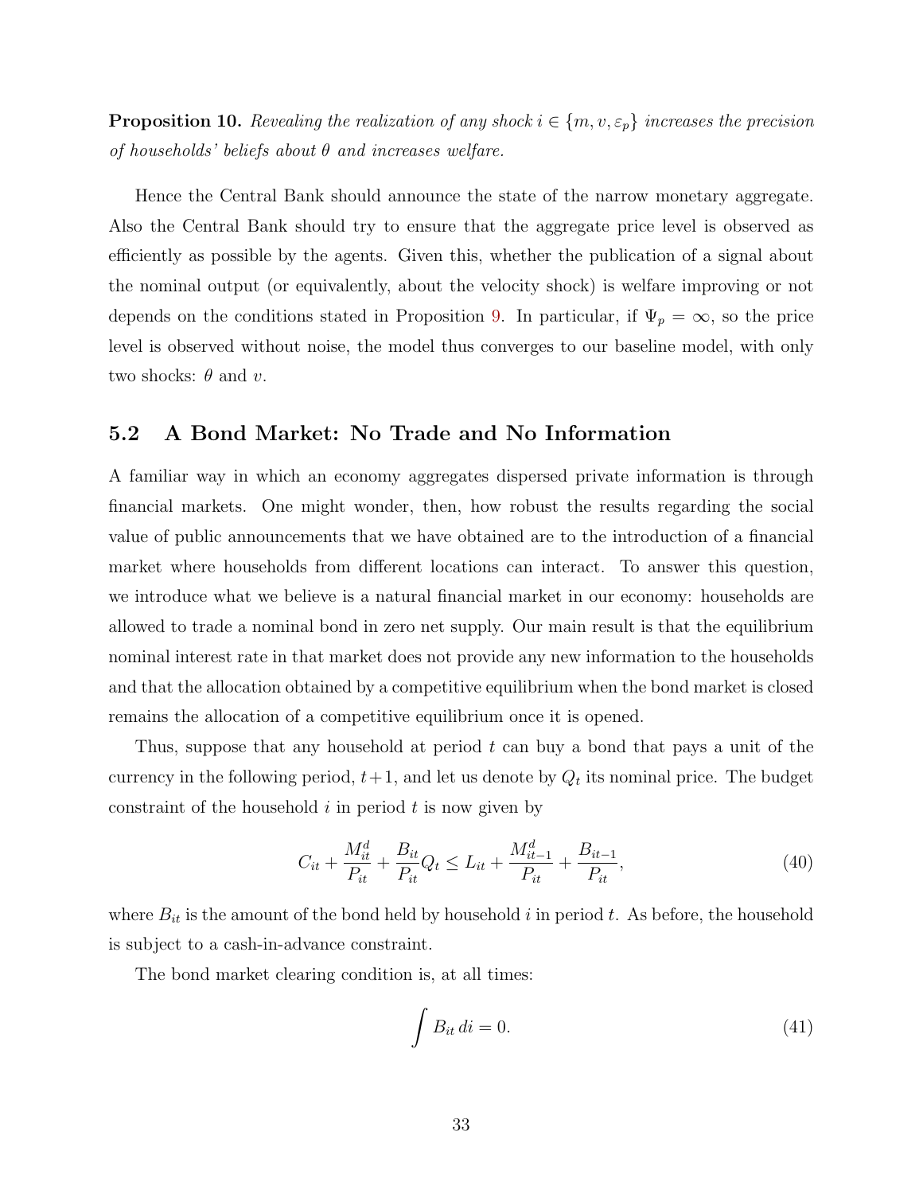**Proposition 10.** *Revealing the realization of any shock $i \in \{m, v, \varepsilon_p\}$ increases the precision of households' beliefs about $\theta$ and increases welfare.*

Hence the Central Bank should announce the state of the narrow monetary aggregate. Also the Central Bank should try to ensure that the aggregate price level is observed as efficiently as possible by the agents. Given this, whether the publication of a signal about the nominal output (or equivalently, about the velocity shock) is welfare improving or not depends on the conditions stated in Proposition 9. In particular, if $\Psi_p = \infty$, so the price level is observed without noise, the model thus converges to our baseline model, with only two shocks: $\theta$ and $v$.

## 5.2 A Bond Market: No Trade and No Information

A familiar way in which an economy aggregates dispersed private information is through financial markets. One might wonder, then, how robust the results regarding the social value of public announcements that we have obtained are to the introduction of a financial market where households from different locations can interact. To answer this question, we introduce what we believe is a natural financial market in our economy: households are allowed to trade a nominal bond in zero net supply. Our main result is that the equilibrium nominal interest rate in that market does not provide any new information to the households and that the allocation obtained by a competitive equilibrium when the bond market is closed remains the allocation of a competitive equilibrium once it is opened.

Thus, suppose that any household at period $t$ can buy a bond that pays a unit of the currency in the following period, $t+1$, and let us denote by $Q_t$ its nominal price. The budget constraint of the household $i$ in period $t$ is now given by

$$C_{it} + \frac{M_{it}^d}{P_{it}} + \frac{B_{it}}{P_{it}} Q_t \leq L_{it} + \frac{M_{it-1}^d}{P_{it}} + \frac{B_{it-1}}{P_{it}}, \tag{40}$$

where $B_{it}$ is the amount of the bond held by household $i$ in period $t$. As before, the household is subject to a cash-in-advance constraint.

The bond market clearing condition is, at all times:

$$\int B_{it} \, di = 0. \tag{41}$$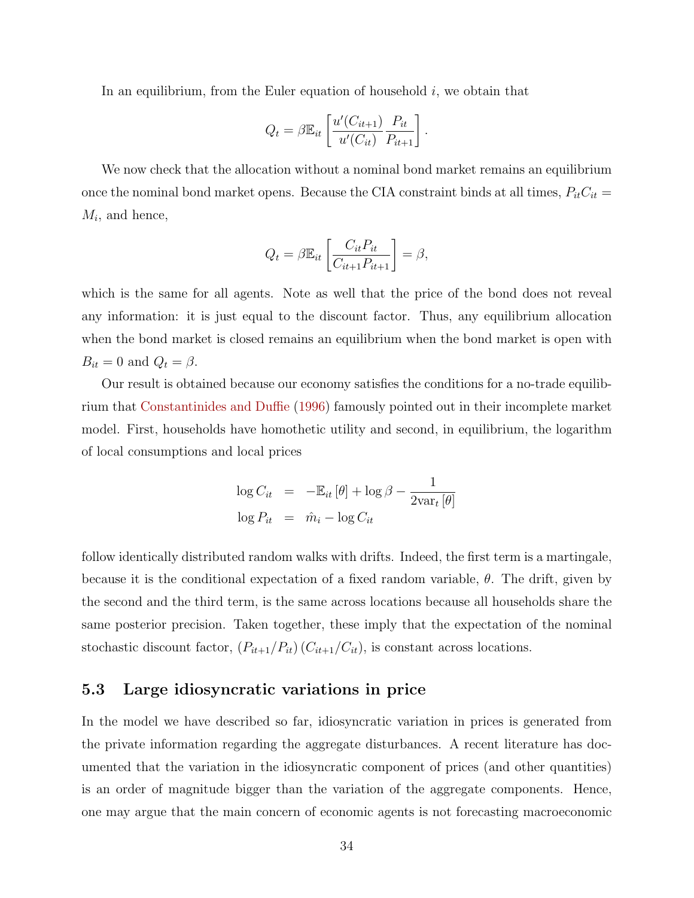In an equilibrium, from the Euler equation of household $i$, we obtain that

$$Q_t = \beta \mathbb{E}_{it}\left[\frac{u'(C_{it+1})}{u'(C_{it})}\frac{P_{it}}{P_{it+1}}\right].$$

We now check that the allocation without a nominal bond market remains an equilibrium once the nominal bond market opens. Because the CIA constraint binds at all times, $P_{it}C_{it} = M_i$, and hence,

$$Q_t = \beta \mathbb{E}_{it}\left[\frac{C_{it}P_{it}}{C_{it+1}P_{it+1}}\right] = \beta,$$

which is the same for all agents. Note as well that the price of the bond does not reveal any information: it is just equal to the discount factor. Thus, any equilibrium allocation when the bond market is closed remains an equilibrium when the bond market is open with $B_{it} = 0$ and $Q_t = \beta$.

Our result is obtained because our economy satisfies the conditions for a no-trade equilibrium that Constantinides and Duffie (1996) famously pointed out in their incomplete market model. First, households have homothetic utility and second, in equilibrium, the logarithm of local consumptions and local prices

$$\begin{aligned}
\log C_{it} &= -\mathbb{E}_{it}\left[\theta\right] + \log \beta - \frac{1}{2\text{var}_t\left[\theta\right]} \\
\log P_{it} &= \hat{m}_i - \log C_{it}
\end{aligned}$$

follow identically distributed random walks with drifts. Indeed, the first term is a martingale, because it is the conditional expectation of a fixed random variable, $\theta$. The drift, given by the second and the third term, is the same across locations because all households share the same posterior precision. Taken together, these imply that the expectation of the nominal stochastic discount factor, $(P_{it+1}/P_{it})(C_{it+1}/C_{it})$, is constant across locations.

## 5.3 Large idiosyncratic variations in price

In the model we have described so far, idiosyncratic variation in prices is generated from the private information regarding the aggregate disturbances. A recent literature has documented that the variation in the idiosyncratic component of prices (and other quantities) is an order of magnitude bigger than the variation of the aggregate components. Hence, one may argue that the main concern of economic agents is not forecasting macroeconomic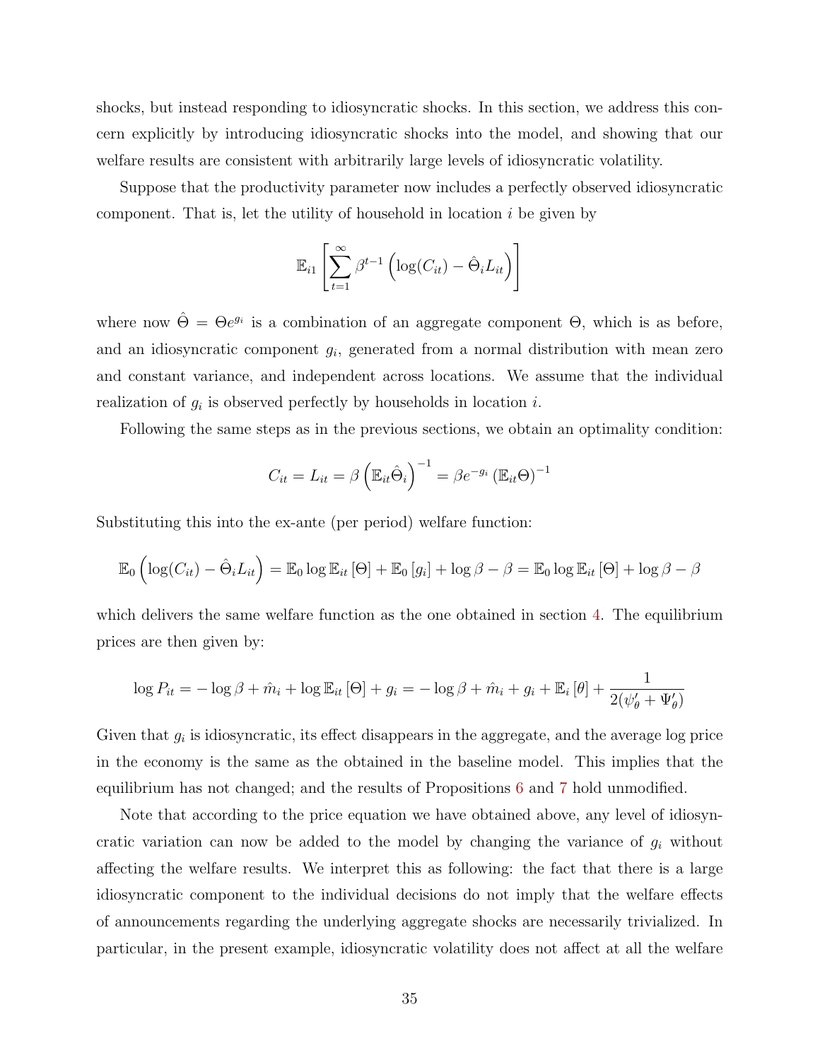shocks, but instead responding to idiosyncratic shocks. In this section, we address this concern explicitly by introducing idiosyncratic shocks into the model, and showing that our welfare results are consistent with arbitrarily large levels of idiosyncratic volatility.

Suppose that the productivity parameter now includes a perfectly observed idiosyncratic component. That is, let the utility of household in location $i$ be given by

$$\mathbb{E}_{i1}\left[\sum_{t=1}^{\infty}\beta^{t-1}\left(\log(C_{it}) - \hat{\Theta}_i L_{it}\right)\right]$$

where now $\hat{\Theta} = \Theta e^{g_i}$ is a combination of an aggregate component $\Theta$, which is as before, and an idiosyncratic component $g_i$, generated from a normal distribution with mean zero and constant variance, and independent across locations. We assume that the individual realization of $g_i$ is observed perfectly by households in location $i$.

Following the same steps as in the previous sections, we obtain an optimality condition:

$$C_{it} = L_{it} = \beta\left(\mathbb{E}_{it}\hat{\Theta}_i\right)^{-1} = \beta e^{-g_i}\left(\mathbb{E}_{it}\Theta\right)^{-1}$$

Substituting this into the ex-ante (per period) welfare function:

$$\mathbb{E}_0\left(\log(C_{it}) - \hat{\Theta}_i L_{it}\right) = \mathbb{E}_0 \log \mathbb{E}_{it}\left[\Theta\right] + \mathbb{E}_0\left[g_i\right] + \log\beta - \beta = \mathbb{E}_0 \log \mathbb{E}_{it}\left[\Theta\right] + \log\beta - \beta$$

which delivers the same welfare function as the one obtained in section 4. The equilibrium prices are then given by:

$$\log P_{it} = -\log\beta + \hat{m}_i + \log \mathbb{E}_{it}\left[\Theta\right] + g_i = -\log\beta + \hat{m}_i + g_i + \mathbb{E}_i\left[\theta\right] + \frac{1}{2(\psi'_\theta + \Psi'_\theta)}$$

Given that $g_i$ is idiosyncratic, its effect disappears in the aggregate, and the average log price in the economy is the same as the obtained in the baseline model. This implies that the equilibrium has not changed; and the results of Propositions 6 and 7 hold unmodified.

Note that according to the price equation we have obtained above, any level of idiosyncratic variation can now be added to the model by changing the variance of $g_i$ without affecting the welfare results. We interpret this as following: the fact that there is a large idiosyncratic component to the individual decisions do not imply that the welfare effects of announcements regarding the underlying aggregate shocks are necessarily trivialized. In particular, in the present example, idiosyncratic volatility does not affect at all the welfare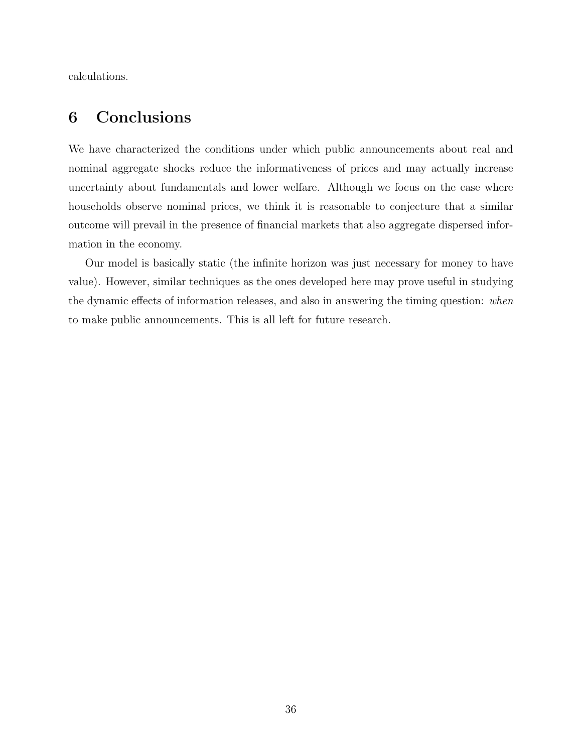calculations.

# 6 Conclusions

We have characterized the conditions under which public announcements about real and nominal aggregate shocks reduce the informativeness of prices and may actually increase uncertainty about fundamentals and lower welfare. Although we focus on the case where households observe nominal prices, we think it is reasonable to conjecture that a similar outcome will prevail in the presence of financial markets that also aggregate dispersed information in the economy.

Our model is basically static (the infinite horizon was just necessary for money to have value). However, similar techniques as the ones developed here may prove useful in studying the dynamic effects of information releases, and also in answering the timing question: *when* to make public announcements. This is all left for future research.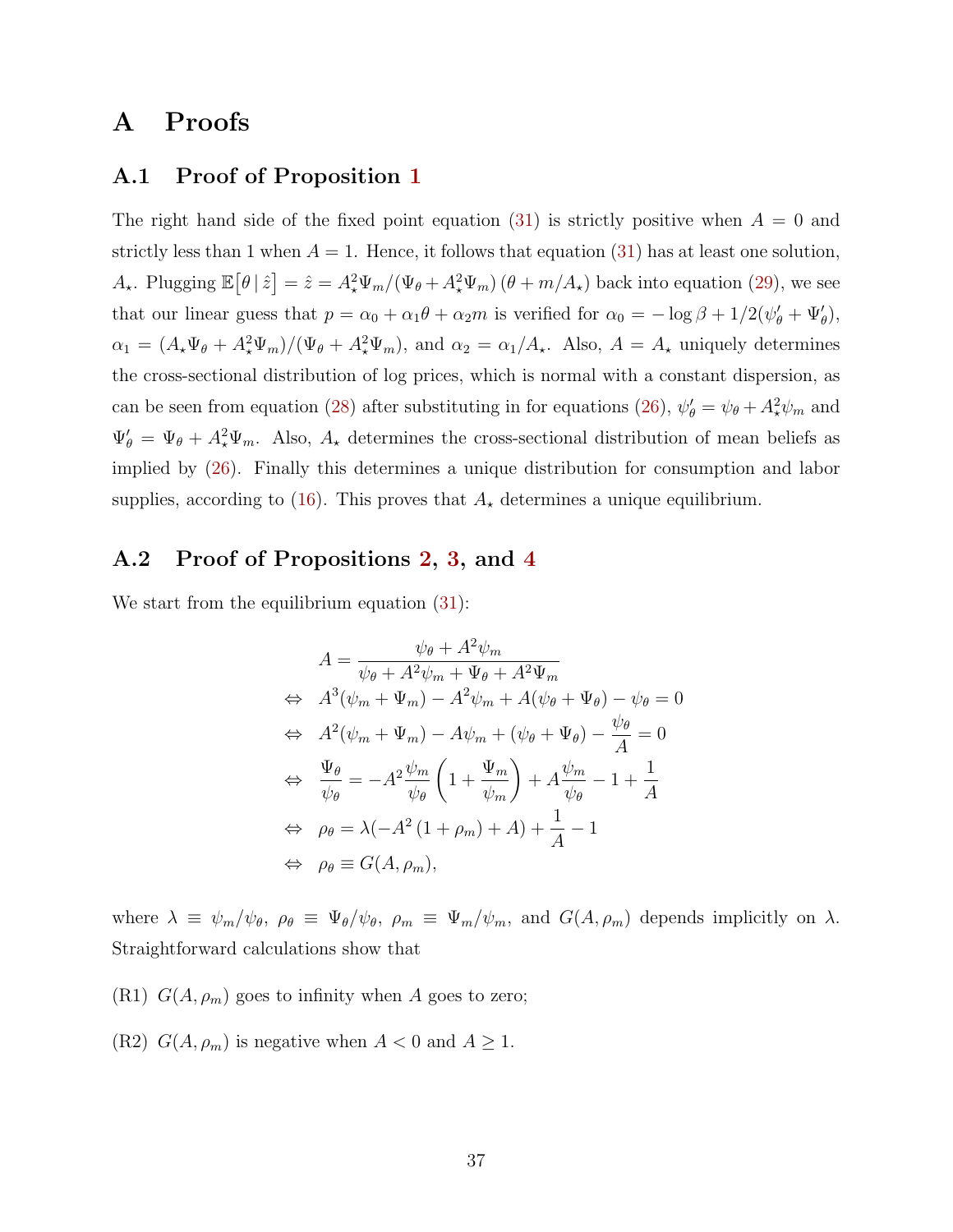# A Proofs

## A.1 Proof of Proposition 1

The right hand side of the fixed point equation (31) is strictly positive when $A = 0$ and strictly less than 1 when $A = 1$. Hence, it follows that equation (31) has at least one solution, $A_\star$. Plugging $\mathbb{E}\left[\theta \mid \hat{z}\right] = \hat{z} = A_\star^2 \Psi_m / (\Psi_\theta + A_\star^2 \Psi_m)\,(\theta + m/A_\star)$ back into equation (29), we see that our linear guess that $p = \alpha_0 + \alpha_1 \theta + \alpha_2 m$ is verified for $\alpha_0 = -\log\beta + 1/2(\psi'_\theta + \Psi'_\theta)$, $\alpha_1 = (A_\star \Psi_\theta + A_\star^2 \Psi_m)/(\Psi_\theta + A_\star^2 \Psi_m)$, and $\alpha_2 = \alpha_1 / A_\star$. Also, $A = A_\star$ uniquely determines the cross-sectional distribution of log prices, which is normal with a constant dispersion, as can be seen from equation (28) after substituting in for equations (26), $\psi'_\theta = \psi_\theta + A_\star^2 \psi_m$ and $\Psi'_\theta = \Psi_\theta + A_\star^2 \Psi_m$. Also, $A_\star$ determines the cross-sectional distribution of mean beliefs as implied by (26). Finally this determines a unique distribution for consumption and labor supplies, according to (16). This proves that $A_\star$ determines a unique equilibrium.

## A.2 Proof of Propositions 2, 3, and 4

We start from the equilibrium equation (31):

$$
\begin{aligned}
& A = \frac{\psi_\theta + A^2 \psi_m}{\psi_\theta + A^2 \psi_m + \Psi_\theta + A^2 \Psi_m} \\
\Leftrightarrow\quad & A^3(\psi_m + \Psi_m) - A^2 \psi_m + A(\psi_\theta + \Psi_\theta) - \psi_\theta = 0 \\
\Leftrightarrow\quad & A^2(\psi_m + \Psi_m) - A\psi_m + (\psi_\theta + \Psi_\theta) - \frac{\psi_\theta}{A} = 0 \\
\Leftrightarrow\quad & \frac{\Psi_\theta}{\psi_\theta} = -A^2 \frac{\psi_m}{\psi_\theta}\left(1 + \frac{\Psi_m}{\psi_m}\right) + A\frac{\psi_m}{\psi_\theta} - 1 + \frac{1}{A} \\
\Leftrightarrow\quad & \rho_\theta = \lambda(-A^2\left(1 + \rho_m\right) + A) + \frac{1}{A} - 1 \\
\Leftrightarrow\quad & \rho_\theta \equiv G(A, \rho_m),
\end{aligned}
$$

where $\lambda \equiv \psi_m/\psi_\theta$, $\rho_\theta \equiv \Psi_\theta/\psi_\theta$, $\rho_m \equiv \Psi_m/\psi_m$, and $G(A, \rho_m)$ depends implicitly on $\lambda$. Straightforward calculations show that

(R1) $G(A, \rho_m)$ goes to infinity when $A$ goes to zero;

(R2) $G(A, \rho_m)$ is negative when $A < 0$ and $A \geq 1$.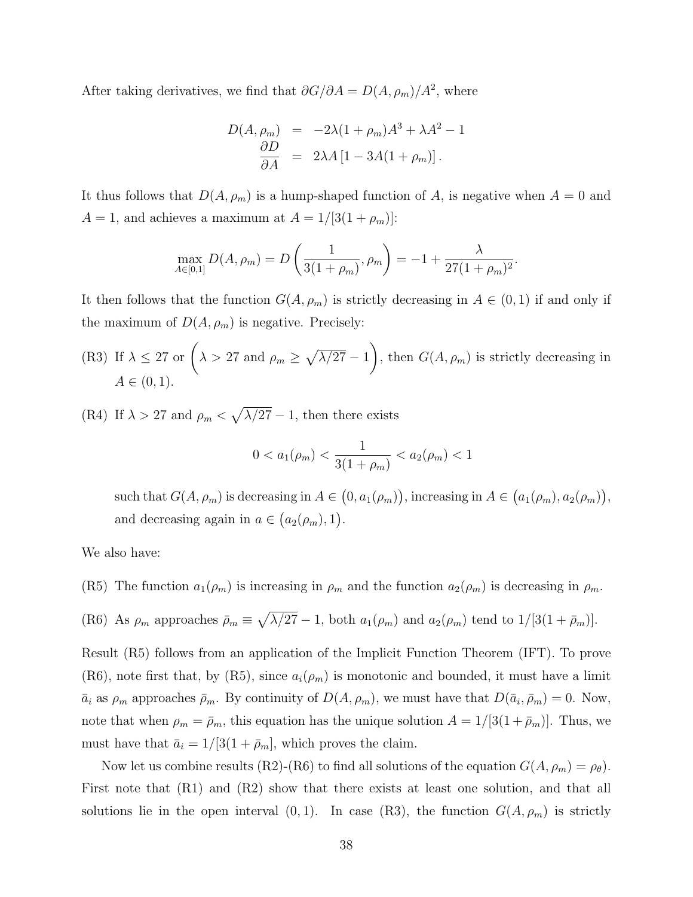After taking derivatives, we find that $\partial G/\partial A = D(A, \rho_m)/A^2$, where

$$
\begin{aligned}
D(A, \rho_m) &= -2\lambda(1+\rho_m)A^3 + \lambda A^2 - 1 \\
\frac{\partial D}{\partial A} &= 2\lambda A\left[1 - 3A(1+\rho_m)\right].
\end{aligned}
$$

It thus follows that $D(A, \rho_m)$ is a hump-shaped function of $A$, is negative when $A = 0$ and $A = 1$, and achieves a maximum at $A = 1/[3(1+\rho_m)]$:

$$
\max_{A\in[0,1]} D(A, \rho_m) = D\left(\frac{1}{3(1+\rho_m)}, \rho_m\right) = -1 + \frac{\lambda}{27(1+\rho_m)^2}.
$$

It then follows that the function $G(A, \rho_m)$ is strictly decreasing in $A \in (0,1)$ if and only if the maximum of $D(A, \rho_m)$ is negative. Precisely:

(R3) If $\lambda \leq 27$ or $\left(\lambda > 27 \text{ and } \rho_m \geq \sqrt{\lambda/27} - 1\right)$, then $G(A, \rho_m)$ is strictly decreasing in $A \in (0,1)$.

(R4) If $\lambda > 27$ and $\rho_m < \sqrt{\lambda/27} - 1$, then there exists

$$
0 < a_1(\rho_m) < \frac{1}{3(1+\rho_m)} < a_2(\rho_m) < 1
$$

such that $G(A, \rho_m)$ is decreasing in $A \in \big(0, a_1(\rho_m)\big)$, increasing in $A \in \big(a_1(\rho_m), a_2(\rho_m)\big)$, and decreasing again in $a \in \big(a_2(\rho_m), 1\big)$.

We also have:

(R5) The function $a_1(\rho_m)$ is increasing in $\rho_m$ and the function $a_2(\rho_m)$ is decreasing in $\rho_m$.

(R6) As $\rho_m$ approaches $\bar{\rho}_m \equiv \sqrt{\lambda/27} - 1$, both $a_1(\rho_m)$ and $a_2(\rho_m)$ tend to $1/[3(1+\bar{\rho}_m)]$.

Result (R5) follows from an application of the Implicit Function Theorem (IFT). To prove (R6), note first that, by (R5), since $a_i(\rho_m)$ is monotonic and bounded, it must have a limit $\bar{a}_i$ as $\rho_m$ approaches $\bar{\rho}_m$. By continuity of $D(A, \rho_m)$, we must have that $D(\bar{a}_i, \bar{\rho}_m) = 0$. Now, note that when $\rho_m = \bar{\rho}_m$, this equation has the unique solution $A = 1/[3(1+\bar{\rho}_m)]$. Thus, we must have that $\bar{a}_i = 1/[3(1+\bar{\rho}_m]$, which proves the claim.

Now let us combine results (R2)-(R6) to find all solutions of the equation $G(A, \rho_m) = \rho_\theta)$. First note that (R1) and (R2) show that there exists at least one solution, and that all solutions lie in the open interval $(0,1)$. In case (R3), the function $G(A, \rho_m)$ is strictly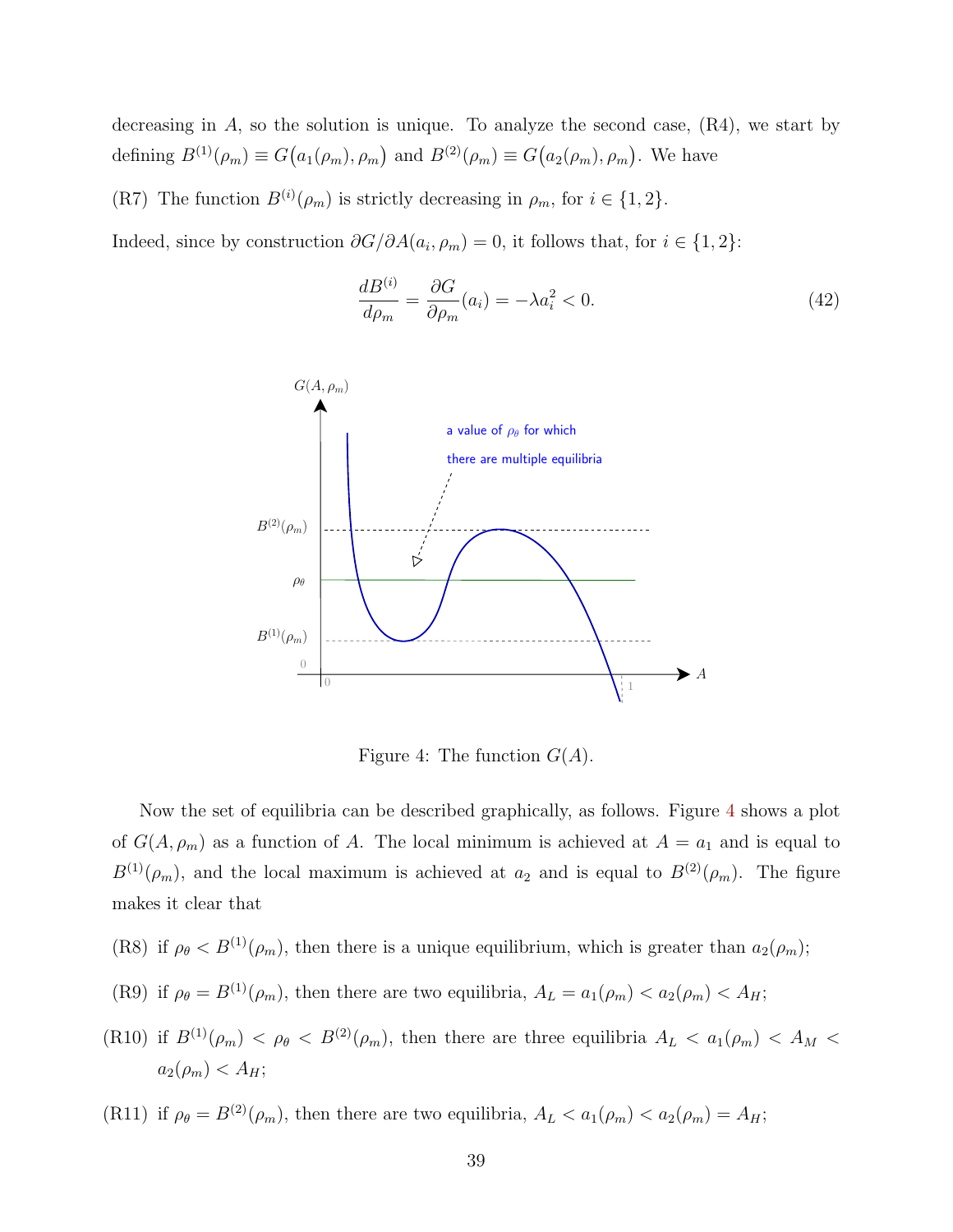decreasing in $A$, so the solution is unique. To analyze the second case, (R4), we start by defining $B^{(1)}(\rho_m) \equiv G\big(a_1(\rho_m), \rho_m\big)$ and $B^{(2)}(\rho_m) \equiv G\big(a_2(\rho_m), \rho_m\big)$. We have

(R7) The function $B^{(i)}(\rho_m)$ is strictly decreasing in $\rho_m$, for $i \in \{1, 2\}$.

Indeed, since by construction $\partial G/\partial A(a_i, \rho_m) = 0$, it follows that, for $i \in \{1, 2\}$:

$$\frac{dB^{(i)}}{d\rho_m} = \frac{\partial G}{\partial \rho_m}(a_i) = -\lambda a_i^2 < 0. \tag{42}$$

Figure 4: The function $G(A)$.

Now the set of equilibria can be described graphically, as follows. Figure 4 shows a plot of $G(A, \rho_m)$ as a function of $A$. The local minimum is achieved at $A = a_1$ and is equal to $B^{(1)}(\rho_m)$, and the local maximum is achieved at $a_2$ and is equal to $B^{(2)}(\rho_m)$. The figure makes it clear that

(R8) if $\rho_\theta < B^{(1)}(\rho_m)$, then there is a unique equilibrium, which is greater than $a_2(\rho_m)$;

(R9) if $\rho_\theta = B^{(1)}(\rho_m)$, then there are two equilibria, $A_L = a_1(\rho_m) < a_2(\rho_m) < A_H$;

(R10) if $B^{(1)}(\rho_m) < \rho_\theta < B^{(2)}(\rho_m)$, then there are three equilibria $A_L < a_1(\rho_m) < A_M < a_2(\rho_m) < A_H$;

(R11) if $\rho_\theta = B^{(2)}(\rho_m)$, then there are two equilibria, $A_L < a_1(\rho_m) < a_2(\rho_m) = A_H$;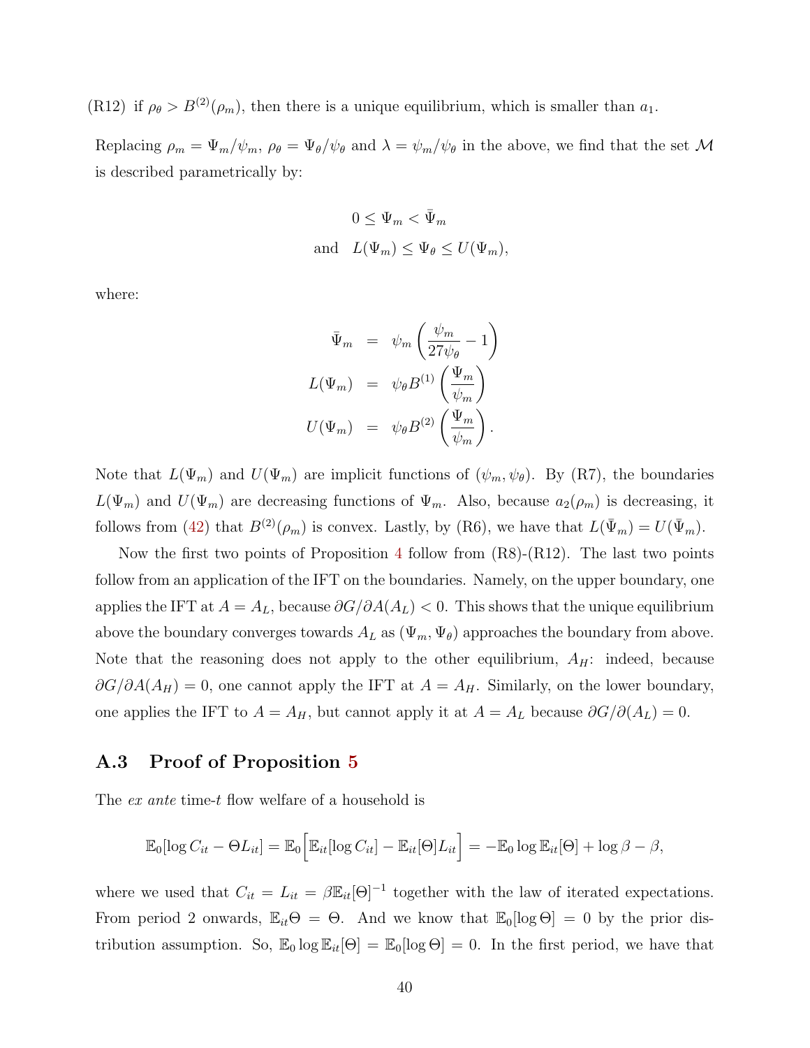(R12) if $\rho_\theta > B^{(2)}(\rho_m)$, then there is a unique equilibrium, which is smaller than $a_1$.

Replacing $\rho_m = \Psi_m/\psi_m$, $\rho_\theta = \Psi_\theta/\psi_\theta$ and $\lambda = \psi_m/\psi_\theta$ in the above, we find that the set $\mathcal{M}$ is described parametrically by:

$$
\begin{aligned}
& 0 \leq \Psi_m < \bar{\Psi}_m \\
\text{and} \quad & L(\Psi_m) \leq \Psi_\theta \leq U(\Psi_m),
\end{aligned}
$$

where:

$$
\begin{aligned}
\bar{\Psi}_m &= \psi_m \left( \frac{\psi_m}{27\psi_\theta} - 1 \right) \\
L(\Psi_m) &= \psi_\theta B^{(1)}\left( \frac{\Psi_m}{\psi_m} \right) \\
U(\Psi_m) &= \psi_\theta B^{(2)}\left( \frac{\Psi_m}{\psi_m} \right).
\end{aligned}
$$

Note that $L(\Psi_m)$ and $U(\Psi_m)$ are implicit functions of $(\psi_m, \psi_\theta)$. By (R7), the boundaries $L(\Psi_m)$ and $U(\Psi_m)$ are decreasing functions of $\Psi_m$. Also, because $a_2(\rho_m)$ is decreasing, it follows from (42) that $B^{(2)}(\rho_m)$ is convex. Lastly, by (R6), we have that $L(\bar{\Psi}_m) = U(\bar{\Psi}_m)$.

Now the first two points of Proposition 4 follow from (R8)-(R12). The last two points follow from an application of the IFT on the boundaries. Namely, on the upper boundary, one applies the IFT at $A = A_L$, because $\partial G/\partial A(A_L) < 0$. This shows that the unique equilibrium above the boundary converges towards $A_L$ as $(\Psi_m, \Psi_\theta)$ approaches the boundary from above. Note that the reasoning does not apply to the other equilibrium, $A_H$: indeed, because $\partial G/\partial A(A_H) = 0$, one cannot apply the IFT at $A = A_H$. Similarly, on the lower boundary, one applies the IFT to $A = A_H$, but cannot apply it at $A = A_L$ because $\partial G/\partial(A_L) = 0$.

## A.3 Proof of Proposition 5

The *ex ante* time-$t$ flow welfare of a household is

$$
\mathbb{E}_0[\log C_{it} - \Theta L_{it}] = \mathbb{E}_0\Big[\mathbb{E}_{it}[\log C_{it}] - \mathbb{E}_{it}[\Theta] L_{it}\Big] = -\mathbb{E}_0 \log \mathbb{E}_{it}[\Theta] + \log \beta - \beta,
$$

where we used that $C_{it} = L_{it} = \beta \mathbb{E}_{it}[\Theta]^{-1}$ together with the law of iterated expectations. From period 2 onwards, $\mathbb{E}_{it}\Theta = \Theta$. And we know that $\mathbb{E}_0[\log \Theta] = 0$ by the prior distribution assumption. So, $\mathbb{E}_0 \log \mathbb{E}_{it}[\Theta] = \mathbb{E}_0[\log \Theta] = 0$. In the first period, we have that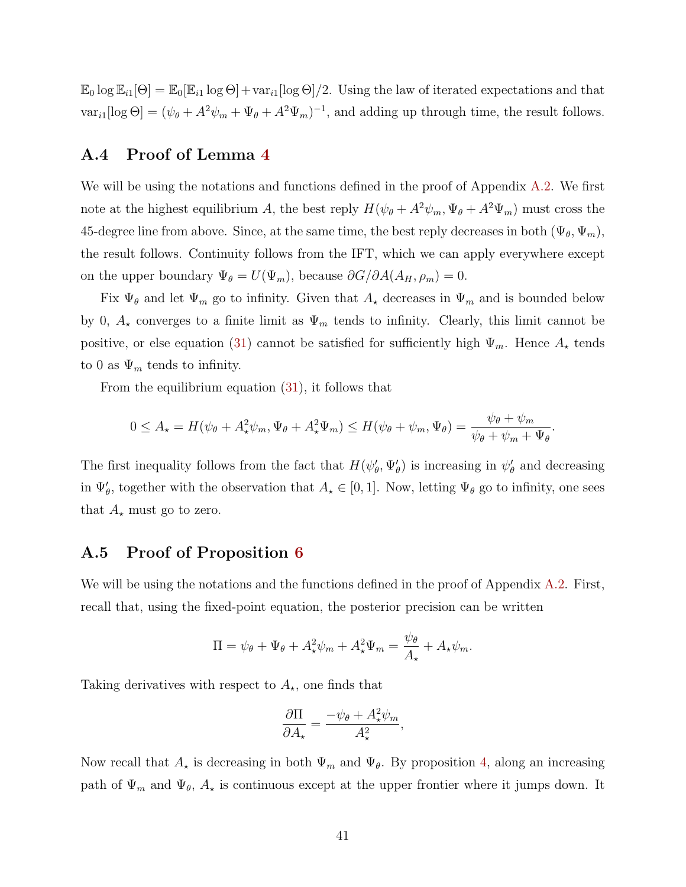$\mathbb{E}_0 \log \mathbb{E}_{i1}[\Theta] = \mathbb{E}_0[\mathbb{E}_{i1} \log \Theta] + \text{var}_{i1}[\log \Theta]/2$. Using the law of iterated expectations and that $\text{var}_{i1}[\log \Theta] = (\psi_\theta + A^2\psi_m + \Psi_\theta + A^2\Psi_m)^{-1}$, and adding up through time, the result follows.

## A.4 Proof of Lemma 4

We will be using the notations and functions defined in the proof of Appendix A.2. We first note at the highest equilibrium $A$, the best reply $H(\psi_\theta + A^2\psi_m, \Psi_\theta + A^2\Psi_m)$ must cross the 45-degree line from above. Since, at the same time, the best reply decreases in both $(\Psi_\theta, \Psi_m)$, the result follows. Continuity follows from the IFT, which we can apply everywhere except on the upper boundary $\Psi_\theta = U(\Psi_m)$, because $\partial G / \partial A(A_H, \rho_m) = 0$.

Fix $\Psi_\theta$ and let $\Psi_m$ go to infinity. Given that $A_\star$ decreases in $\Psi_m$ and is bounded below by 0, $A_\star$ converges to a finite limit as $\Psi_m$ tends to infinity. Clearly, this limit cannot be positive, or else equation (31) cannot be satisfied for sufficiently high $\Psi_m$. Hence $A_\star$ tends to 0 as $\Psi_m$ tends to infinity.

From the equilibrium equation (31), it follows that

$$0 \leq A_\star = H(\psi_\theta + A_\star^2\psi_m, \Psi_\theta + A_\star^2\Psi_m) \leq H(\psi_\theta + \psi_m, \Psi_\theta) = \frac{\psi_\theta + \psi_m}{\psi_\theta + \psi_m + \Psi_\theta}.$$

The first inequality follows from the fact that $H(\psi'_\theta, \Psi'_\theta)$ is increasing in $\psi'_\theta$ and decreasing in $\Psi'_\theta$, together with the observation that $A_\star \in [0, 1]$. Now, letting $\Psi_\theta$ go to infinity, one sees that $A_\star$ must go to zero.

## A.5 Proof of Proposition 6

We will be using the notations and the functions defined in the proof of Appendix A.2. First, recall that, using the fixed-point equation, the posterior precision can be written

$$\Pi = \psi_\theta + \Psi_\theta + A_\star^2\psi_m + A_\star^2\Psi_m = \frac{\psi_\theta}{A_\star} + A_\star\psi_m.$$

Taking derivatives with respect to $A_\star$, one finds that

$$\frac{\partial \Pi}{\partial A_\star} = \frac{-\psi_\theta + A_\star^2\psi_m}{A_\star^2},$$

Now recall that $A_\star$ is decreasing in both $\Psi_m$ and $\Psi_\theta$. By proposition 4, along an increasing path of $\Psi_m$ and $\Psi_\theta$, $A_\star$ is continuous except at the upper frontier where it jumps down. It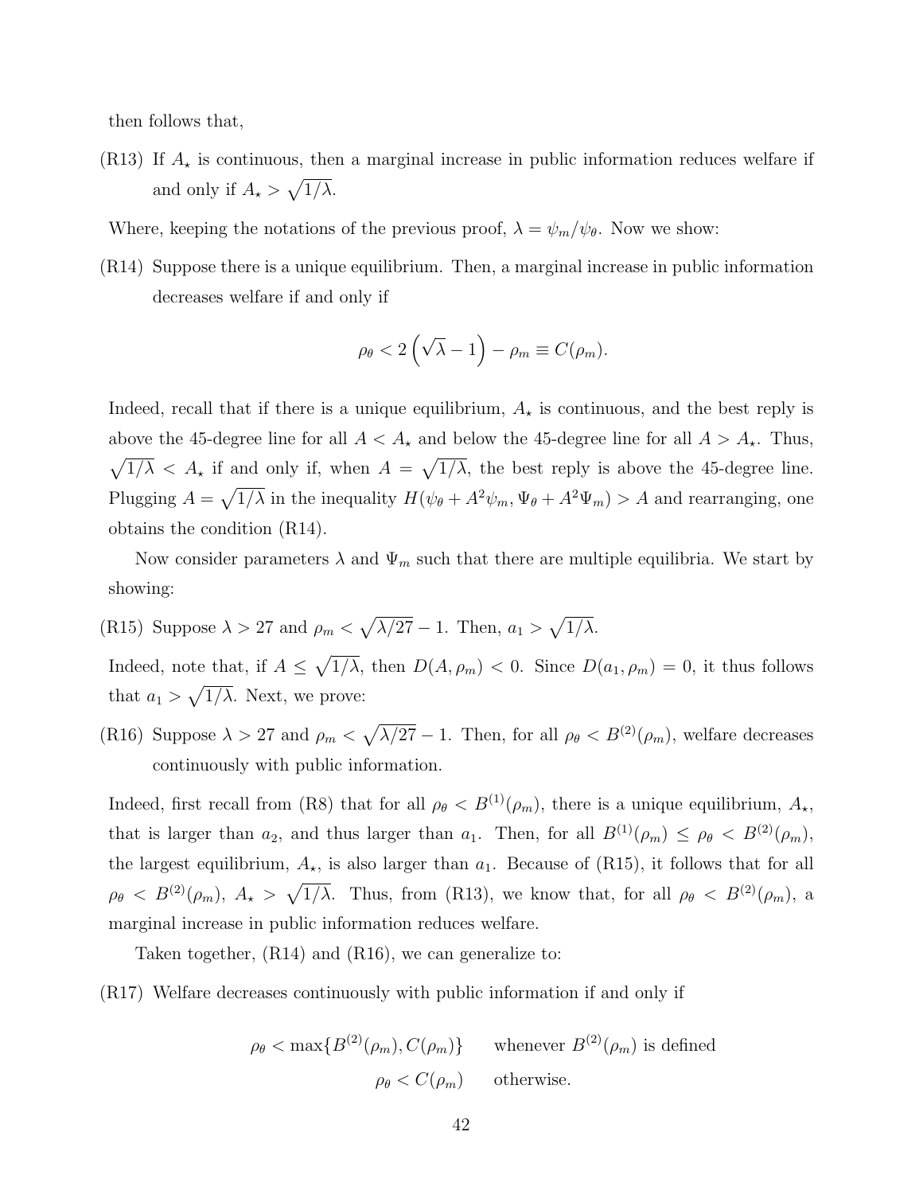then follows that,

(R13) If $A_\star$ is continuous, then a marginal increase in public information reduces welfare if and only if $A_\star > \sqrt{1/\lambda}$.

Where, keeping the notations of the previous proof, $\lambda = \psi_m/\psi_\theta$. Now we show:

(R14) Suppose there is a unique equilibrium. Then, a marginal increase in public information decreases welfare if and only if

$$\rho_\theta < 2\left(\sqrt{\lambda} - 1\right) - \rho_m \equiv C(\rho_m).$$

Indeed, recall that if there is a unique equilibrium, $A_\star$ is continuous, and the best reply is above the 45-degree line for all $A < A_\star$ and below the 45-degree line for all $A > A_\star$. Thus, $\sqrt{1/\lambda} < A_\star$ if and only if, when $A = \sqrt{1/\lambda}$, the best reply is above the 45-degree line. Plugging $A = \sqrt{1/\lambda}$ in the inequality $H(\psi_\theta + A^2\psi_m, \Psi_\theta + A^2\Psi_m) > A$ and rearranging, one obtains the condition (R14).

Now consider parameters $\lambda$ and $\Psi_m$ such that there are multiple equilibria. We start by showing:

(R15) Suppose $\lambda > 27$ and $\rho_m < \sqrt{\lambda/27} - 1$. Then, $a_1 > \sqrt{1/\lambda}$.

Indeed, note that, if $A \leq \sqrt{1/\lambda}$, then $D(A, \rho_m) < 0$. Since $D(a_1, \rho_m) = 0$, it thus follows that $a_1 > \sqrt{1/\lambda}$. Next, we prove:

(R16) Suppose $\lambda > 27$ and $\rho_m < \sqrt{\lambda/27} - 1$. Then, for all $\rho_\theta < B^{(2)}(\rho_m)$, welfare decreases continuously with public information.

Indeed, first recall from (R8) that for all $\rho_\theta < B^{(1)}(\rho_m)$, there is a unique equilibrium, $A_\star$, that is larger than $a_2$, and thus larger than $a_1$. Then, for all $B^{(1)}(\rho_m) \leq \rho_\theta < B^{(2)}(\rho_m)$, the largest equilibrium, $A_\star$, is also larger than $a_1$. Because of (R15), it follows that for all $\rho_\theta < B^{(2)}(\rho_m)$, $A_\star > \sqrt{1/\lambda}$. Thus, from (R13), we know that, for all $\rho_\theta < B^{(2)}(\rho_m)$, a marginal increase in public information reduces welfare.

Taken together, (R14) and (R16), we can generalize to:

(R17) Welfare decreases continuously with public information if and only if

$$\rho_\theta < \max\{B^{(2)}(\rho_m), C(\rho_m)\} \qquad \text{whenever } B^{(2)}(\rho_m) \text{ is defined}$$

$$\rho_\theta < C(\rho_m) \qquad \text{otherwise.}$$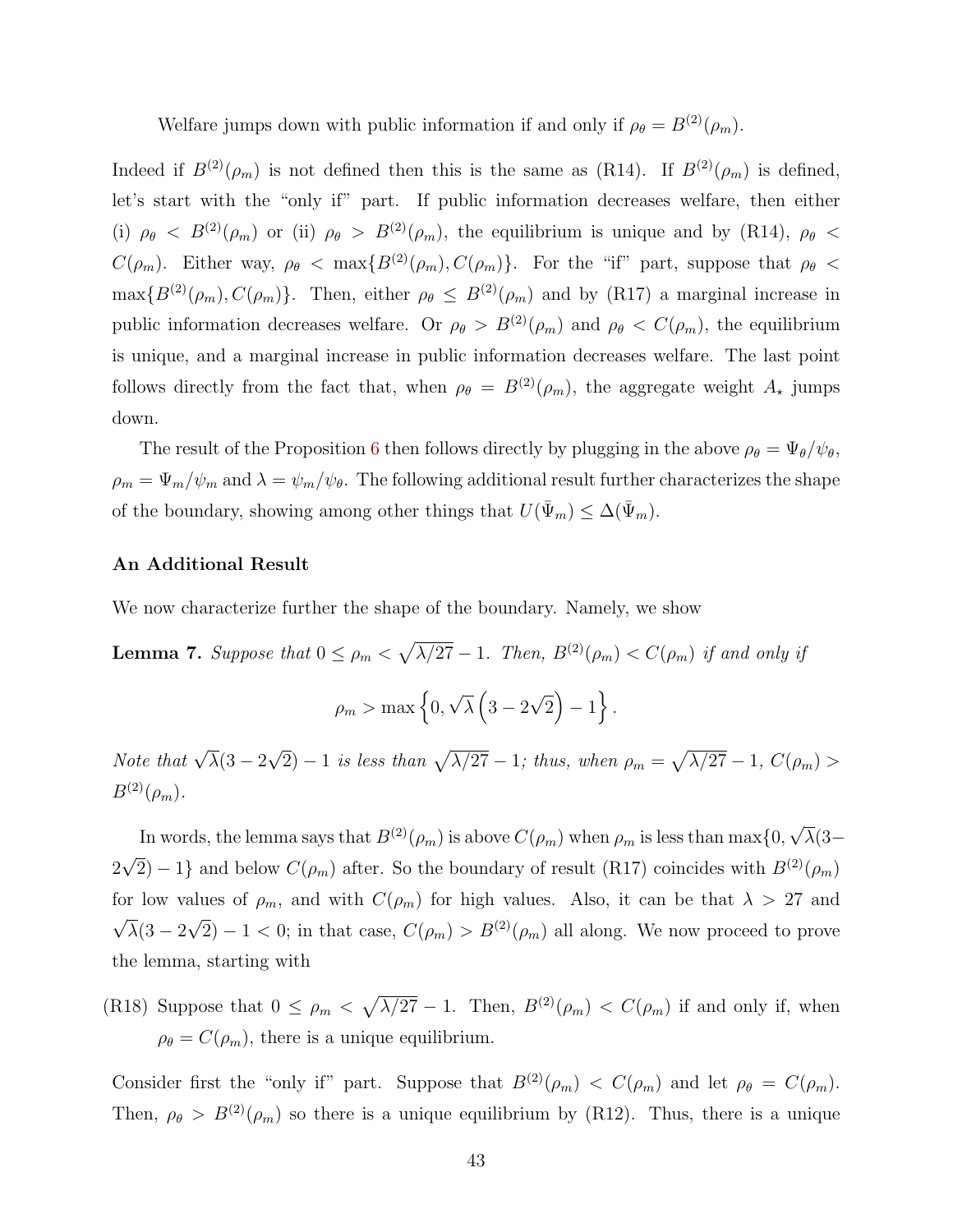Welfare jumps down with public information if and only if $\rho_\theta = B^{(2)}(\rho_m)$.

Indeed if $B^{(2)}(\rho_m)$ is not defined then this is the same as (R14). If $B^{(2)}(\rho_m)$ is defined, let's start with the "only if" part. If public information decreases welfare, then either (i) $\rho_\theta < B^{(2)}(\rho_m)$ or (ii) $\rho_\theta > B^{(2)}(\rho_m)$, the equilibrium is unique and by (R14), $\rho_\theta < C(\rho_m)$. Either way, $\rho_\theta < \max\{B^{(2)}(\rho_m), C(\rho_m)\}$. For the "if" part, suppose that $\rho_\theta < \max\{B^{(2)}(\rho_m), C(\rho_m)\}$. Then, either $\rho_\theta \leq B^{(2)}(\rho_m)$ and by (R17) a marginal increase in public information decreases welfare. Or $\rho_\theta > B^{(2)}(\rho_m)$ and $\rho_\theta < C(\rho_m)$, the equilibrium is unique, and a marginal increase in public information decreases welfare. The last point follows directly from the fact that, when $\rho_\theta = B^{(2)}(\rho_m)$, the aggregate weight $A_\star$ jumps down.

The result of the Proposition 6 then follows directly by plugging in the above $\rho_\theta = \Psi_\theta/\psi_\theta$, $\rho_m = \Psi_m/\psi_m$ and $\lambda = \psi_m/\psi_\theta$. The following additional result further characterizes the shape of the boundary, showing among other things that $U(\bar{\Psi}_m) \leq \Delta(\bar{\Psi}_m)$.

### An Additional Result

We now characterize further the shape of the boundary. Namely, we show

**Lemma 7.** *Suppose that $0 \leq \rho_m < \sqrt{\lambda/27} - 1$. Then, $B^{(2)}(\rho_m) < C(\rho_m)$ if and only if*

$$\rho_m > \max\left\{0, \sqrt{\lambda}\left(3 - 2\sqrt{2}\right) - 1\right\}.$$

*Note that $\sqrt{\lambda}(3 - 2\sqrt{2}) - 1$ is less than $\sqrt{\lambda/27} - 1$; thus, when $\rho_m = \sqrt{\lambda/27} - 1$, $C(\rho_m) > B^{(2)}(\rho_m)$.*

In words, the lemma says that $B^{(2)}(\rho_m)$ is above $C(\rho_m)$ when $\rho_m$ is less than $\max\{0, \sqrt{\lambda}(3 - 2\sqrt{2}) - 1\}$ and below $C(\rho_m)$ after. So the boundary of result (R17) coincides with $B^{(2)}(\rho_m)$ for low values of $\rho_m$, and with $C(\rho_m)$ for high values. Also, it can be that $\lambda > 27$ and $\sqrt{\lambda}(3 - 2\sqrt{2}) - 1 < 0$; in that case, $C(\rho_m) > B^{(2)}(\rho_m)$ all along. We now proceed to prove the lemma, starting with

(R18) Suppose that $0 \leq \rho_m < \sqrt{\lambda/27} - 1$. Then, $B^{(2)}(\rho_m) < C(\rho_m)$ if and only if, when $\rho_\theta = C(\rho_m)$, there is a unique equilibrium.

Consider first the "only if" part. Suppose that $B^{(2)}(\rho_m) < C(\rho_m)$ and let $\rho_\theta = C(\rho_m)$. Then, $\rho_\theta > B^{(2)}(\rho_m)$ so there is a unique equilibrium by (R12). Thus, there is a unique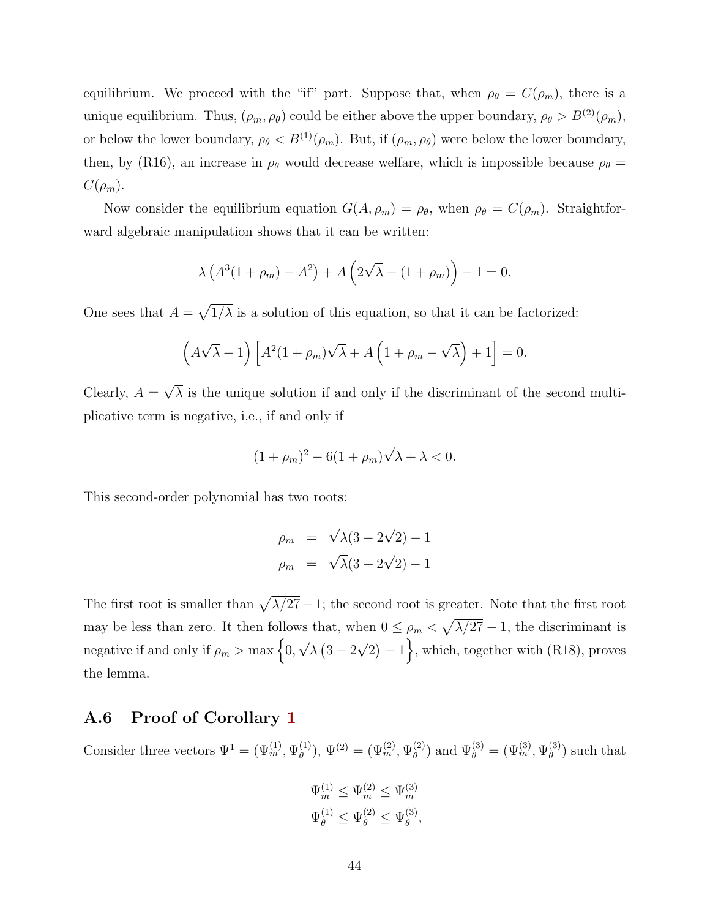equilibrium. We proceed with the "if" part. Suppose that, when $\rho_\theta = C(\rho_m)$, there is a unique equilibrium. Thus, $(\rho_m, \rho_\theta)$ could be either above the upper boundary, $\rho_\theta > B^{(2)}(\rho_m)$, or below the lower boundary, $\rho_\theta < B^{(1)}(\rho_m)$. But, if $(\rho_m, \rho_\theta)$ were below the lower boundary, then, by (R16), an increase in $\rho_\theta$ would decrease welfare, which is impossible because $\rho_\theta = C(\rho_m)$.

Now consider the equilibrium equation $G(A, \rho_m) = \rho_\theta$, when $\rho_\theta = C(\rho_m)$. Straightforward algebraic manipulation shows that it can be written:

$$\lambda \left(A^3(1+\rho_m) - A^2\right) + A\left(2\sqrt{\lambda} - (1+\rho_m)\right) - 1 = 0.$$

One sees that $A = \sqrt{1/\lambda}$ is a solution of this equation, so that it can be factorized:

$$\left(A\sqrt{\lambda} - 1\right)\left[A^2(1+\rho_m)\sqrt{\lambda} + A\left(1+\rho_m - \sqrt{\lambda}\right) + 1\right] = 0.$$

Clearly, $A = \sqrt{\lambda}$ is the unique solution if and only if the discriminant of the second multiplicative term is negative, i.e., if and only if

$$(1+\rho_m)^2 - 6(1+\rho_m)\sqrt{\lambda} + \lambda < 0.$$

This second-order polynomial has two roots:

$$\begin{aligned}
\rho_m &= \sqrt{\lambda}(3 - 2\sqrt{2}) - 1 \\
\rho_m &= \sqrt{\lambda}(3 + 2\sqrt{2}) - 1
\end{aligned}$$

The first root is smaller than $\sqrt{\lambda/27} - 1$; the second root is greater. Note that the first root may be less than zero. It then follows that, when $0 \le \rho_m < \sqrt{\lambda/27} - 1$, the discriminant is negative if and only if $\rho_m > \max\left\{0, \sqrt{\lambda}\left(3 - 2\sqrt{2}\right) - 1\right\}$, which, together with (R18), proves the lemma.

## A.6 Proof of Corollary 1

Consider three vectors $\Psi^1 = (\Psi_m^{(1)}, \Psi_\theta^{(1)})$, $\Psi^{(2)} = (\Psi_m^{(2)}, \Psi_\theta^{(2)})$ and $\Psi_\theta^{(3)} = (\Psi_m^{(3)}, \Psi_\theta^{(3)})$ such that

$$\begin{aligned}
\Psi_m^{(1)} \le \Psi_m^{(2)} \le \Psi_m^{(3)} \\
\Psi_\theta^{(1)} \le \Psi_\theta^{(2)} \le \Psi_\theta^{(3)},
\end{aligned}$$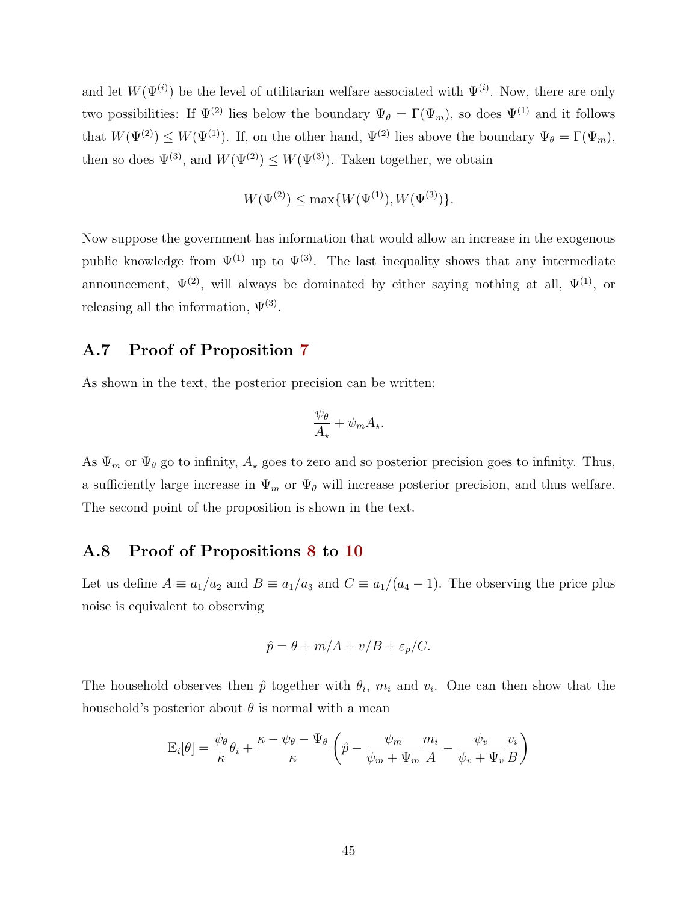and let $W(\Psi^{(i)})$ be the level of utilitarian welfare associated with $\Psi^{(i)}$. Now, there are only two possibilities: If $\Psi^{(2)}$ lies below the boundary $\Psi_\theta = \Gamma(\Psi_m)$, so does $\Psi^{(1)}$ and it follows that $W(\Psi^{(2)}) \leq W(\Psi^{(1)})$. If, on the other hand, $\Psi^{(2)}$ lies above the boundary $\Psi_\theta = \Gamma(\Psi_m)$, then so does $\Psi^{(3)}$, and $W(\Psi^{(2)}) \leq W(\Psi^{(3)})$. Taken together, we obtain

$$W(\Psi^{(2)}) \leq \max\{W(\Psi^{(1)}), W(\Psi^{(3)})\}.$$

Now suppose the government has information that would allow an increase in the exogenous public knowledge from $\Psi^{(1)}$ up to $\Psi^{(3)}$. The last inequality shows that any intermediate announcement, $\Psi^{(2)}$, will always be dominated by either saying nothing at all, $\Psi^{(1)}$, or releasing all the information, $\Psi^{(3)}$.

## A.7 Proof of Proposition 7

As shown in the text, the posterior precision can be written:

$$\frac{\psi_\theta}{A_\star} + \psi_m A_\star.$$

As $\Psi_m$ or $\Psi_\theta$ go to infinity, $A_\star$ goes to zero and so posterior precision goes to infinity. Thus, a sufficiently large increase in $\Psi_m$ or $\Psi_\theta$ will increase posterior precision, and thus welfare. The second point of the proposition is shown in the text.

## A.8 Proof of Propositions 8 to 10

Let us define $A \equiv a_1/a_2$ and $B \equiv a_1/a_3$ and $C \equiv a_1/(a_4 - 1)$. The observing the price plus noise is equivalent to observing

$$\hat{p} = \theta + m/A + v/B + \varepsilon_p/C.$$

The household observes then $\hat{p}$ together with $\theta_i$, $m_i$ and $v_i$. One can then show that the household's posterior about $\theta$ is normal with a mean

$$\mathbb{E}_i[\theta] = \frac{\psi_\theta}{\kappa}\theta_i + \frac{\kappa - \psi_\theta - \Psi_\theta}{\kappa}\left(\hat{p} - \frac{\psi_m}{\psi_m + \Psi_m}\frac{m_i}{A} - \frac{\psi_v}{\psi_v + \Psi_v}\frac{v_i}{B}\right)$$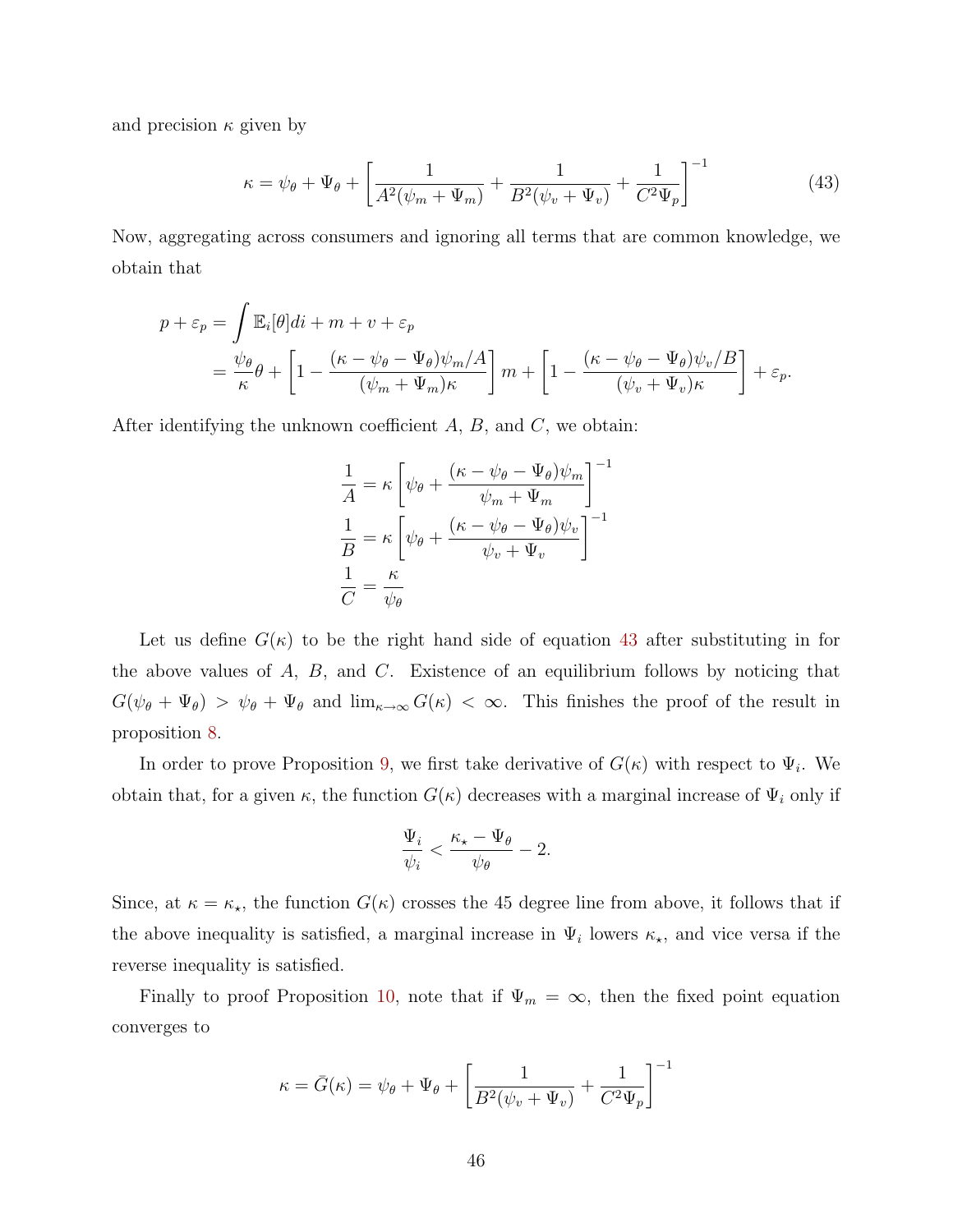and precision $\kappa$ given by

$$\kappa = \psi_\theta + \Psi_\theta + \left[\frac{1}{A^2(\psi_m + \Psi_m)} + \frac{1}{B^2(\psi_v + \Psi_v)} + \frac{1}{C^2\Psi_p}\right]^{-1} \tag{43}$$

Now, aggregating across consumers and ignoring all terms that are common knowledge, we obtain that

$$\begin{aligned}
p + \varepsilon_p &= \int \mathbb{E}_i[\theta] di + m + v + \varepsilon_p \\
&= \frac{\psi_\theta}{\kappa}\theta + \left[1 - \frac{(\kappa - \psi_\theta - \Psi_\theta)\psi_m/A}{(\psi_m + \Psi_m)\kappa}\right] m + \left[1 - \frac{(\kappa - \psi_\theta - \Psi_\theta)\psi_v/B}{(\psi_v + \Psi_v)\kappa}\right] + \varepsilon_p.
\end{aligned}$$

After identifying the unknown coefficient $A$, $B$, and $C$, we obtain:

$$\begin{aligned}
\frac{1}{A} &= \kappa \left[\psi_\theta + \frac{(\kappa - \psi_\theta - \Psi_\theta)\psi_m}{\psi_m + \Psi_m}\right]^{-1} \\
\frac{1}{B} &= \kappa \left[\psi_\theta + \frac{(\kappa - \psi_\theta - \Psi_\theta)\psi_v}{\psi_v + \Psi_v}\right]^{-1} \\
\frac{1}{C} &= \frac{\kappa}{\psi_\theta}
\end{aligned}$$

Let us define $G(\kappa)$ to be the right hand side of equation 43 after substituting in for the above values of $A$, $B$, and $C$. Existence of an equilibrium follows by noticing that $G(\psi_\theta + \Psi_\theta) > \psi_\theta + \Psi_\theta$ and $\lim_{\kappa\to\infty} G(\kappa) < \infty$. This finishes the proof of the result in proposition 8.

In order to prove Proposition 9, we first take derivative of $G(\kappa)$ with respect to $\Psi_i$. We obtain that, for a given $\kappa$, the function $G(\kappa)$ decreases with a marginal increase of $\Psi_i$ only if

$$\frac{\Psi_i}{\psi_i} < \frac{\kappa_\star - \Psi_\theta}{\psi_\theta} - 2.$$

Since, at $\kappa = \kappa_\star$, the function $G(\kappa)$ crosses the 45 degree line from above, it follows that if the above inequality is satisfied, a marginal increase in $\Psi_i$ lowers $\kappa_\star$, and vice versa if the reverse inequality is satisfied.

Finally to proof Proposition 10, note that if $\Psi_m = \infty$, then the fixed point equation converges to

$$\kappa = \bar{G}(\kappa) = \psi_\theta + \Psi_\theta + \left[\frac{1}{B^2(\psi_v + \Psi_v)} + \frac{1}{C^2\Psi_p}\right]^{-1}$$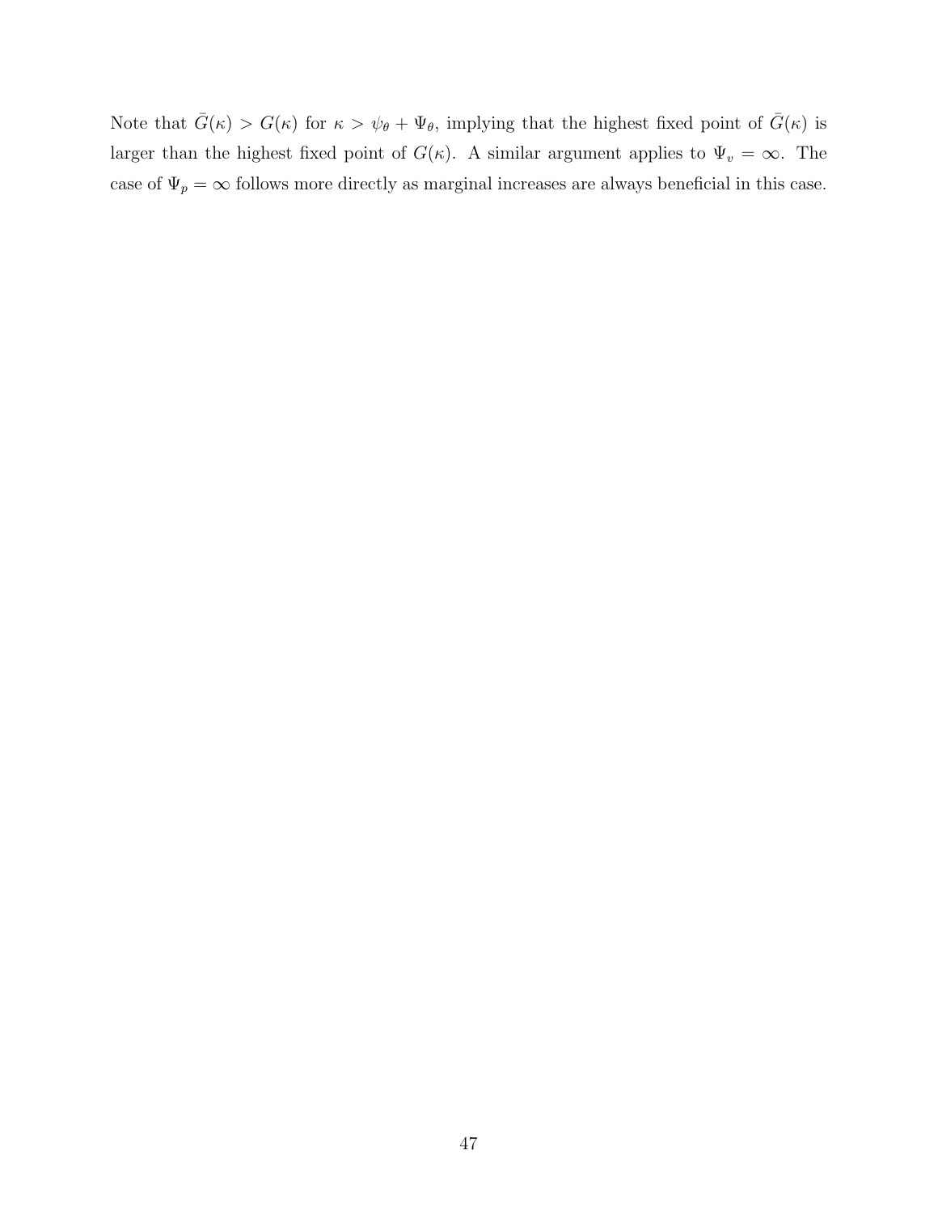Note that $\bar{G}(\kappa) > G(\kappa)$ for $\kappa > \psi_\theta + \Psi_\theta$, implying that the highest fixed point of $\bar{G}(\kappa)$ is larger than the highest fixed point of $G(\kappa)$. A similar argument applies to $\Psi_v = \infty$. The case of $\Psi_p = \infty$ follows more directly as marginal increases are always beneficial in this case.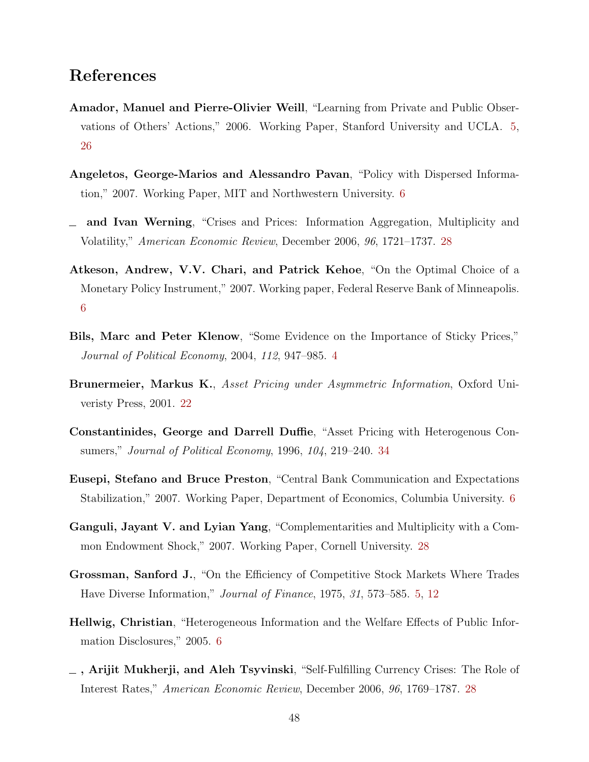## References

**Amador, Manuel and Pierre-Olivier Weill**, "Learning from Private and Public Observations of Others' Actions," 2006. Working Paper, Stanford University and UCLA. 5, 26

**Angeletos, George-Marios and Alessandro Pavan**, "Policy with Dispersed Information," 2007. Working Paper, MIT and Northwestern University. 6

**\_ and Ivan Werning**, "Crises and Prices: Information Aggregation, Multiplicity and Volatility," *American Economic Review*, December 2006, *96*, 1721–1737. 28

**Atkeson, Andrew, V.V. Chari, and Patrick Kehoe**, "On the Optimal Choice of a Monetary Policy Instrument," 2007. Working paper, Federal Reserve Bank of Minneapolis. 6

**Bils, Marc and Peter Klenow**, "Some Evidence on the Importance of Sticky Prices," *Journal of Political Economy*, 2004, *112*, 947–985. 4

**Brunermeier, Markus K.**, *Asset Pricing under Asymmetric Information*, Oxford Univeristy Press, 2001. 22

**Constantinides, George and Darrell Duffie**, "Asset Pricing with Heterogenous Consumers," *Journal of Political Economy*, 1996, *104*, 219–240. 34

**Eusepi, Stefano and Bruce Preston**, "Central Bank Communication and Expectations Stabilization," 2007. Working Paper, Department of Economics, Columbia University. 6

**Ganguli, Jayant V. and Lyian Yang**, "Complementarities and Multiplicity with a Common Endowment Shock," 2007. Working Paper, Cornell University. 28

**Grossman, Sanford J.**, "On the Efficiency of Competitive Stock Markets Where Trades Have Diverse Information," *Journal of Finance*, 1975, *31*, 573–585. 5, 12

**Hellwig, Christian**, "Heterogeneous Information and the Welfare Effects of Public Information Disclosures," 2005. 6

**\_, Arijit Mukherji, and Aleh Tsyvinski**, "Self-Fulfilling Currency Crises: The Role of Interest Rates," *American Economic Review*, December 2006, *96*, 1769–1787. 28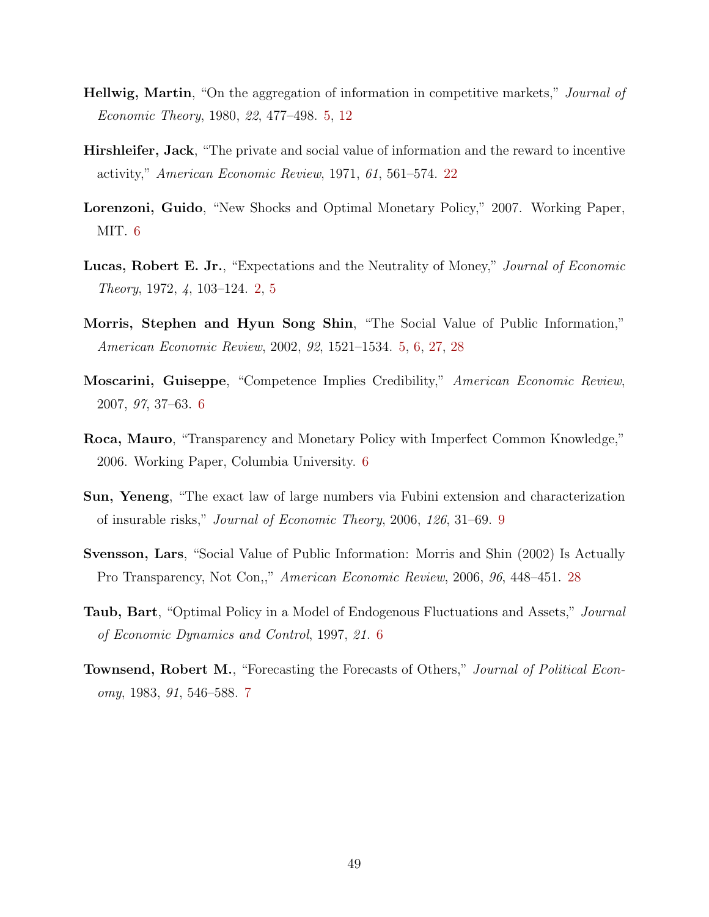**Hellwig, Martin**, "On the aggregation of information in competitive markets," *Journal of Economic Theory*, 1980, *22*, 477–498. 5, 12

**Hirshleifer, Jack**, "The private and social value of information and the reward to incentive activity," *American Economic Review*, 1971, *61*, 561–574. 22

**Lorenzoni, Guido**, "New Shocks and Optimal Monetary Policy," 2007. Working Paper, MIT. 6

**Lucas, Robert E. Jr.**, "Expectations and the Neutrality of Money," *Journal of Economic Theory*, 1972, *4*, 103–124. 2, 5

**Morris, Stephen and Hyun Song Shin**, "The Social Value of Public Information," *American Economic Review*, 2002, *92*, 1521–1534. 5, 6, 27, 28

**Moscarini, Guiseppe**, "Competence Implies Credibility," *American Economic Review*, 2007, *97*, 37–63. 6

**Roca, Mauro**, "Transparency and Monetary Policy with Imperfect Common Knowledge," 2006. Working Paper, Columbia University. 6

**Sun, Yeneng**, "The exact law of large numbers via Fubini extension and characterization of insurable risks," *Journal of Economic Theory*, 2006, *126*, 31–69. 9

**Svensson, Lars**, "Social Value of Public Information: Morris and Shin (2002) Is Actually Pro Transparency, Not Con,," *American Economic Review*, 2006, *96*, 448–451. 28

**Taub, Bart**, "Optimal Policy in a Model of Endogenous Fluctuations and Assets," *Journal of Economic Dynamics and Control*, 1997, *21.* 6

**Townsend, Robert M.**, "Forecasting the Forecasts of Others," *Journal of Political Economy*, 1983, *91*, 546–588. 7